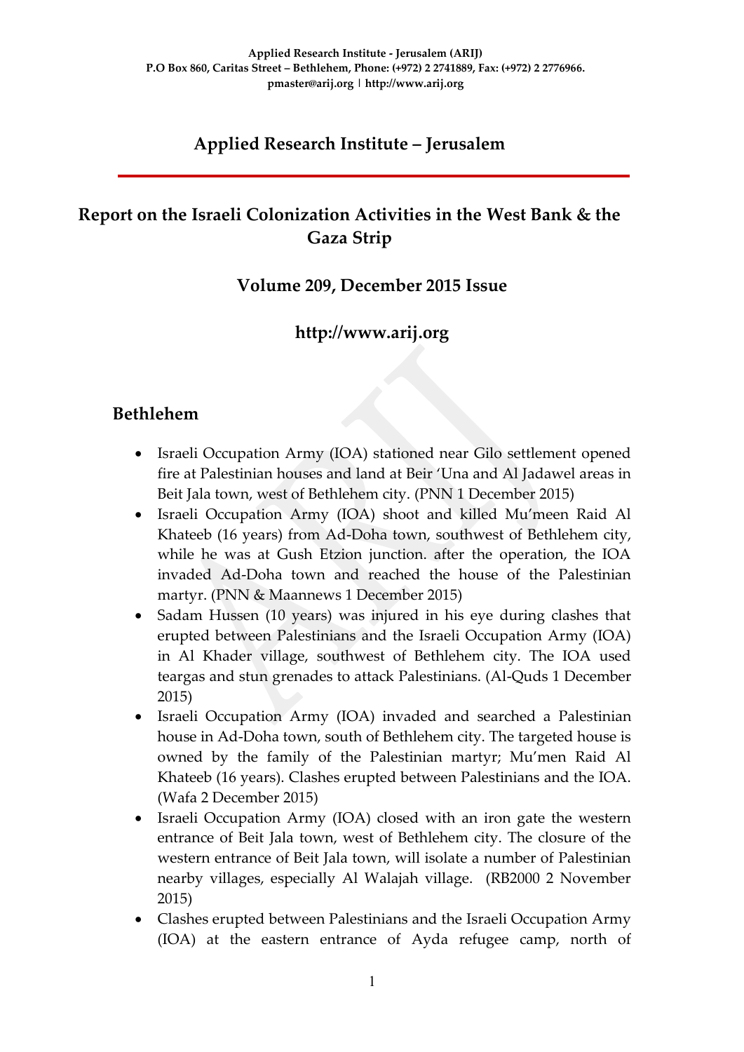**Applied Research Institute - Jerusalem (ARIJ)**
**P.O Box 860, Caritas Street – Bethlehem, Phone: (+972) 2 2741889, Fax: (+972) 2 2776966.**
**pmaster@arij.org | http://www.arij.org**

# Applied Research Institute – Jerusalem

## Report on the Israeli Colonization Activities in the West Bank & the Gaza Strip

### Volume 209, December 2015 Issue

### http://www.arij.org

## Bethlehem

- Israeli Occupation Army (IOA) stationed near Gilo settlement opened fire at Palestinian houses and land at Beir 'Una and Al Jadawel areas in Beit Jala town, west of Bethlehem city. (PNN 1 December 2015)
- Israeli Occupation Army (IOA) shoot and killed Mu'meen Raid Al Khateeb (16 years) from Ad-Doha town, southwest of Bethlehem city, while he was at Gush Etzion junction. after the operation, the IOA invaded Ad-Doha town and reached the house of the Palestinian martyr. (PNN & Maannews 1 December 2015)
- Sadam Hussen (10 years) was injured in his eye during clashes that erupted between Palestinians and the Israeli Occupation Army (IOA) in Al Khader village, southwest of Bethlehem city. The IOA used teargas and stun grenades to attack Palestinians. (Al-Quds 1 December 2015)
- Israeli Occupation Army (IOA) invaded and searched a Palestinian house in Ad-Doha town, south of Bethlehem city. The targeted house is owned by the family of the Palestinian martyr; Mu'men Raid Al Khateeb (16 years). Clashes erupted between Palestinians and the IOA. (Wafa 2 December 2015)
- Israeli Occupation Army (IOA) closed with an iron gate the western entrance of Beit Jala town, west of Bethlehem city. The closure of the western entrance of Beit Jala town, will isolate a number of Palestinian nearby villages, especially Al Walajah village. (RB2000 2 November 2015)
- Clashes erupted between Palestinians and the Israeli Occupation Army (IOA) at the eastern entrance of Ayda refugee camp, north of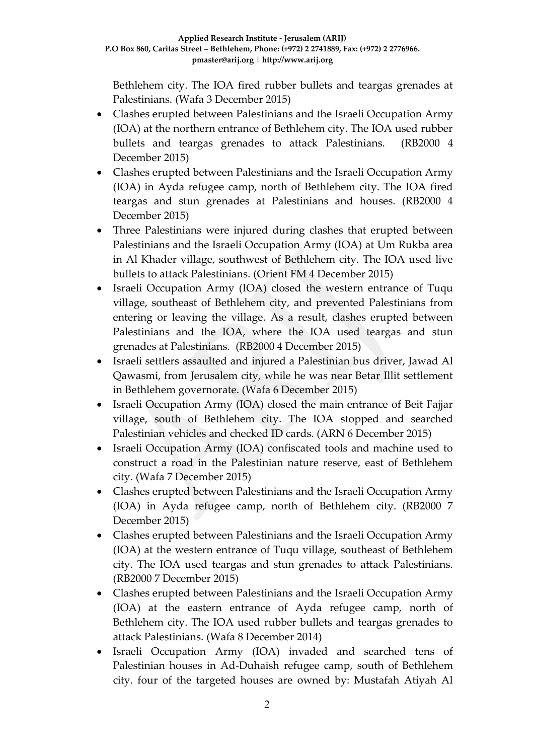Bethlehem city. The IOA fired rubber bullets and teargas grenades at Palestinians. (Wafa 3 December 2015)

- Clashes erupted between Palestinians and the Israeli Occupation Army (IOA) at the northern entrance of Bethlehem city. The IOA used rubber bullets and teargas grenades to attack Palestinians. (RB2000 4 December 2015)
- Clashes erupted between Palestinians and the Israeli Occupation Army (IOA) in Ayda refugee camp, north of Bethlehem city. The IOA fired teargas and stun grenades at Palestinians and houses. (RB2000 4 December 2015)
- Three Palestinians were injured during clashes that erupted between Palestinians and the Israeli Occupation Army (IOA) at Um Rukba area in Al Khader village, southwest of Bethlehem city. The IOA used live bullets to attack Palestinians. (Orient FM 4 December 2015)
- Israeli Occupation Army (IOA) closed the western entrance of Tuqu village, southeast of Bethlehem city, and prevented Palestinians from entering or leaving the village. As a result, clashes erupted between Palestinians and the IOA, where the IOA used teargas and stun grenades at Palestinians. (RB2000 4 December 2015)
- Israeli settlers assaulted and injured a Palestinian bus driver, Jawad Al Qawasmi, from Jerusalem city, while he was near Betar Illit settlement in Bethlehem governorate. (Wafa 6 December 2015)
- Israeli Occupation Army (IOA) closed the main entrance of Beit Fajjar village, south of Bethlehem city. The IOA stopped and searched Palestinian vehicles and checked ID cards. (ARN 6 December 2015)
- Israeli Occupation Army (IOA) confiscated tools and machine used to construct a road in the Palestinian nature reserve, east of Bethlehem city. (Wafa 7 December 2015)
- Clashes erupted between Palestinians and the Israeli Occupation Army (IOA) in Ayda refugee camp, north of Bethlehem city. (RB2000 7 December 2015)
- Clashes erupted between Palestinians and the Israeli Occupation Army (IOA) at the western entrance of Tuqu village, southeast of Bethlehem city. The IOA used teargas and stun grenades to attack Palestinians. (RB2000 7 December 2015)
- Clashes erupted between Palestinians and the Israeli Occupation Army (IOA) at the eastern entrance of Ayda refugee camp, north of Bethlehem city. The IOA used rubber bullets and teargas grenades to attack Palestinians. (Wafa 8 December 2014)
- Israeli Occupation Army (IOA) invaded and searched tens of Palestinian houses in Ad-Duhaish refugee camp, south of Bethlehem city. four of the targeted houses are owned by: Mustafah Atiyah Al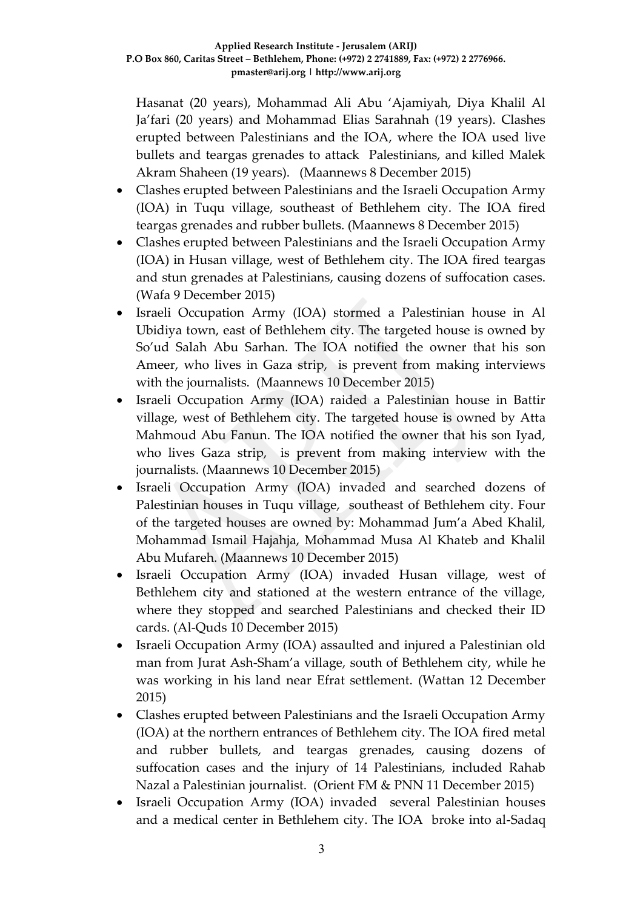Hasanat (20 years), Mohammad Ali Abu 'Ajamiyah, Diya Khalil Al Ja'fari (20 years) and Mohammad Elias Sarahnah (19 years). Clashes erupted between Palestinians and the IOA, where the IOA used live bullets and teargas grenades to attack Palestinians, and killed Malek Akram Shaheen (19 years). (Maannews 8 December 2015)

- Clashes erupted between Palestinians and the Israeli Occupation Army (IOA) in Tuqu village, southeast of Bethlehem city. The IOA fired teargas grenades and rubber bullets. (Maannews 8 December 2015)
- Clashes erupted between Palestinians and the Israeli Occupation Army (IOA) in Husan village, west of Bethlehem city. The IOA fired teargas and stun grenades at Palestinians, causing dozens of suffocation cases. (Wafa 9 December 2015)
- Israeli Occupation Army (IOA) stormed a Palestinian house in Al Ubidiya town, east of Bethlehem city. The targeted house is owned by So'ud Salah Abu Sarhan. The IOA notified the owner that his son Ameer, who lives in Gaza strip, is prevent from making interviews with the journalists. (Maannews 10 December 2015)
- Israeli Occupation Army (IOA) raided a Palestinian house in Battir village, west of Bethlehem city. The targeted house is owned by Atta Mahmoud Abu Fanun. The IOA notified the owner that his son Iyad, who lives Gaza strip, is prevent from making interview with the journalists. (Maannews 10 December 2015)
- Israeli Occupation Army (IOA) invaded and searched dozens of Palestinian houses in Tuqu village, southeast of Bethlehem city. Four of the targeted houses are owned by: Mohammad Jum'a Abed Khalil, Mohammad Ismail Hajahja, Mohammad Musa Al Khateb and Khalil Abu Mufareh. (Maannews 10 December 2015)
- Israeli Occupation Army (IOA) invaded Husan village, west of Bethlehem city and stationed at the western entrance of the village, where they stopped and searched Palestinians and checked their ID cards. (Al-Quds 10 December 2015)
- Israeli Occupation Army (IOA) assaulted and injured a Palestinian old man from Jurat Ash-Sham'a village, south of Bethlehem city, while he was working in his land near Efrat settlement. (Wattan 12 December 2015)
- Clashes erupted between Palestinians and the Israeli Occupation Army (IOA) at the northern entrances of Bethlehem city. The IOA fired metal and rubber bullets, and teargas grenades, causing dozens of suffocation cases and the injury of 14 Palestinians, included Rahab Nazal a Palestinian journalist. (Orient FM & PNN 11 December 2015)
- Israeli Occupation Army (IOA) invaded several Palestinian houses and a medical center in Bethlehem city. The IOA broke into al-Sadaq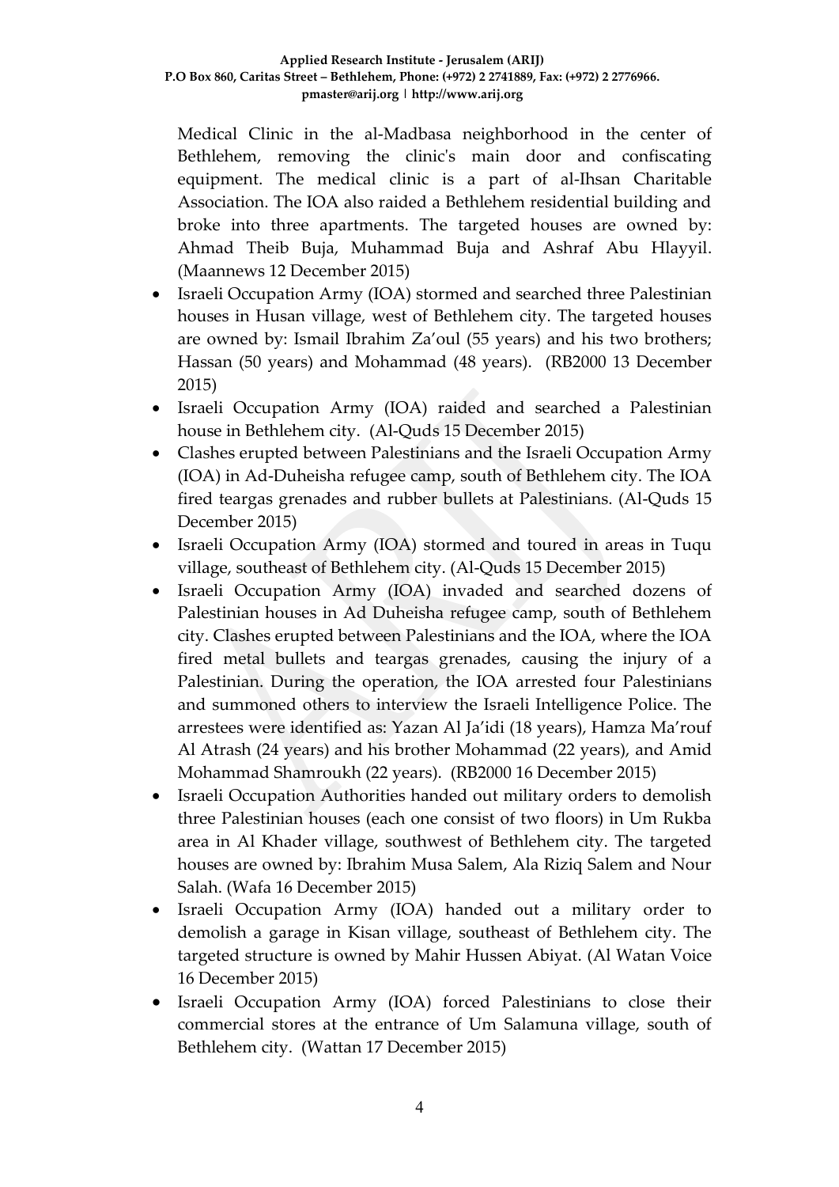Medical Clinic in the al-Madbasa neighborhood in the center of Bethlehem, removing the clinic's main door and confiscating equipment. The medical clinic is a part of al-Ihsan Charitable Association. The IOA also raided a Bethlehem residential building and broke into three apartments. The targeted houses are owned by: Ahmad Theib Buja, Muhammad Buja and Ashraf Abu Hlayyil. (Maannews 12 December 2015)

- Israeli Occupation Army (IOA) stormed and searched three Palestinian houses in Husan village, west of Bethlehem city. The targeted houses are owned by: Ismail Ibrahim Za'oul (55 years) and his two brothers; Hassan (50 years) and Mohammad (48 years). (RB2000 13 December 2015)
- Israeli Occupation Army (IOA) raided and searched a Palestinian house in Bethlehem city. (Al-Quds 15 December 2015)
- Clashes erupted between Palestinians and the Israeli Occupation Army (IOA) in Ad-Duheisha refugee camp, south of Bethlehem city. The IOA fired teargas grenades and rubber bullets at Palestinians. (Al-Quds 15 December 2015)
- Israeli Occupation Army (IOA) stormed and toured in areas in Tuqu village, southeast of Bethlehem city. (Al-Quds 15 December 2015)
- Israeli Occupation Army (IOA) invaded and searched dozens of Palestinian houses in Ad Duheisha refugee camp, south of Bethlehem city. Clashes erupted between Palestinians and the IOA, where the IOA fired metal bullets and teargas grenades, causing the injury of a Palestinian. During the operation, the IOA arrested four Palestinians and summoned others to interview the Israeli Intelligence Police. The arrestees were identified as: Yazan Al Ja'idi (18 years), Hamza Ma'rouf Al Atrash (24 years) and his brother Mohammad (22 years), and Amid Mohammad Shamroukh (22 years). (RB2000 16 December 2015)
- Israeli Occupation Authorities handed out military orders to demolish three Palestinian houses (each one consist of two floors) in Um Rukba area in Al Khader village, southwest of Bethlehem city. The targeted houses are owned by: Ibrahim Musa Salem, Ala Riziq Salem and Nour Salah. (Wafa 16 December 2015)
- Israeli Occupation Army (IOA) handed out a military order to demolish a garage in Kisan village, southeast of Bethlehem city. The targeted structure is owned by Mahir Hussen Abiyat. (Al Watan Voice 16 December 2015)
- Israeli Occupation Army (IOA) forced Palestinians to close their commercial stores at the entrance of Um Salamuna village, south of Bethlehem city. (Wattan 17 December 2015)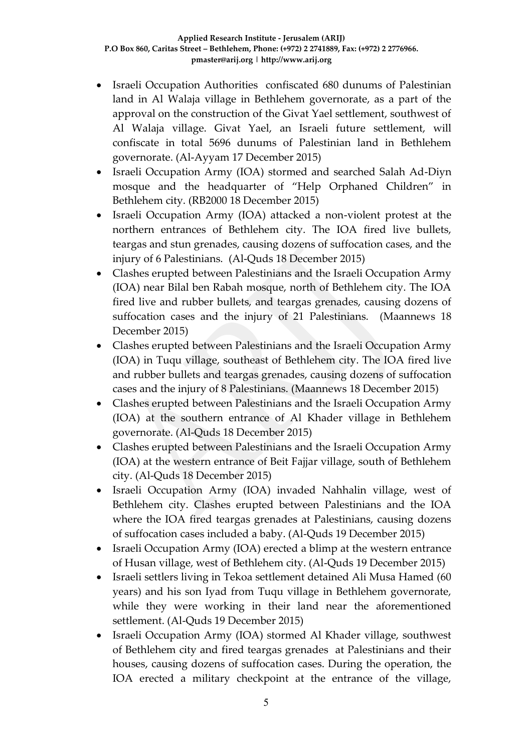- Israeli Occupation Authorities confiscated 680 dunums of Palestinian land in Al Walaja village in Bethlehem governorate, as a part of the approval on the construction of the Givat Yael settlement, southwest of Al Walaja village. Givat Yael, an Israeli future settlement, will confiscate in total 5696 dunums of Palestinian land in Bethlehem governorate. (Al-Ayyam 17 December 2015)
- Israeli Occupation Army (IOA) stormed and searched Salah Ad-Diyn mosque and the headquarter of "Help Orphaned Children" in Bethlehem city. (RB2000 18 December 2015)
- Israeli Occupation Army (IOA) attacked a non-violent protest at the northern entrances of Bethlehem city. The IOA fired live bullets, teargas and stun grenades, causing dozens of suffocation cases, and the injury of 6 Palestinians. (Al-Quds 18 December 2015)
- Clashes erupted between Palestinians and the Israeli Occupation Army (IOA) near Bilal ben Rabah mosque, north of Bethlehem city. The IOA fired live and rubber bullets, and teargas grenades, causing dozens of suffocation cases and the injury of 21 Palestinians. (Maannews 18 December 2015)
- Clashes erupted between Palestinians and the Israeli Occupation Army (IOA) in Tuqu village, southeast of Bethlehem city. The IOA fired live and rubber bullets and teargas grenades, causing dozens of suffocation cases and the injury of 8 Palestinians. (Maannews 18 December 2015)
- Clashes erupted between Palestinians and the Israeli Occupation Army (IOA) at the southern entrance of Al Khader village in Bethlehem governorate. (Al-Quds 18 December 2015)
- Clashes erupted between Palestinians and the Israeli Occupation Army (IOA) at the western entrance of Beit Fajjar village, south of Bethlehem city. (Al-Quds 18 December 2015)
- Israeli Occupation Army (IOA) invaded Nahhalin village, west of Bethlehem city. Clashes erupted between Palestinians and the IOA where the IOA fired teargas grenades at Palestinians, causing dozens of suffocation cases included a baby. (Al-Quds 19 December 2015)
- Israeli Occupation Army (IOA) erected a blimp at the western entrance of Husan village, west of Bethlehem city. (Al-Quds 19 December 2015)
- Israeli settlers living in Tekoa settlement detained Ali Musa Hamed (60 years) and his son Iyad from Tuqu village in Bethlehem governorate, while they were working in their land near the aforementioned settlement. (Al-Quds 19 December 2015)
- Israeli Occupation Army (IOA) stormed Al Khader village, southwest of Bethlehem city and fired teargas grenades at Palestinians and their houses, causing dozens of suffocation cases. During the operation, the IOA erected a military checkpoint at the entrance of the village,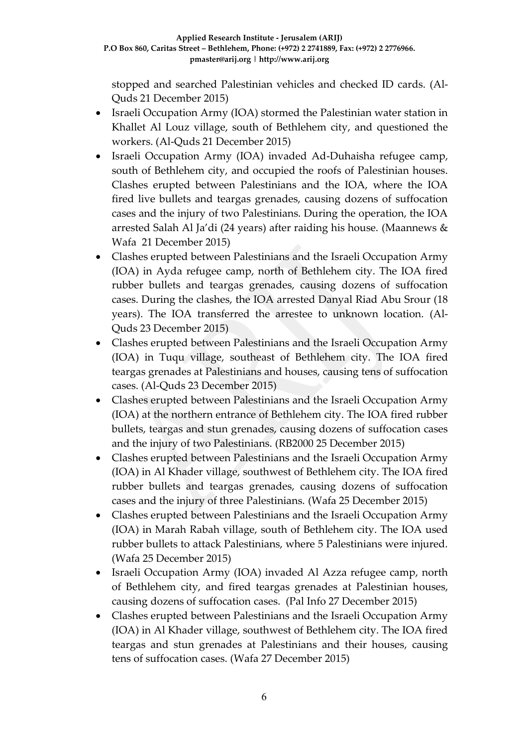stopped and searched Palestinian vehicles and checked ID cards. (Al-Quds 21 December 2015)

- Israeli Occupation Army (IOA) stormed the Palestinian water station in Khallet Al Louz village, south of Bethlehem city, and questioned the workers. (Al-Quds 21 December 2015)
- Israeli Occupation Army (IOA) invaded Ad-Duhaisha refugee camp, south of Bethlehem city, and occupied the roofs of Palestinian houses. Clashes erupted between Palestinians and the IOA, where the IOA fired live bullets and teargas grenades, causing dozens of suffocation cases and the injury of two Palestinians. During the operation, the IOA arrested Salah Al Ja'di (24 years) after raiding his house. (Maannews & Wafa 21 December 2015)
- Clashes erupted between Palestinians and the Israeli Occupation Army (IOA) in Ayda refugee camp, north of Bethlehem city. The IOA fired rubber bullets and teargas grenades, causing dozens of suffocation cases. During the clashes, the IOA arrested Danyal Riad Abu Srour (18 years). The IOA transferred the arrestee to unknown location. (Al-Quds 23 December 2015)
- Clashes erupted between Palestinians and the Israeli Occupation Army (IOA) in Tuqu village, southeast of Bethlehem city. The IOA fired teargas grenades at Palestinians and houses, causing tens of suffocation cases. (Al-Quds 23 December 2015)
- Clashes erupted between Palestinians and the Israeli Occupation Army (IOA) at the northern entrance of Bethlehem city. The IOA fired rubber bullets, teargas and stun grenades, causing dozens of suffocation cases and the injury of two Palestinians. (RB2000 25 December 2015)
- Clashes erupted between Palestinians and the Israeli Occupation Army (IOA) in Al Khader village, southwest of Bethlehem city. The IOA fired rubber bullets and teargas grenades, causing dozens of suffocation cases and the injury of three Palestinians. (Wafa 25 December 2015)
- Clashes erupted between Palestinians and the Israeli Occupation Army (IOA) in Marah Rabah village, south of Bethlehem city. The IOA used rubber bullets to attack Palestinians, where 5 Palestinians were injured. (Wafa 25 December 2015)
- Israeli Occupation Army (IOA) invaded Al Azza refugee camp, north of Bethlehem city, and fired teargas grenades at Palestinian houses, causing dozens of suffocation cases. (Pal Info 27 December 2015)
- Clashes erupted between Palestinians and the Israeli Occupation Army (IOA) in Al Khader village, southwest of Bethlehem city. The IOA fired teargas and stun grenades at Palestinians and their houses, causing tens of suffocation cases. (Wafa 27 December 2015)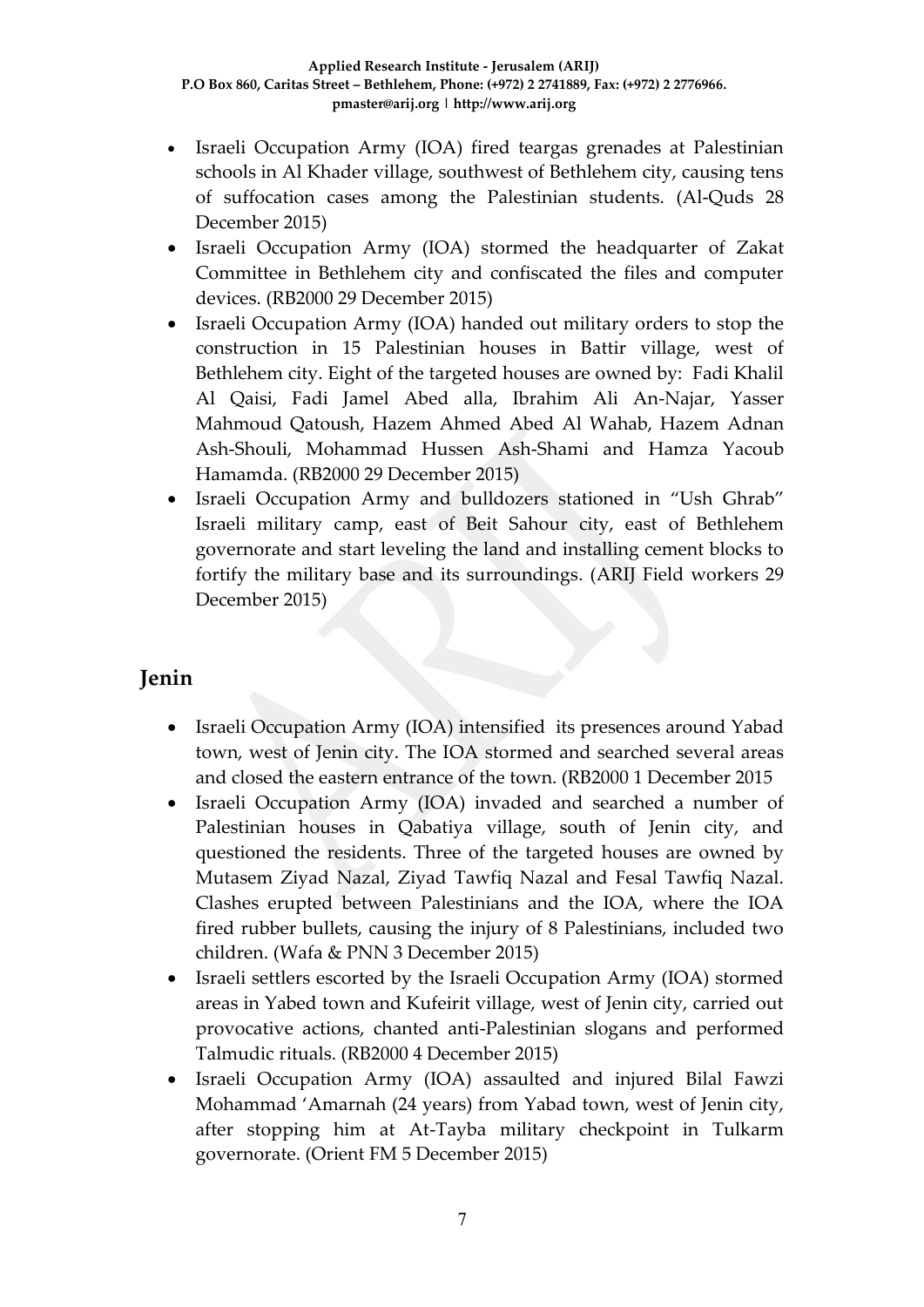- Israeli Occupation Army (IOA) fired teargas grenades at Palestinian schools in Al Khader village, southwest of Bethlehem city, causing tens of suffocation cases among the Palestinian students. (Al-Quds 28 December 2015)
- Israeli Occupation Army (IOA) stormed the headquarter of Zakat Committee in Bethlehem city and confiscated the files and computer devices. (RB2000 29 December 2015)
- Israeli Occupation Army (IOA) handed out military orders to stop the construction in 15 Palestinian houses in Battir village, west of Bethlehem city. Eight of the targeted houses are owned by: Fadi Khalil Al Qaisi, Fadi Jamel Abed alla, Ibrahim Ali An-Najar, Yasser Mahmoud Qatoush, Hazem Ahmed Abed Al Wahab, Hazem Adnan Ash-Shouli, Mohammad Hussen Ash-Shami and Hamza Yacoub Hamamda. (RB2000 29 December 2015)
- Israeli Occupation Army and bulldozers stationed in "Ush Ghrab" Israeli military camp, east of Beit Sahour city, east of Bethlehem governorate and start leveling the land and installing cement blocks to fortify the military base and its surroundings. (ARIJ Field workers 29 December 2015)

## Jenin

- Israeli Occupation Army (IOA) intensified its presences around Yabad town, west of Jenin city. The IOA stormed and searched several areas and closed the eastern entrance of the town. (RB2000 1 December 2015
- Israeli Occupation Army (IOA) invaded and searched a number of Palestinian houses in Qabatiya village, south of Jenin city, and questioned the residents. Three of the targeted houses are owned by Mutasem Ziyad Nazal, Ziyad Tawfiq Nazal and Fesal Tawfiq Nazal. Clashes erupted between Palestinians and the IOA, where the IOA fired rubber bullets, causing the injury of 8 Palestinians, included two children. (Wafa & PNN 3 December 2015)
- Israeli settlers escorted by the Israeli Occupation Army (IOA) stormed areas in Yabed town and Kufeirit village, west of Jenin city, carried out provocative actions, chanted anti-Palestinian slogans and performed Talmudic rituals. (RB2000 4 December 2015)
- Israeli Occupation Army (IOA) assaulted and injured Bilal Fawzi Mohammad 'Amarnah (24 years) from Yabad town, west of Jenin city, after stopping him at At-Tayba military checkpoint in Tulkarm governorate. (Orient FM 5 December 2015)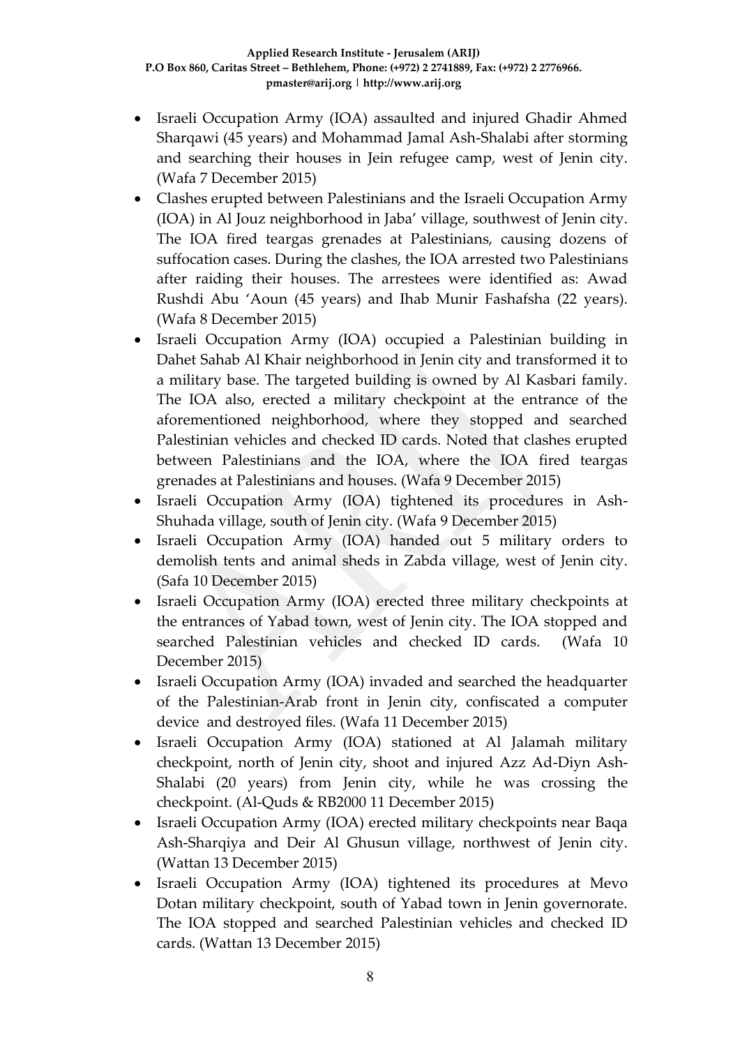- Israeli Occupation Army (IOA) assaulted and injured Ghadir Ahmed Sharqawi (45 years) and Mohammad Jamal Ash-Shalabi after storming and searching their houses in Jein refugee camp, west of Jenin city. (Wafa 7 December 2015)
- Clashes erupted between Palestinians and the Israeli Occupation Army (IOA) in Al Jouz neighborhood in Jaba' village, southwest of Jenin city. The IOA fired teargas grenades at Palestinians, causing dozens of suffocation cases. During the clashes, the IOA arrested two Palestinians after raiding their houses. The arrestees were identified as: Awad Rushdi Abu 'Aoun (45 years) and Ihab Munir Fashafsha (22 years). (Wafa 8 December 2015)
- Israeli Occupation Army (IOA) occupied a Palestinian building in Dahet Sahab Al Khair neighborhood in Jenin city and transformed it to a military base. The targeted building is owned by Al Kasbari family. The IOA also, erected a military checkpoint at the entrance of the aforementioned neighborhood, where they stopped and searched Palestinian vehicles and checked ID cards. Noted that clashes erupted between Palestinians and the IOA, where the IOA fired teargas grenades at Palestinians and houses. (Wafa 9 December 2015)
- Israeli Occupation Army (IOA) tightened its procedures in Ash-Shuhada village, south of Jenin city. (Wafa 9 December 2015)
- Israeli Occupation Army (IOA) handed out 5 military orders to demolish tents and animal sheds in Zabda village, west of Jenin city. (Safa 10 December 2015)
- Israeli Occupation Army (IOA) erected three military checkpoints at the entrances of Yabad town, west of Jenin city. The IOA stopped and searched Palestinian vehicles and checked ID cards. (Wafa 10 December 2015)
- Israeli Occupation Army (IOA) invaded and searched the headquarter of the Palestinian-Arab front in Jenin city, confiscated a computer device and destroyed files. (Wafa 11 December 2015)
- Israeli Occupation Army (IOA) stationed at Al Jalamah military checkpoint, north of Jenin city, shoot and injured Azz Ad-Diyn Ash-Shalabi (20 years) from Jenin city, while he was crossing the checkpoint. (Al-Quds & RB2000 11 December 2015)
- Israeli Occupation Army (IOA) erected military checkpoints near Baqa Ash-Sharqiya and Deir Al Ghusun village, northwest of Jenin city. (Wattan 13 December 2015)
- Israeli Occupation Army (IOA) tightened its procedures at Mevo Dotan military checkpoint, south of Yabad town in Jenin governorate. The IOA stopped and searched Palestinian vehicles and checked ID cards. (Wattan 13 December 2015)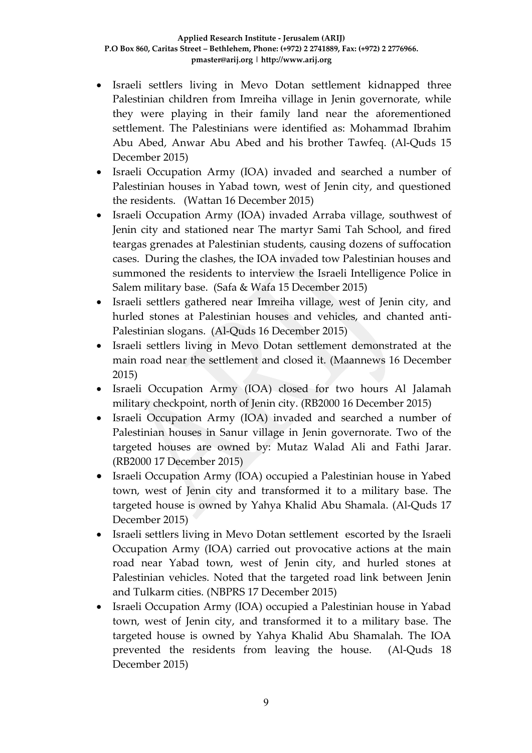- Israeli settlers living in Mevo Dotan settlement kidnapped three Palestinian children from Imreiha village in Jenin governorate, while they were playing in their family land near the aforementioned settlement. The Palestinians were identified as: Mohammad Ibrahim Abu Abed, Anwar Abu Abed and his brother Tawfeq. (Al-Quds 15 December 2015)
- Israeli Occupation Army (IOA) invaded and searched a number of Palestinian houses in Yabad town, west of Jenin city, and questioned the residents. (Wattan 16 December 2015)
- Israeli Occupation Army (IOA) invaded Arraba village, southwest of Jenin city and stationed near The martyr Sami Tah School, and fired teargas grenades at Palestinian students, causing dozens of suffocation cases. During the clashes, the IOA invaded tow Palestinian houses and summoned the residents to interview the Israeli Intelligence Police in Salem military base. (Safa & Wafa 15 December 2015)
- Israeli settlers gathered near Imreiha village, west of Jenin city, and hurled stones at Palestinian houses and vehicles, and chanted anti-Palestinian slogans. (Al-Quds 16 December 2015)
- Israeli settlers living in Mevo Dotan settlement demonstrated at the main road near the settlement and closed it. (Maannews 16 December 2015)
- Israeli Occupation Army (IOA) closed for two hours Al Jalamah military checkpoint, north of Jenin city. (RB2000 16 December 2015)
- Israeli Occupation Army (IOA) invaded and searched a number of Palestinian houses in Sanur village in Jenin governorate. Two of the targeted houses are owned by: Mutaz Walad Ali and Fathi Jarar. (RB2000 17 December 2015)
- Israeli Occupation Army (IOA) occupied a Palestinian house in Yabed town, west of Jenin city and transformed it to a military base. The targeted house is owned by Yahya Khalid Abu Shamala. (Al-Quds 17 December 2015)
- Israeli settlers living in Mevo Dotan settlement escorted by the Israeli Occupation Army (IOA) carried out provocative actions at the main road near Yabad town, west of Jenin city, and hurled stones at Palestinian vehicles. Noted that the targeted road link between Jenin and Tulkarm cities. (NBPRS 17 December 2015)
- Israeli Occupation Army (IOA) occupied a Palestinian house in Yabad town, west of Jenin city, and transformed it to a military base. The targeted house is owned by Yahya Khalid Abu Shamalah. The IOA prevented the residents from leaving the house. (Al-Quds 18 December 2015)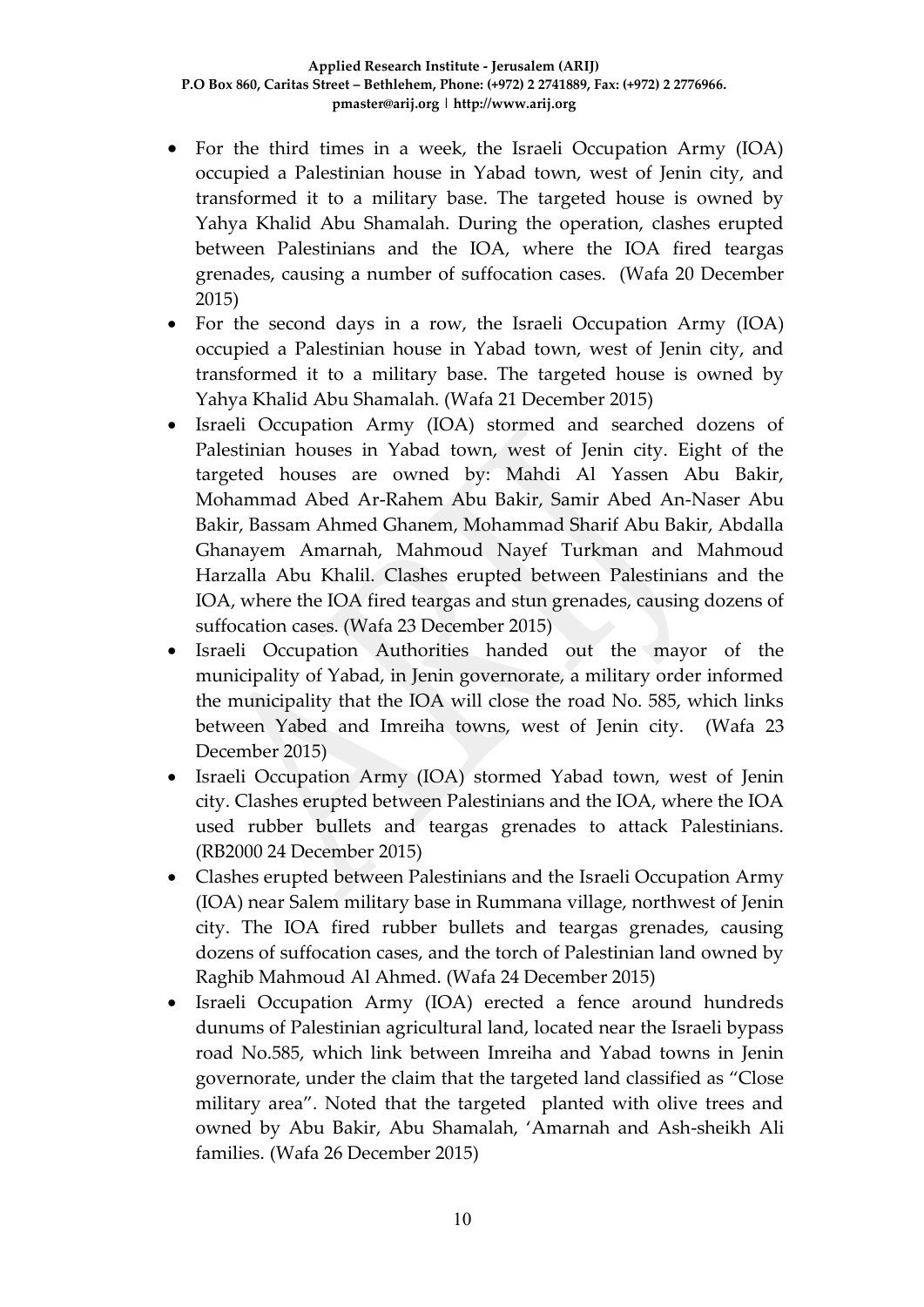- For the third times in a week, the Israeli Occupation Army (IOA) occupied a Palestinian house in Yabad town, west of Jenin city, and transformed it to a military base. The targeted house is owned by Yahya Khalid Abu Shamalah. During the operation, clashes erupted between Palestinians and the IOA, where the IOA fired teargas grenades, causing a number of suffocation cases. (Wafa 20 December 2015)
- For the second days in a row, the Israeli Occupation Army (IOA) occupied a Palestinian house in Yabad town, west of Jenin city, and transformed it to a military base. The targeted house is owned by Yahya Khalid Abu Shamalah. (Wafa 21 December 2015)
- Israeli Occupation Army (IOA) stormed and searched dozens of Palestinian houses in Yabad town, west of Jenin city. Eight of the targeted houses are owned by: Mahdi Al Yassen Abu Bakir, Mohammad Abed Ar-Rahem Abu Bakir, Samir Abed An-Naser Abu Bakir, Bassam Ahmed Ghanem, Mohammad Sharif Abu Bakir, Abdalla Ghanayem Amarnah, Mahmoud Nayef Turkman and Mahmoud Harzalla Abu Khalil. Clashes erupted between Palestinians and the IOA, where the IOA fired teargas and stun grenades, causing dozens of suffocation cases. (Wafa 23 December 2015)
- Israeli Occupation Authorities handed out the mayor of the municipality of Yabad, in Jenin governorate, a military order informed the municipality that the IOA will close the road No. 585, which links between Yabed and Imreiha towns, west of Jenin city. (Wafa 23 December 2015)
- Israeli Occupation Army (IOA) stormed Yabad town, west of Jenin city. Clashes erupted between Palestinians and the IOA, where the IOA used rubber bullets and teargas grenades to attack Palestinians. (RB2000 24 December 2015)
- Clashes erupted between Palestinians and the Israeli Occupation Army (IOA) near Salem military base in Rummana village, northwest of Jenin city. The IOA fired rubber bullets and teargas grenades, causing dozens of suffocation cases, and the torch of Palestinian land owned by Raghib Mahmoud Al Ahmed. (Wafa 24 December 2015)
- Israeli Occupation Army (IOA) erected a fence around hundreds dunums of Palestinian agricultural land, located near the Israeli bypass road No.585, which link between Imreiha and Yabad towns in Jenin governorate, under the claim that the targeted land classified as "Close military area". Noted that the targeted planted with olive trees and owned by Abu Bakir, Abu Shamalah, 'Amarnah and Ash-sheikh Ali families. (Wafa 26 December 2015)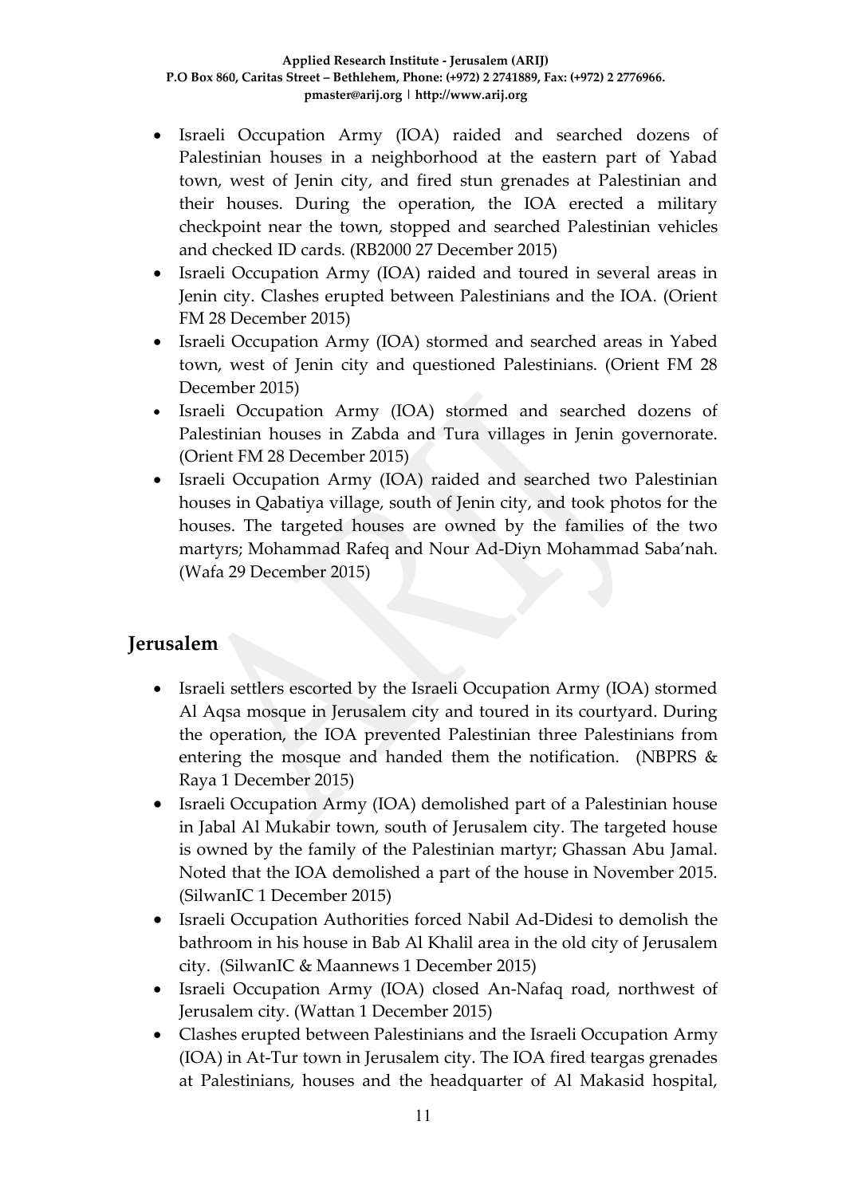- Israeli Occupation Army (IOA) raided and searched dozens of Palestinian houses in a neighborhood at the eastern part of Yabad town, west of Jenin city, and fired stun grenades at Palestinian and their houses. During the operation, the IOA erected a military checkpoint near the town, stopped and searched Palestinian vehicles and checked ID cards. (RB2000 27 December 2015)
- Israeli Occupation Army (IOA) raided and toured in several areas in Jenin city. Clashes erupted between Palestinians and the IOA. (Orient FM 28 December 2015)
- Israeli Occupation Army (IOA) stormed and searched areas in Yabed town, west of Jenin city and questioned Palestinians. (Orient FM 28 December 2015)
- Israeli Occupation Army (IOA) stormed and searched dozens of Palestinian houses in Zabda and Tura villages in Jenin governorate. (Orient FM 28 December 2015)
- Israeli Occupation Army (IOA) raided and searched two Palestinian houses in Qabatiya village, south of Jenin city, and took photos for the houses. The targeted houses are owned by the families of the two martyrs; Mohammad Rafeq and Nour Ad-Diyn Mohammad Saba'nah. (Wafa 29 December 2015)

## Jerusalem

- Israeli settlers escorted by the Israeli Occupation Army (IOA) stormed Al Aqsa mosque in Jerusalem city and toured in its courtyard. During the operation, the IOA prevented Palestinian three Palestinians from entering the mosque and handed them the notification. (NBPRS & Raya 1 December 2015)
- Israeli Occupation Army (IOA) demolished part of a Palestinian house in Jabal Al Mukabir town, south of Jerusalem city. The targeted house is owned by the family of the Palestinian martyr; Ghassan Abu Jamal. Noted that the IOA demolished a part of the house in November 2015. (SilwanIC 1 December 2015)
- Israeli Occupation Authorities forced Nabil Ad-Didesi to demolish the bathroom in his house in Bab Al Khalil area in the old city of Jerusalem city. (SilwanIC & Maannews 1 December 2015)
- Israeli Occupation Army (IOA) closed An-Nafaq road, northwest of Jerusalem city. (Wattan 1 December 2015)
- Clashes erupted between Palestinians and the Israeli Occupation Army (IOA) in At-Tur town in Jerusalem city. The IOA fired teargas grenades at Palestinians, houses and the headquarter of Al Makasid hospital,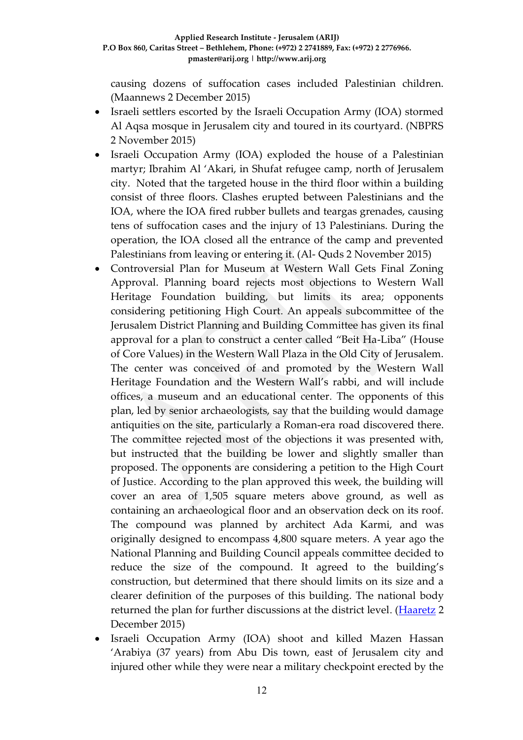causing dozens of suffocation cases included Palestinian children. (Maannews 2 December 2015)

- Israeli settlers escorted by the Israeli Occupation Army (IOA) stormed Al Aqsa mosque in Jerusalem city and toured in its courtyard. (NBPRS 2 November 2015)
- Israeli Occupation Army (IOA) exploded the house of a Palestinian martyr; Ibrahim Al 'Akari, in Shufat refugee camp, north of Jerusalem city. Noted that the targeted house in the third floor within a building consist of three floors. Clashes erupted between Palestinians and the IOA, where the IOA fired rubber bullets and teargas grenades, causing tens of suffocation cases and the injury of 13 Palestinians. During the operation, the IOA closed all the entrance of the camp and prevented Palestinians from leaving or entering it. (Al- Quds 2 November 2015)
- Controversial Plan for Museum at Western Wall Gets Final Zoning Approval. Planning board rejects most objections to Western Wall Heritage Foundation building, but limits its area; opponents considering petitioning High Court. An appeals subcommittee of the Jerusalem District Planning and Building Committee has given its final approval for a plan to construct a center called "Beit Ha-Liba" (House of Core Values) in the Western Wall Plaza in the Old City of Jerusalem. The center was conceived of and promoted by the Western Wall Heritage Foundation and the Western Wall's rabbi, and will include offices, a museum and an educational center. The opponents of this plan, led by senior archaeologists, say that the building would damage antiquities on the site, particularly a Roman-era road discovered there. The committee rejected most of the objections it was presented with, but instructed that the building be lower and slightly smaller than proposed. The opponents are considering a petition to the High Court of Justice. According to the plan approved this week, the building will cover an area of 1,505 square meters above ground, as well as containing an archaeological floor and an observation deck on its roof. The compound was planned by architect Ada Karmi, and was originally designed to encompass 4,800 square meters. A year ago the National Planning and Building Council appeals committee decided to reduce the size of the compound. It agreed to the building's construction, but determined that there should limits on its size and a clearer definition of the purposes of this building. The national body returned the plan for further discussions at the district level. (Haaretz 2 December 2015)
- Israeli Occupation Army (IOA) shoot and killed Mazen Hassan 'Arabiya (37 years) from Abu Dis town, east of Jerusalem city and injured other while they were near a military checkpoint erected by the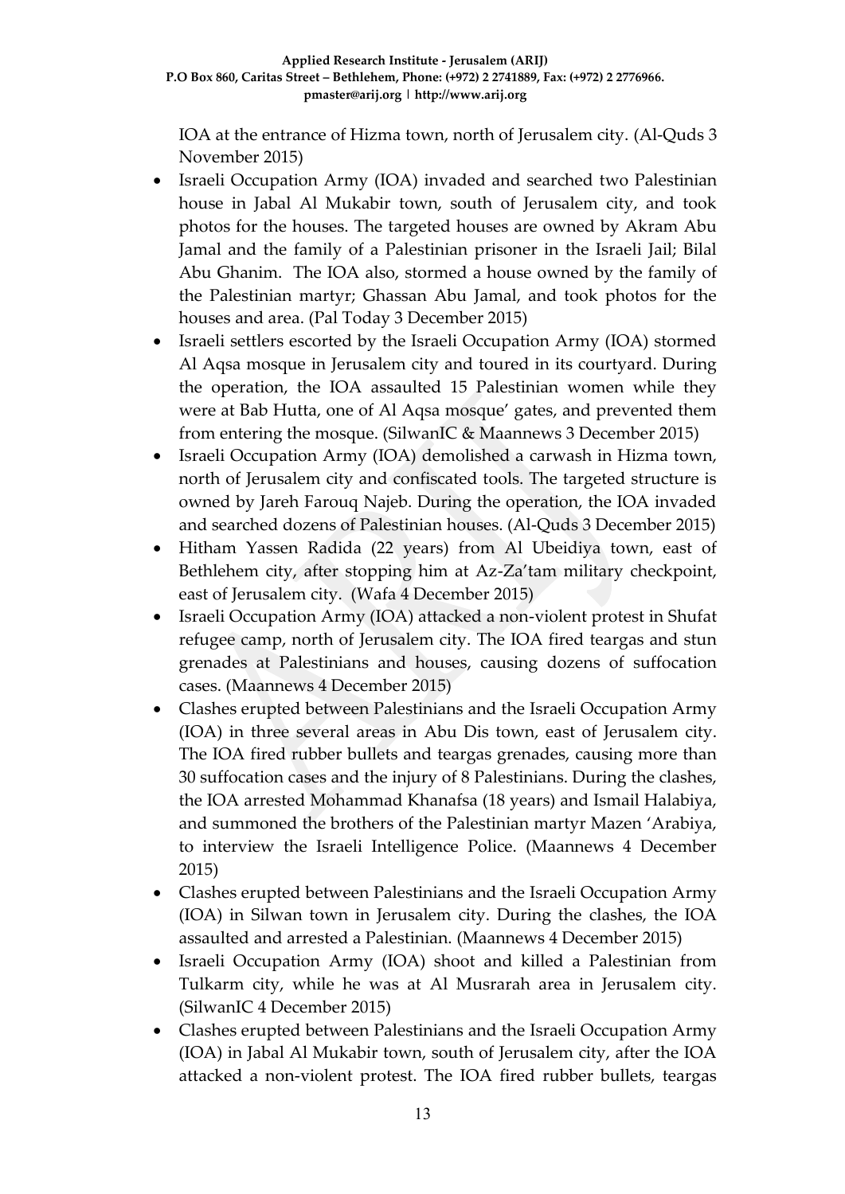IOA at the entrance of Hizma town, north of Jerusalem city. (Al-Quds 3 November 2015)

- Israeli Occupation Army (IOA) invaded and searched two Palestinian house in Jabal Al Mukabir town, south of Jerusalem city, and took photos for the houses. The targeted houses are owned by Akram Abu Jamal and the family of a Palestinian prisoner in the Israeli Jail; Bilal Abu Ghanim. The IOA also, stormed a house owned by the family of the Palestinian martyr; Ghassan Abu Jamal, and took photos for the houses and area. (Pal Today 3 December 2015)
- Israeli settlers escorted by the Israeli Occupation Army (IOA) stormed Al Aqsa mosque in Jerusalem city and toured in its courtyard. During the operation, the IOA assaulted 15 Palestinian women while they were at Bab Hutta, one of Al Aqsa mosque' gates, and prevented them from entering the mosque. (SilwanIC & Maannews 3 December 2015)
- Israeli Occupation Army (IOA) demolished a carwash in Hizma town, north of Jerusalem city and confiscated tools. The targeted structure is owned by Jareh Farouq Najeb. During the operation, the IOA invaded and searched dozens of Palestinian houses. (Al-Quds 3 December 2015)
- Hitham Yassen Radida (22 years) from Al Ubeidiya town, east of Bethlehem city, after stopping him at Az-Za'tam military checkpoint, east of Jerusalem city. (Wafa 4 December 2015)
- Israeli Occupation Army (IOA) attacked a non-violent protest in Shufat refugee camp, north of Jerusalem city. The IOA fired teargas and stun grenades at Palestinians and houses, causing dozens of suffocation cases. (Maannews 4 December 2015)
- Clashes erupted between Palestinians and the Israeli Occupation Army (IOA) in three several areas in Abu Dis town, east of Jerusalem city. The IOA fired rubber bullets and teargas grenades, causing more than 30 suffocation cases and the injury of 8 Palestinians. During the clashes, the IOA arrested Mohammad Khanafsa (18 years) and Ismail Halabiya, and summoned the brothers of the Palestinian martyr Mazen 'Arabiya, to interview the Israeli Intelligence Police. (Maannews 4 December 2015)
- Clashes erupted between Palestinians and the Israeli Occupation Army (IOA) in Silwan town in Jerusalem city. During the clashes, the IOA assaulted and arrested a Palestinian. (Maannews 4 December 2015)
- Israeli Occupation Army (IOA) shoot and killed a Palestinian from Tulkarm city, while he was at Al Musrarah area in Jerusalem city. (SilwanIC 4 December 2015)
- Clashes erupted between Palestinians and the Israeli Occupation Army (IOA) in Jabal Al Mukabir town, south of Jerusalem city, after the IOA attacked a non-violent protest. The IOA fired rubber bullets, teargas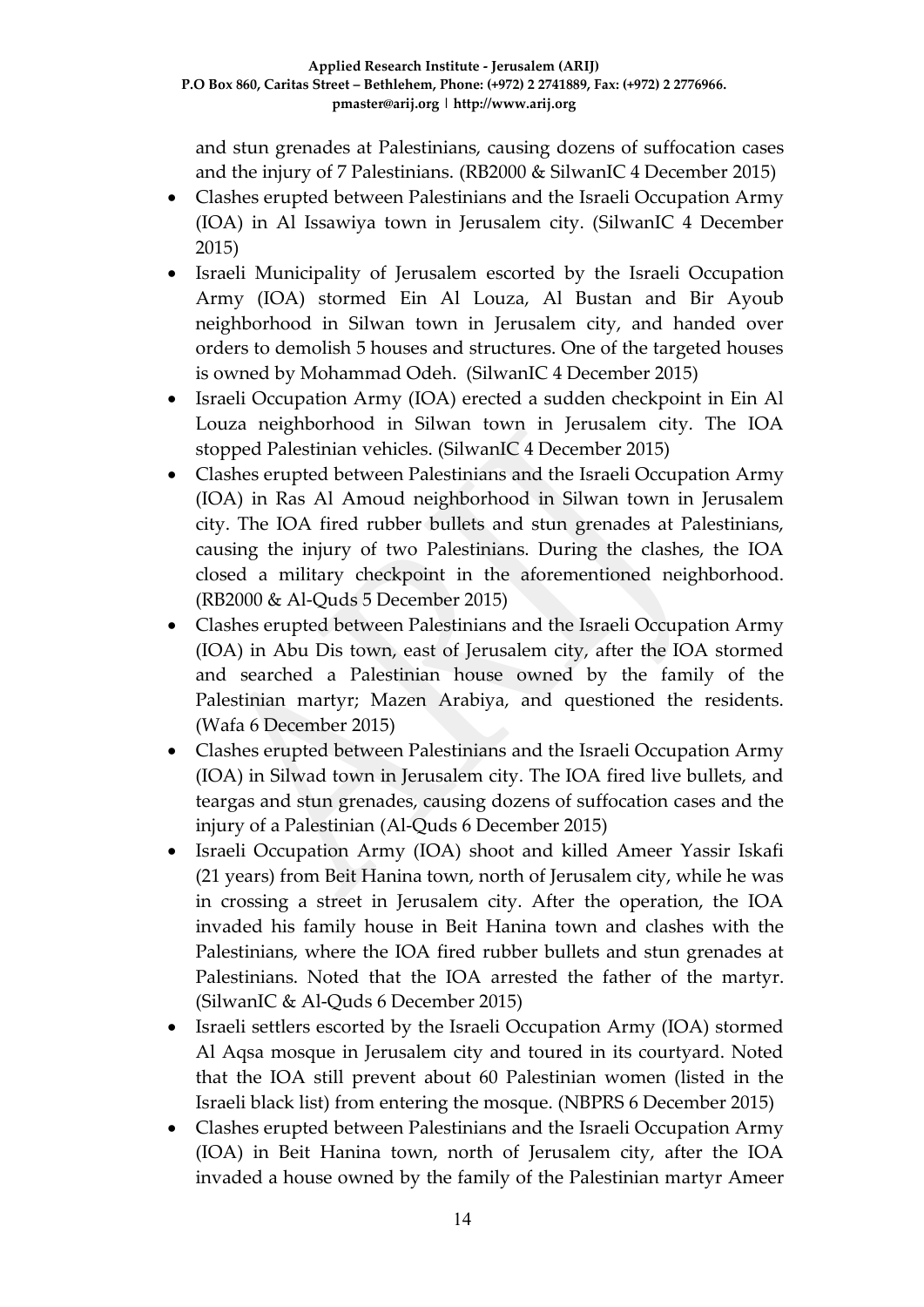and stun grenades at Palestinians, causing dozens of suffocation cases and the injury of 7 Palestinians. (RB2000 & SilwanIC 4 December 2015)

- Clashes erupted between Palestinians and the Israeli Occupation Army (IOA) in Al Issawiya town in Jerusalem city. (SilwanIC 4 December 2015)
- Israeli Municipality of Jerusalem escorted by the Israeli Occupation Army (IOA) stormed Ein Al Louza, Al Bustan and Bir Ayoub neighborhood in Silwan town in Jerusalem city, and handed over orders to demolish 5 houses and structures. One of the targeted houses is owned by Mohammad Odeh. (SilwanIC 4 December 2015)
- Israeli Occupation Army (IOA) erected a sudden checkpoint in Ein Al Louza neighborhood in Silwan town in Jerusalem city. The IOA stopped Palestinian vehicles. (SilwanIC 4 December 2015)
- Clashes erupted between Palestinians and the Israeli Occupation Army (IOA) in Ras Al Amoud neighborhood in Silwan town in Jerusalem city. The IOA fired rubber bullets and stun grenades at Palestinians, causing the injury of two Palestinians. During the clashes, the IOA closed a military checkpoint in the aforementioned neighborhood. (RB2000 & Al-Quds 5 December 2015)
- Clashes erupted between Palestinians and the Israeli Occupation Army (IOA) in Abu Dis town, east of Jerusalem city, after the IOA stormed and searched a Palestinian house owned by the family of the Palestinian martyr; Mazen Arabiya, and questioned the residents. (Wafa 6 December 2015)
- Clashes erupted between Palestinians and the Israeli Occupation Army (IOA) in Silwad town in Jerusalem city. The IOA fired live bullets, and teargas and stun grenades, causing dozens of suffocation cases and the injury of a Palestinian (Al-Quds 6 December 2015)
- Israeli Occupation Army (IOA) shoot and killed Ameer Yassir Iskafi (21 years) from Beit Hanina town, north of Jerusalem city, while he was in crossing a street in Jerusalem city. After the operation, the IOA invaded his family house in Beit Hanina town and clashes with the Palestinians, where the IOA fired rubber bullets and stun grenades at Palestinians. Noted that the IOA arrested the father of the martyr. (SilwanIC & Al-Quds 6 December 2015)
- Israeli settlers escorted by the Israeli Occupation Army (IOA) stormed Al Aqsa mosque in Jerusalem city and toured in its courtyard. Noted that the IOA still prevent about 60 Palestinian women (listed in the Israeli black list) from entering the mosque. (NBPRS 6 December 2015)
- Clashes erupted between Palestinians and the Israeli Occupation Army (IOA) in Beit Hanina town, north of Jerusalem city, after the IOA invaded a house owned by the family of the Palestinian martyr Ameer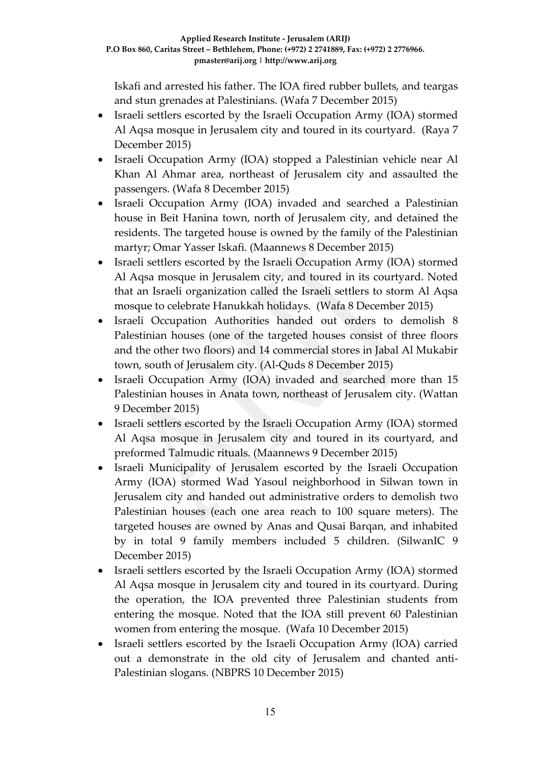Iskafi and arrested his father. The IOA fired rubber bullets, and teargas and stun grenades at Palestinians. (Wafa 7 December 2015)

- Israeli settlers escorted by the Israeli Occupation Army (IOA) stormed Al Aqsa mosque in Jerusalem city and toured in its courtyard. (Raya 7 December 2015)
- Israeli Occupation Army (IOA) stopped a Palestinian vehicle near Al Khan Al Ahmar area, northeast of Jerusalem city and assaulted the passengers. (Wafa 8 December 2015)
- Israeli Occupation Army (IOA) invaded and searched a Palestinian house in Beit Hanina town, north of Jerusalem city, and detained the residents. The targeted house is owned by the family of the Palestinian martyr; Omar Yasser Iskafi. (Maannews 8 December 2015)
- Israeli settlers escorted by the Israeli Occupation Army (IOA) stormed Al Aqsa mosque in Jerusalem city, and toured in its courtyard. Noted that an Israeli organization called the Israeli settlers to storm Al Aqsa mosque to celebrate Hanukkah holidays. (Wafa 8 December 2015)
- Israeli Occupation Authorities handed out orders to demolish 8 Palestinian houses (one of the targeted houses consist of three floors and the other two floors) and 14 commercial stores in Jabal Al Mukabir town, south of Jerusalem city. (Al-Quds 8 December 2015)
- Israeli Occupation Army (IOA) invaded and searched more than 15 Palestinian houses in Anata town, northeast of Jerusalem city. (Wattan 9 December 2015)
- Israeli settlers escorted by the Israeli Occupation Army (IOA) stormed Al Aqsa mosque in Jerusalem city and toured in its courtyard, and preformed Talmudic rituals. (Maannews 9 December 2015)
- Israeli Municipality of Jerusalem escorted by the Israeli Occupation Army (IOA) stormed Wad Yasoul neighborhood in Silwan town in Jerusalem city and handed out administrative orders to demolish two Palestinian houses (each one area reach to 100 square meters). The targeted houses are owned by Anas and Qusai Barqan, and inhabited by in total 9 family members included 5 children. (SilwanIC 9 December 2015)
- Israeli settlers escorted by the Israeli Occupation Army (IOA) stormed Al Aqsa mosque in Jerusalem city and toured in its courtyard. During the operation, the IOA prevented three Palestinian students from entering the mosque. Noted that the IOA still prevent 60 Palestinian women from entering the mosque. (Wafa 10 December 2015)
- Israeli settlers escorted by the Israeli Occupation Army (IOA) carried out a demonstrate in the old city of Jerusalem and chanted anti-Palestinian slogans. (NBPRS 10 December 2015)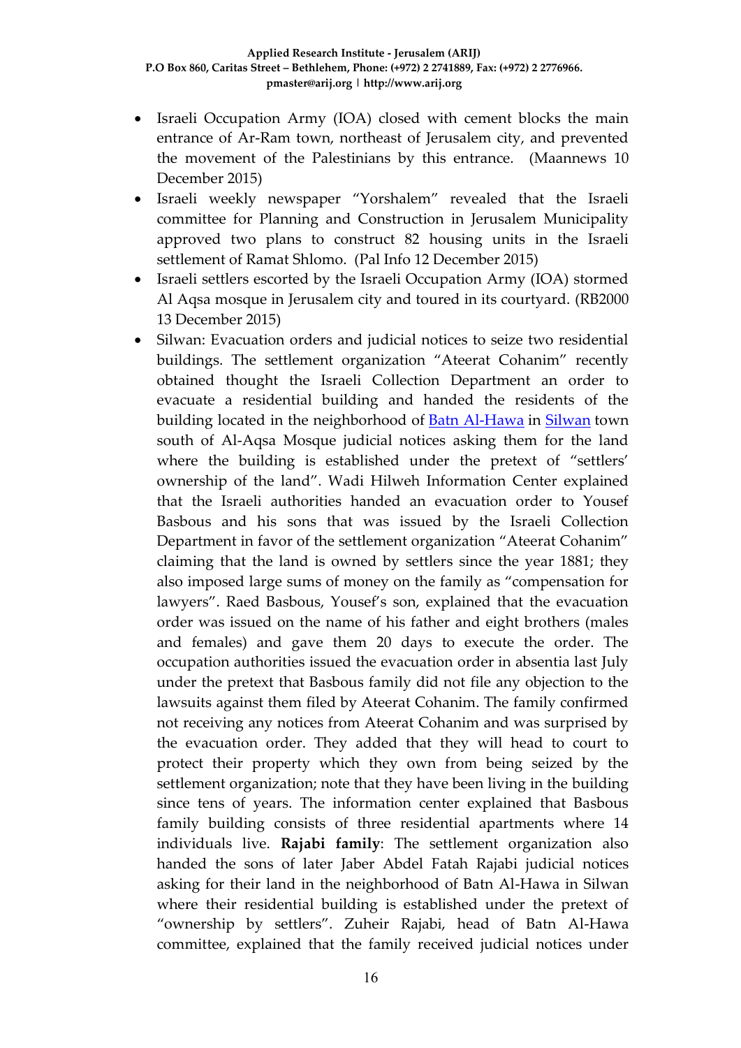- Israeli Occupation Army (IOA) closed with cement blocks the main entrance of Ar-Ram town, northeast of Jerusalem city, and prevented the movement of the Palestinians by this entrance. (Maannews 10 December 2015)
- Israeli weekly newspaper "Yorshalem" revealed that the Israeli committee for Planning and Construction in Jerusalem Municipality approved two plans to construct 82 housing units in the Israeli settlement of Ramat Shlomo. (Pal Info 12 December 2015)
- Israeli settlers escorted by the Israeli Occupation Army (IOA) stormed Al Aqsa mosque in Jerusalem city and toured in its courtyard. (RB2000 13 December 2015)
- Silwan: Evacuation orders and judicial notices to seize two residential buildings. The settlement organization "Ateerat Cohanim" recently obtained thought the Israeli Collection Department an order to evacuate a residential building and handed the residents of the building located in the neighborhood of Batn Al-Hawa in Silwan town south of Al-Aqsa Mosque judicial notices asking them for the land where the building is established under the pretext of "settlers' ownership of the land". Wadi Hilweh Information Center explained that the Israeli authorities handed an evacuation order to Yousef Basbous and his sons that was issued by the Israeli Collection Department in favor of the settlement organization "Ateerat Cohanim" claiming that the land is owned by settlers since the year 1881; they also imposed large sums of money on the family as "compensation for lawyers". Raed Basbous, Yousef's son, explained that the evacuation order was issued on the name of his father and eight brothers (males and females) and gave them 20 days to execute the order. The occupation authorities issued the evacuation order in absentia last July under the pretext that Basbous family did not file any objection to the lawsuits against them filed by Ateerat Cohanim. The family confirmed not receiving any notices from Ateerat Cohanim and was surprised by the evacuation order. They added that they will head to court to protect their property which they own from being seized by the settlement organization; note that they have been living in the building since tens of years. The information center explained that Basbous family building consists of three residential apartments where 14 individuals live. **Rajabi family**: The settlement organization also handed the sons of later Jaber Abdel Fatah Rajabi judicial notices asking for their land in the neighborhood of Batn Al-Hawa in Silwan where their residential building is established under the pretext of "ownership by settlers". Zuheir Rajabi, head of Batn Al-Hawa committee, explained that the family received judicial notices under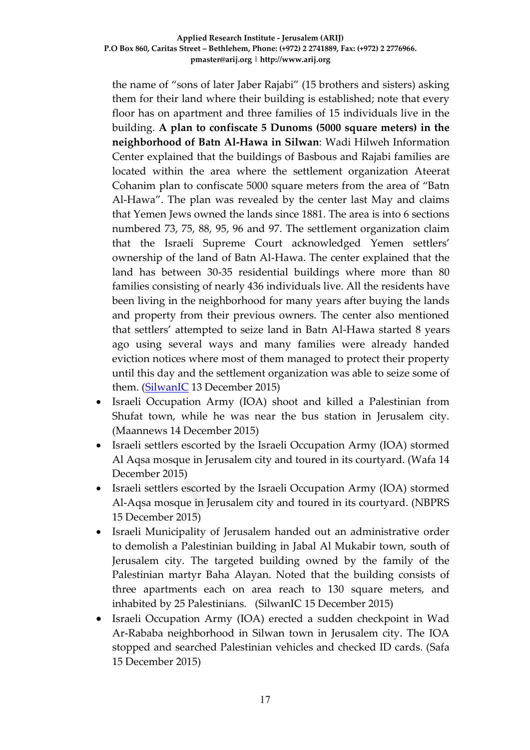the name of "sons of later Jaber Rajabi" (15 brothers and sisters) asking them for their land where their building is established; note that every floor has on apartment and three families of 15 individuals live in the building. **A plan to confiscate 5 Dunoms (5000 square meters) in the neighborhood of Batn Al-Hawa in Silwan**: Wadi Hilweh Information Center explained that the buildings of Basbous and Rajabi families are located within the area where the settlement organization Ateerat Cohanim plan to confiscate 5000 square meters from the area of "Batn Al-Hawa". The plan was revealed by the center last May and claims that Yemen Jews owned the lands since 1881. The area is into 6 sections numbered 73, 75, 88, 95, 96 and 97. The settlement organization claim that the Israeli Supreme Court acknowledged Yemen settlers' ownership of the land of Batn Al-Hawa. The center explained that the land has between 30-35 residential buildings where more than 80 families consisting of nearly 436 individuals live. All the residents have been living in the neighborhood for many years after buying the lands and property from their previous owners. The center also mentioned that settlers' attempted to seize land in Batn Al-Hawa started 8 years ago using several ways and many families were already handed eviction notices where most of them managed to protect their property until this day and the settlement organization was able to seize some of them. (SilwanIC 13 December 2015)

- Israeli Occupation Army (IOA) shoot and killed a Palestinian from Shufat town, while he was near the bus station in Jerusalem city. (Maannews 14 December 2015)
- Israeli settlers escorted by the Israeli Occupation Army (IOA) stormed Al Aqsa mosque in Jerusalem city and toured in its courtyard. (Wafa 14 December 2015)
- Israeli settlers escorted by the Israeli Occupation Army (IOA) stormed Al-Aqsa mosque in Jerusalem city and toured in its courtyard. (NBPRS 15 December 2015)
- Israeli Municipality of Jerusalem handed out an administrative order to demolish a Palestinian building in Jabal Al Mukabir town, south of Jerusalem city. The targeted building owned by the family of the Palestinian martyr Baha Alayan. Noted that the building consists of three apartments each on area reach to 130 square meters, and inhabited by 25 Palestinians. (SilwanIC 15 December 2015)
- Israeli Occupation Army (IOA) erected a sudden checkpoint in Wad Ar-Rababa neighborhood in Silwan town in Jerusalem city. The IOA stopped and searched Palestinian vehicles and checked ID cards. (Safa 15 December 2015)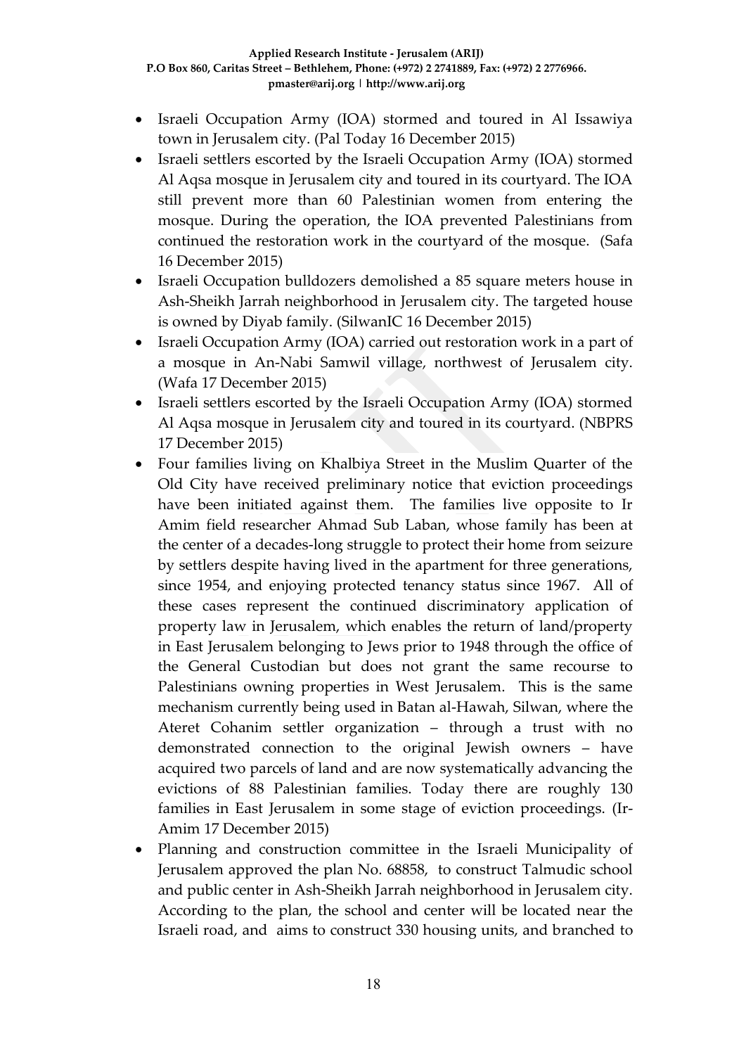- Israeli Occupation Army (IOA) stormed and toured in Al Issawiya town in Jerusalem city. (Pal Today 16 December 2015)
- Israeli settlers escorted by the Israeli Occupation Army (IOA) stormed Al Aqsa mosque in Jerusalem city and toured in its courtyard. The IOA still prevent more than 60 Palestinian women from entering the mosque. During the operation, the IOA prevented Palestinians from continued the restoration work in the courtyard of the mosque. (Safa 16 December 2015)
- Israeli Occupation bulldozers demolished a 85 square meters house in Ash-Sheikh Jarrah neighborhood in Jerusalem city. The targeted house is owned by Diyab family. (SilwanIC 16 December 2015)
- Israeli Occupation Army (IOA) carried out restoration work in a part of a mosque in An-Nabi Samwil village, northwest of Jerusalem city. (Wafa 17 December 2015)
- Israeli settlers escorted by the Israeli Occupation Army (IOA) stormed Al Aqsa mosque in Jerusalem city and toured in its courtyard. (NBPRS 17 December 2015)
- Four families living on Khalbiya Street in the Muslim Quarter of the Old City have received preliminary notice that eviction proceedings have been initiated against them. The families live opposite to Ir Amim field researcher Ahmad Sub Laban, whose family has been at the center of a decades-long struggle to protect their home from seizure by settlers despite having lived in the apartment for three generations, since 1954, and enjoying protected tenancy status since 1967. All of these cases represent the continued discriminatory application of property law in Jerusalem, which enables the return of land/property in East Jerusalem belonging to Jews prior to 1948 through the office of the General Custodian but does not grant the same recourse to Palestinians owning properties in West Jerusalem. This is the same mechanism currently being used in Batan al-Hawah, Silwan, where the Ateret Cohanim settler organization – through a trust with no demonstrated connection to the original Jewish owners – have acquired two parcels of land and are now systematically advancing the evictions of 88 Palestinian families. Today there are roughly 130 families in East Jerusalem in some stage of eviction proceedings. (Ir-Amim 17 December 2015)
- Planning and construction committee in the Israeli Municipality of Jerusalem approved the plan No. 68858, to construct Talmudic school and public center in Ash-Sheikh Jarrah neighborhood in Jerusalem city. According to the plan, the school and center will be located near the Israeli road, and aims to construct 330 housing units, and branched to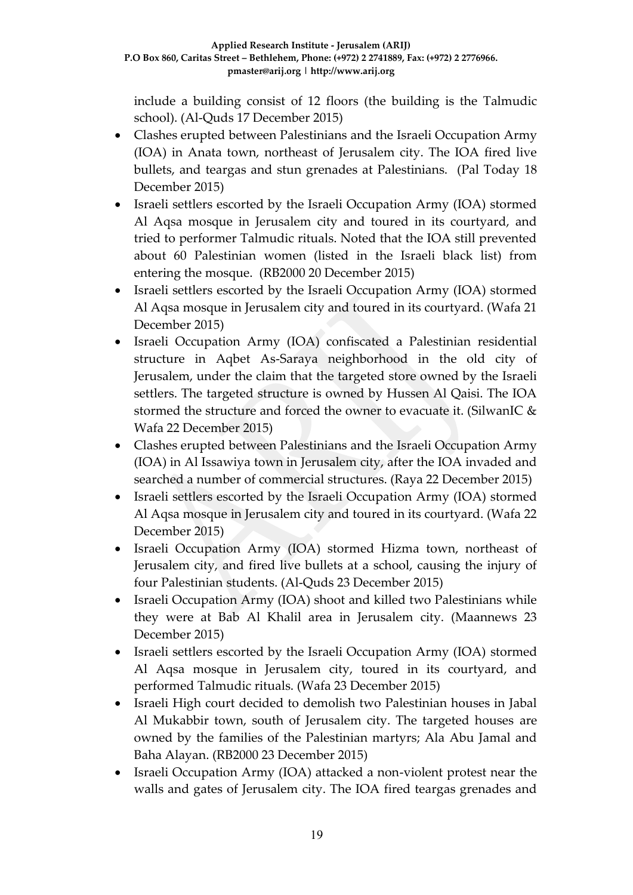include a building consist of 12 floors (the building is the Talmudic school). (Al-Quds 17 December 2015)

- Clashes erupted between Palestinians and the Israeli Occupation Army (IOA) in Anata town, northeast of Jerusalem city. The IOA fired live bullets, and teargas and stun grenades at Palestinians. (Pal Today 18 December 2015)
- Israeli settlers escorted by the Israeli Occupation Army (IOA) stormed Al Aqsa mosque in Jerusalem city and toured in its courtyard, and tried to performer Talmudic rituals. Noted that the IOA still prevented about 60 Palestinian women (listed in the Israeli black list) from entering the mosque. (RB2000 20 December 2015)
- Israeli settlers escorted by the Israeli Occupation Army (IOA) stormed Al Aqsa mosque in Jerusalem city and toured in its courtyard. (Wafa 21 December 2015)
- Israeli Occupation Army (IOA) confiscated a Palestinian residential structure in Aqbet As-Saraya neighborhood in the old city of Jerusalem, under the claim that the targeted store owned by the Israeli settlers. The targeted structure is owned by Hussen Al Qaisi. The IOA stormed the structure and forced the owner to evacuate it. (SilwanIC & Wafa 22 December 2015)
- Clashes erupted between Palestinians and the Israeli Occupation Army (IOA) in Al Issawiya town in Jerusalem city, after the IOA invaded and searched a number of commercial structures. (Raya 22 December 2015)
- Israeli settlers escorted by the Israeli Occupation Army (IOA) stormed Al Aqsa mosque in Jerusalem city and toured in its courtyard. (Wafa 22 December 2015)
- Israeli Occupation Army (IOA) stormed Hizma town, northeast of Jerusalem city, and fired live bullets at a school, causing the injury of four Palestinian students. (Al-Quds 23 December 2015)
- Israeli Occupation Army (IOA) shoot and killed two Palestinians while they were at Bab Al Khalil area in Jerusalem city. (Maannews 23 December 2015)
- Israeli settlers escorted by the Israeli Occupation Army (IOA) stormed Al Aqsa mosque in Jerusalem city, toured in its courtyard, and performed Talmudic rituals. (Wafa 23 December 2015)
- Israeli High court decided to demolish two Palestinian houses in Jabal Al Mukabbir town, south of Jerusalem city. The targeted houses are owned by the families of the Palestinian martyrs; Ala Abu Jamal and Baha Alayan. (RB2000 23 December 2015)
- Israeli Occupation Army (IOA) attacked a non-violent protest near the walls and gates of Jerusalem city. The IOA fired teargas grenades and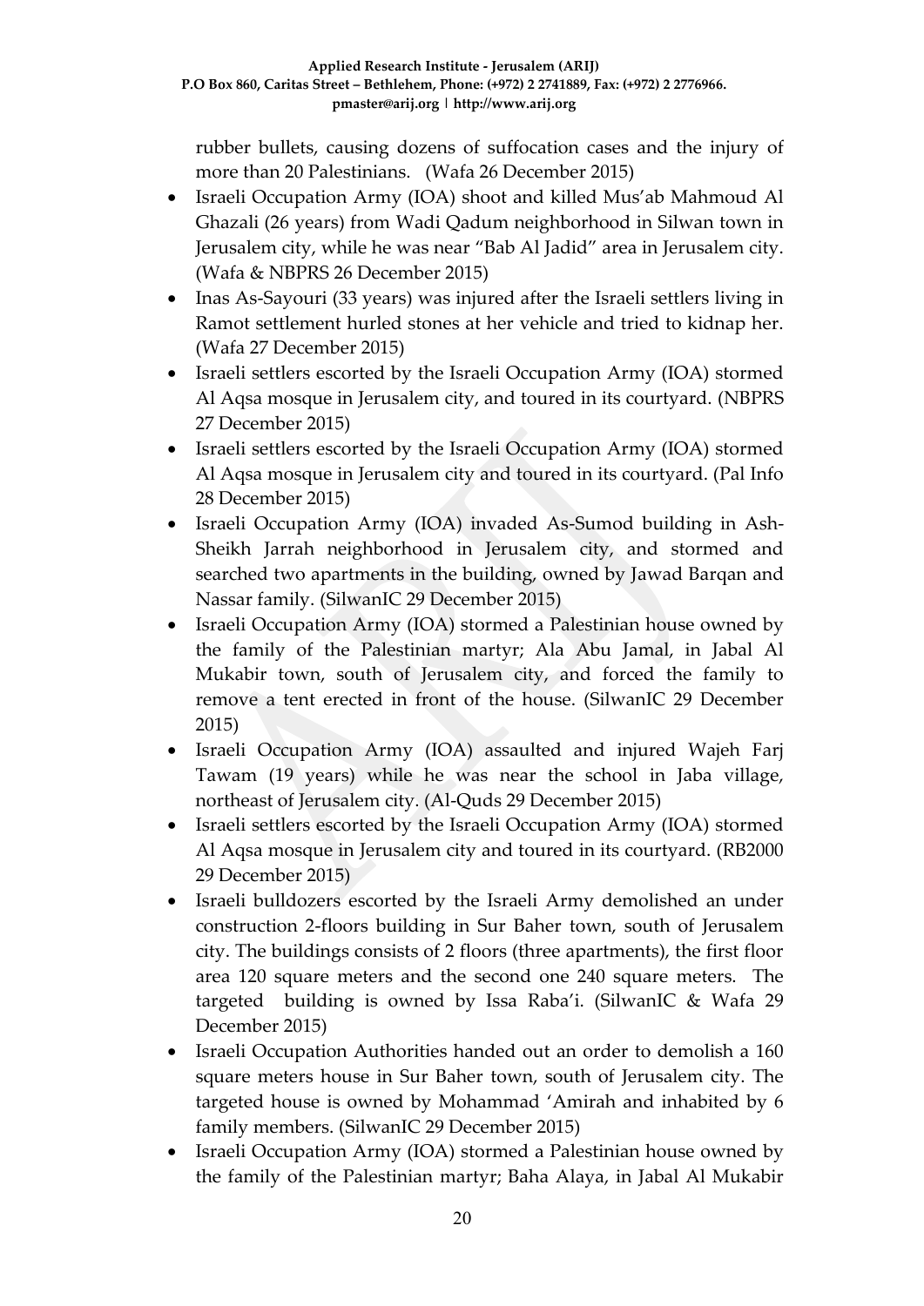rubber bullets, causing dozens of suffocation cases and the injury of more than 20 Palestinians. (Wafa 26 December 2015)

- Israeli Occupation Army (IOA) shoot and killed Mus'ab Mahmoud Al Ghazali (26 years) from Wadi Qadum neighborhood in Silwan town in Jerusalem city, while he was near "Bab Al Jadid" area in Jerusalem city. (Wafa & NBPRS 26 December 2015)
- Inas As-Sayouri (33 years) was injured after the Israeli settlers living in Ramot settlement hurled stones at her vehicle and tried to kidnap her. (Wafa 27 December 2015)
- Israeli settlers escorted by the Israeli Occupation Army (IOA) stormed Al Aqsa mosque in Jerusalem city, and toured in its courtyard. (NBPRS 27 December 2015)
- Israeli settlers escorted by the Israeli Occupation Army (IOA) stormed Al Aqsa mosque in Jerusalem city and toured in its courtyard. (Pal Info 28 December 2015)
- Israeli Occupation Army (IOA) invaded As-Sumod building in Ash-Sheikh Jarrah neighborhood in Jerusalem city, and stormed and searched two apartments in the building, owned by Jawad Barqan and Nassar family. (SilwanIC 29 December 2015)
- Israeli Occupation Army (IOA) stormed a Palestinian house owned by the family of the Palestinian martyr; Ala Abu Jamal, in Jabal Al Mukabir town, south of Jerusalem city, and forced the family to remove a tent erected in front of the house. (SilwanIC 29 December 2015)
- Israeli Occupation Army (IOA) assaulted and injured Wajeh Farj Tawam (19 years) while he was near the school in Jaba village, northeast of Jerusalem city. (Al-Quds 29 December 2015)
- Israeli settlers escorted by the Israeli Occupation Army (IOA) stormed Al Aqsa mosque in Jerusalem city and toured in its courtyard. (RB2000 29 December 2015)
- Israeli bulldozers escorted by the Israeli Army demolished an under construction 2-floors building in Sur Baher town, south of Jerusalem city. The buildings consists of 2 floors (three apartments), the first floor area 120 square meters and the second one 240 square meters. The targeted building is owned by Issa Raba'i. (SilwanIC & Wafa 29 December 2015)
- Israeli Occupation Authorities handed out an order to demolish a 160 square meters house in Sur Baher town, south of Jerusalem city. The targeted house is owned by Mohammad 'Amirah and inhabited by 6 family members. (SilwanIC 29 December 2015)
- Israeli Occupation Army (IOA) stormed a Palestinian house owned by the family of the Palestinian martyr; Baha Alaya, in Jabal Al Mukabir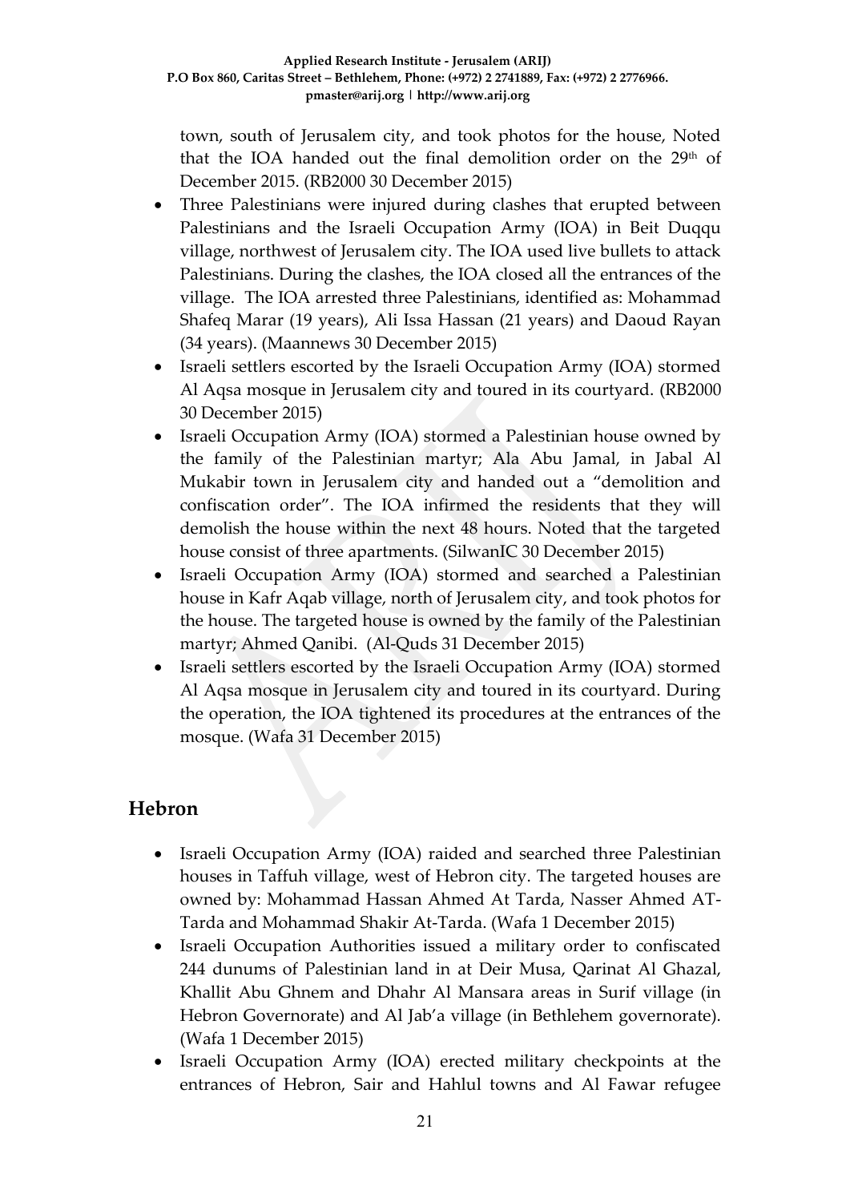town, south of Jerusalem city, and took photos for the house, Noted that the IOA handed out the final demolition order on the 29th of December 2015. (RB2000 30 December 2015)

- Three Palestinians were injured during clashes that erupted between Palestinians and the Israeli Occupation Army (IOA) in Beit Duqqu village, northwest of Jerusalem city. The IOA used live bullets to attack Palestinians. During the clashes, the IOA closed all the entrances of the village. The IOA arrested three Palestinians, identified as: Mohammad Shafeq Marar (19 years), Ali Issa Hassan (21 years) and Daoud Rayan (34 years). (Maannews 30 December 2015)
- Israeli settlers escorted by the Israeli Occupation Army (IOA) stormed Al Aqsa mosque in Jerusalem city and toured in its courtyard. (RB2000 30 December 2015)
- Israeli Occupation Army (IOA) stormed a Palestinian house owned by the family of the Palestinian martyr; Ala Abu Jamal, in Jabal Al Mukabir town in Jerusalem city and handed out a "demolition and confiscation order". The IOA infirmed the residents that they will demolish the house within the next 48 hours. Noted that the targeted house consist of three apartments. (SilwanIC 30 December 2015)
- Israeli Occupation Army (IOA) stormed and searched a Palestinian house in Kafr Aqab village, north of Jerusalem city, and took photos for the house. The targeted house is owned by the family of the Palestinian martyr; Ahmed Qanibi. (Al-Quds 31 December 2015)
- Israeli settlers escorted by the Israeli Occupation Army (IOA) stormed Al Aqsa mosque in Jerusalem city and toured in its courtyard. During the operation, the IOA tightened its procedures at the entrances of the mosque. (Wafa 31 December 2015)

## Hebron

- Israeli Occupation Army (IOA) raided and searched three Palestinian houses in Taffuh village, west of Hebron city. The targeted houses are owned by: Mohammad Hassan Ahmed At Tarda, Nasser Ahmed AT-Tarda and Mohammad Shakir At-Tarda. (Wafa 1 December 2015)
- Israeli Occupation Authorities issued a military order to confiscated 244 dunums of Palestinian land in at Deir Musa, Qarinat Al Ghazal, Khallit Abu Ghnem and Dhahr Al Mansara areas in Surif village (in Hebron Governorate) and Al Jab'a village (in Bethlehem governorate). (Wafa 1 December 2015)
- Israeli Occupation Army (IOA) erected military checkpoints at the entrances of Hebron, Sair and Hahlul towns and Al Fawar refugee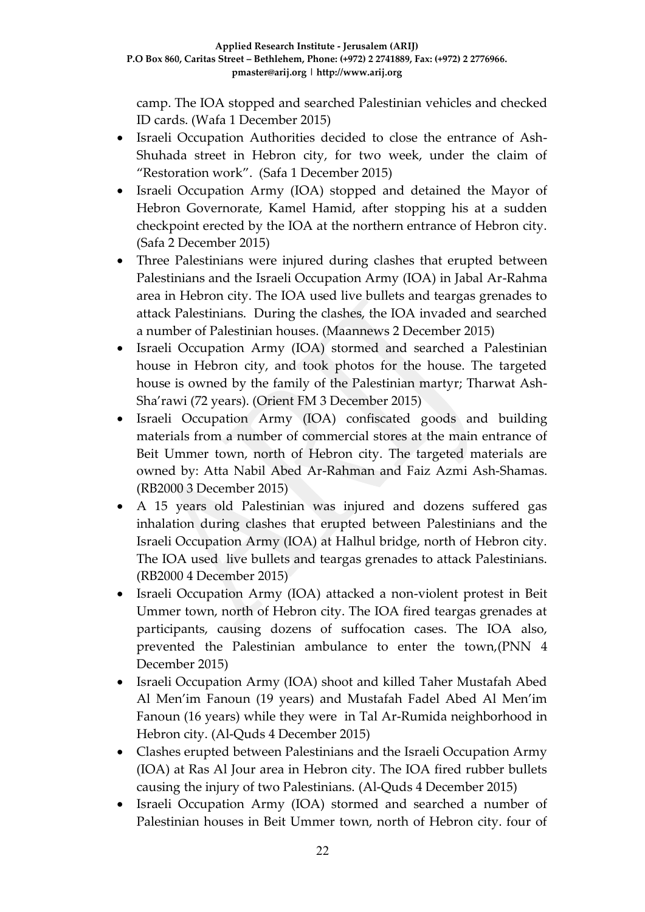camp. The IOA stopped and searched Palestinian vehicles and checked ID cards. (Wafa 1 December 2015)

- Israeli Occupation Authorities decided to close the entrance of Ash-Shuhada street in Hebron city, for two week, under the claim of "Restoration work". (Safa 1 December 2015)
- Israeli Occupation Army (IOA) stopped and detained the Mayor of Hebron Governorate, Kamel Hamid, after stopping his at a sudden checkpoint erected by the IOA at the northern entrance of Hebron city. (Safa 2 December 2015)
- Three Palestinians were injured during clashes that erupted between Palestinians and the Israeli Occupation Army (IOA) in Jabal Ar-Rahma area in Hebron city. The IOA used live bullets and teargas grenades to attack Palestinians. During the clashes, the IOA invaded and searched a number of Palestinian houses. (Maannews 2 December 2015)
- Israeli Occupation Army (IOA) stormed and searched a Palestinian house in Hebron city, and took photos for the house. The targeted house is owned by the family of the Palestinian martyr; Tharwat Ash-Sha'rawi (72 years). (Orient FM 3 December 2015)
- Israeli Occupation Army (IOA) confiscated goods and building materials from a number of commercial stores at the main entrance of Beit Ummer town, north of Hebron city. The targeted materials are owned by: Atta Nabil Abed Ar-Rahman and Faiz Azmi Ash-Shamas. (RB2000 3 December 2015)
- A 15 years old Palestinian was injured and dozens suffered gas inhalation during clashes that erupted between Palestinians and the Israeli Occupation Army (IOA) at Halhul bridge, north of Hebron city. The IOA used live bullets and teargas grenades to attack Palestinians. (RB2000 4 December 2015)
- Israeli Occupation Army (IOA) attacked a non-violent protest in Beit Ummer town, north of Hebron city. The IOA fired teargas grenades at participants, causing dozens of suffocation cases. The IOA also, prevented the Palestinian ambulance to enter the town,(PNN 4 December 2015)
- Israeli Occupation Army (IOA) shoot and killed Taher Mustafah Abed Al Men'im Fanoun (19 years) and Mustafah Fadel Abed Al Men'im Fanoun (16 years) while they were in Tal Ar-Rumida neighborhood in Hebron city. (Al-Quds 4 December 2015)
- Clashes erupted between Palestinians and the Israeli Occupation Army (IOA) at Ras Al Jour area in Hebron city. The IOA fired rubber bullets causing the injury of two Palestinians. (Al-Quds 4 December 2015)
- Israeli Occupation Army (IOA) stormed and searched a number of Palestinian houses in Beit Ummer town, north of Hebron city. four of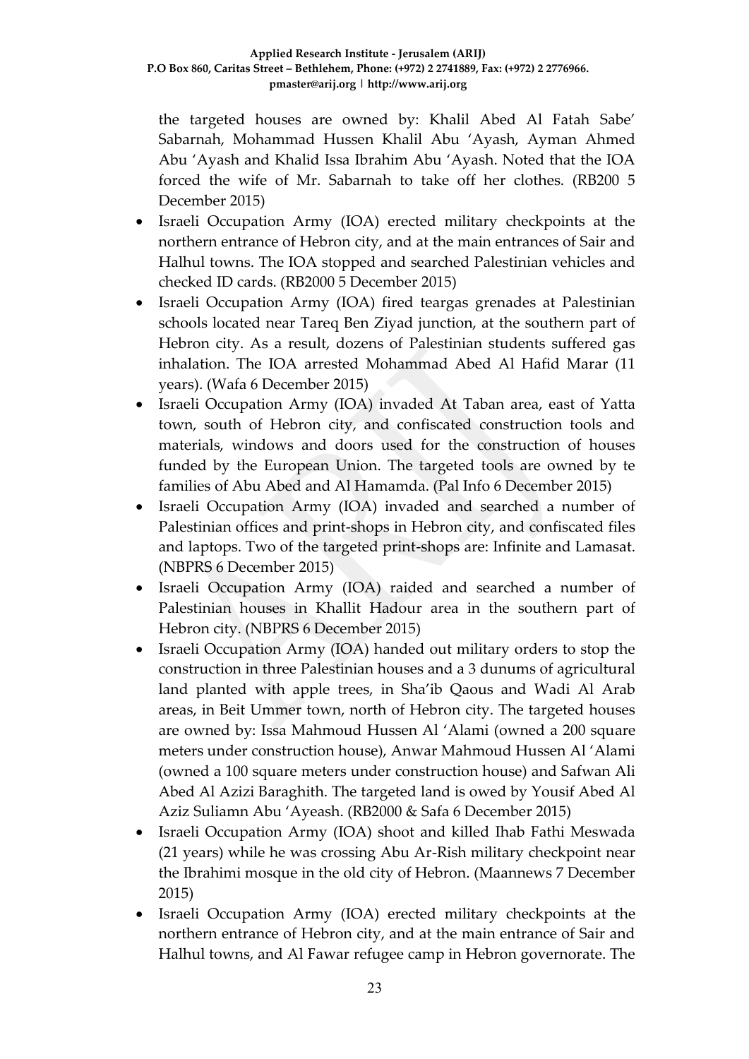the targeted houses are owned by: Khalil Abed Al Fatah Sabe' Sabarnah, Mohammad Hussen Khalil Abu 'Ayash, Ayman Ahmed Abu 'Ayash and Khalid Issa Ibrahim Abu 'Ayash. Noted that the IOA forced the wife of Mr. Sabarnah to take off her clothes. (RB200 5 December 2015)

- Israeli Occupation Army (IOA) erected military checkpoints at the northern entrance of Hebron city, and at the main entrances of Sair and Halhul towns. The IOA stopped and searched Palestinian vehicles and checked ID cards. (RB2000 5 December 2015)
- Israeli Occupation Army (IOA) fired teargas grenades at Palestinian schools located near Tareq Ben Ziyad junction, at the southern part of Hebron city. As a result, dozens of Palestinian students suffered gas inhalation. The IOA arrested Mohammad Abed Al Hafid Marar (11 years). (Wafa 6 December 2015)
- Israeli Occupation Army (IOA) invaded At Taban area, east of Yatta town, south of Hebron city, and confiscated construction tools and materials, windows and doors used for the construction of houses funded by the European Union. The targeted tools are owned by te families of Abu Abed and Al Hamamda. (Pal Info 6 December 2015)
- Israeli Occupation Army (IOA) invaded and searched a number of Palestinian offices and print-shops in Hebron city, and confiscated files and laptops. Two of the targeted print-shops are: Infinite and Lamasat. (NBPRS 6 December 2015)
- Israeli Occupation Army (IOA) raided and searched a number of Palestinian houses in Khallit Hadour area in the southern part of Hebron city. (NBPRS 6 December 2015)
- Israeli Occupation Army (IOA) handed out military orders to stop the construction in three Palestinian houses and a 3 dunums of agricultural land planted with apple trees, in Sha'ib Qaous and Wadi Al Arab areas, in Beit Ummer town, north of Hebron city. The targeted houses are owned by: Issa Mahmoud Hussen Al 'Alami (owned a 200 square meters under construction house), Anwar Mahmoud Hussen Al 'Alami (owned a 100 square meters under construction house) and Safwan Ali Abed Al Azizi Baraghith. The targeted land is owed by Yousif Abed Al Aziz Suliamn Abu 'Ayeash. (RB2000 & Safa 6 December 2015)
- Israeli Occupation Army (IOA) shoot and killed Ihab Fathi Meswada (21 years) while he was crossing Abu Ar-Rish military checkpoint near the Ibrahimi mosque in the old city of Hebron. (Maannews 7 December 2015)
- Israeli Occupation Army (IOA) erected military checkpoints at the northern entrance of Hebron city, and at the main entrance of Sair and Halhul towns, and Al Fawar refugee camp in Hebron governorate. The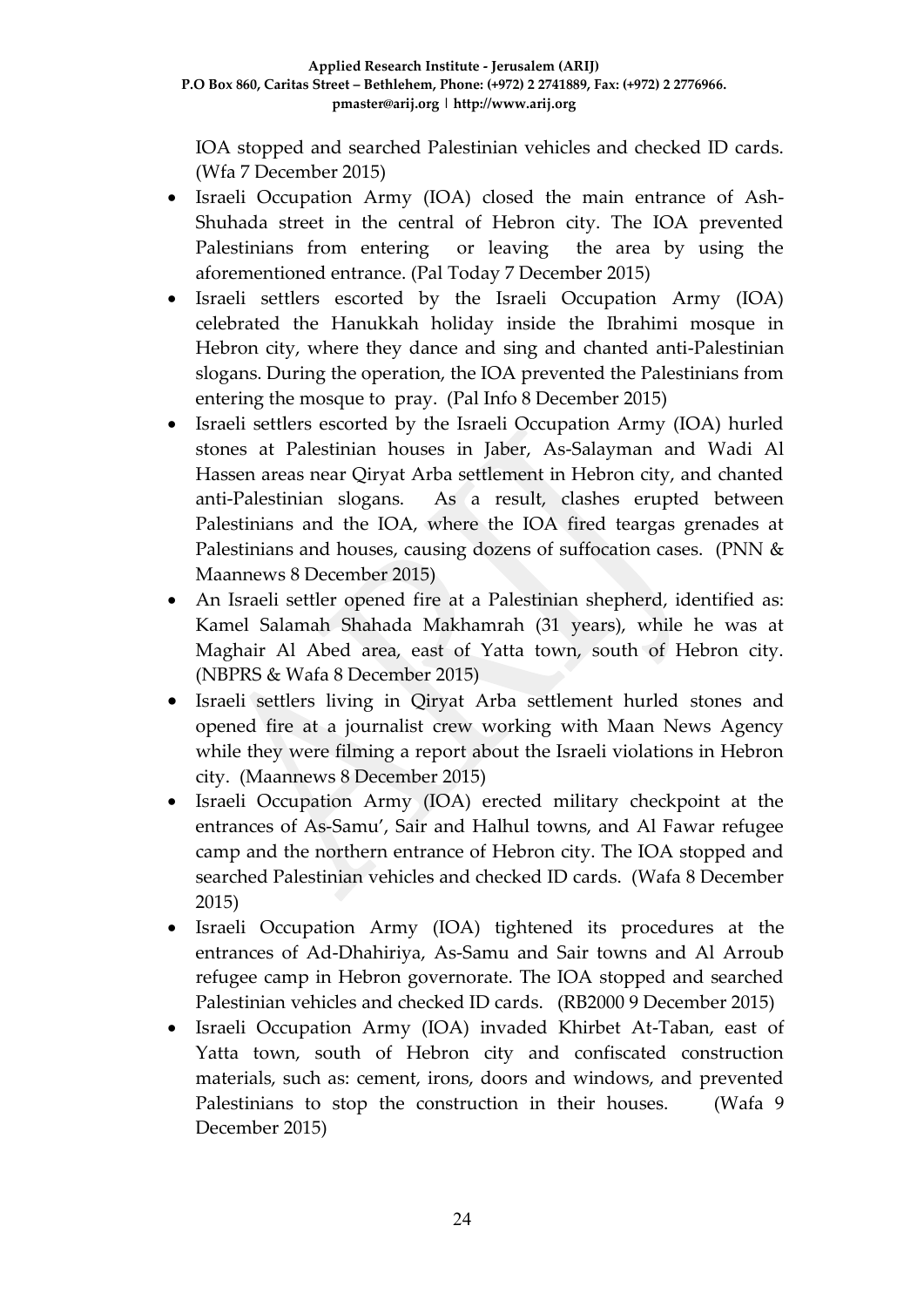IOA stopped and searched Palestinian vehicles and checked ID cards. (Wfa 7 December 2015)

- Israeli Occupation Army (IOA) closed the main entrance of Ash-Shuhada street in the central of Hebron city. The IOA prevented Palestinians from entering or leaving the area by using the aforementioned entrance. (Pal Today 7 December 2015)
- Israeli settlers escorted by the Israeli Occupation Army (IOA) celebrated the Hanukkah holiday inside the Ibrahimi mosque in Hebron city, where they dance and sing and chanted anti-Palestinian slogans. During the operation, the IOA prevented the Palestinians from entering the mosque to pray. (Pal Info 8 December 2015)
- Israeli settlers escorted by the Israeli Occupation Army (IOA) hurled stones at Palestinian houses in Jaber, As-Salayman and Wadi Al Hassen areas near Qiryat Arba settlement in Hebron city, and chanted anti-Palestinian slogans. As a result, clashes erupted between Palestinians and the IOA, where the IOA fired teargas grenades at Palestinians and houses, causing dozens of suffocation cases. (PNN & Maannews 8 December 2015)
- An Israeli settler opened fire at a Palestinian shepherd, identified as: Kamel Salamah Shahada Makhamrah (31 years), while he was at Maghair Al Abed area, east of Yatta town, south of Hebron city. (NBPRS & Wafa 8 December 2015)
- Israeli settlers living in Qiryat Arba settlement hurled stones and opened fire at a journalist crew working with Maan News Agency while they were filming a report about the Israeli violations in Hebron city. (Maannews 8 December 2015)
- Israeli Occupation Army (IOA) erected military checkpoint at the entrances of As-Samu', Sair and Halhul towns, and Al Fawar refugee camp and the northern entrance of Hebron city. The IOA stopped and searched Palestinian vehicles and checked ID cards. (Wafa 8 December 2015)
- Israeli Occupation Army (IOA) tightened its procedures at the entrances of Ad-Dhahiriya, As-Samu and Sair towns and Al Arroub refugee camp in Hebron governorate. The IOA stopped and searched Palestinian vehicles and checked ID cards. (RB2000 9 December 2015)
- Israeli Occupation Army (IOA) invaded Khirbet At-Taban, east of Yatta town, south of Hebron city and confiscated construction materials, such as: cement, irons, doors and windows, and prevented Palestinians to stop the construction in their houses. (Wafa 9 December 2015)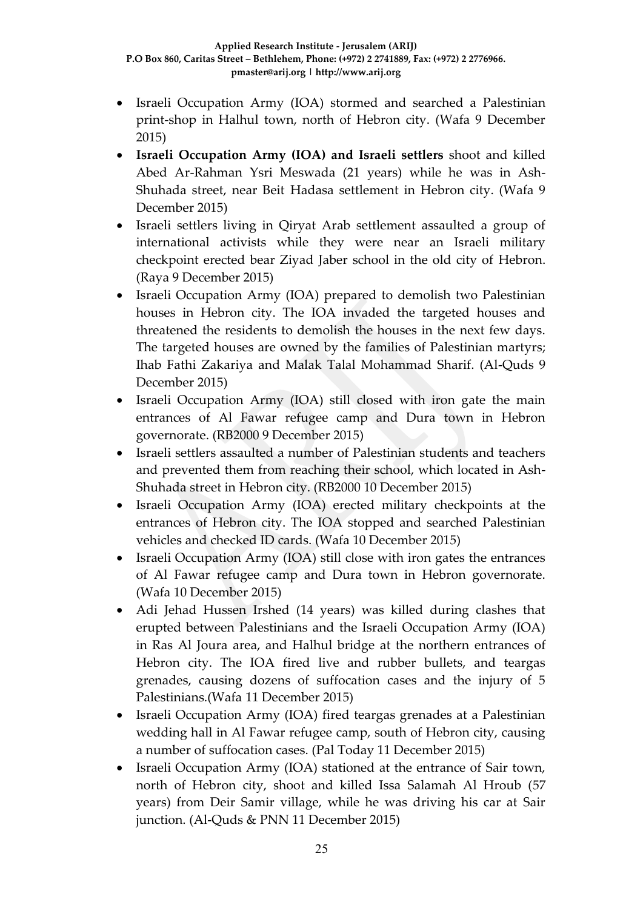- Israeli Occupation Army (IOA) stormed and searched a Palestinian print-shop in Halhul town, north of Hebron city. (Wafa 9 December 2015)
- **Israeli Occupation Army (IOA) and Israeli settlers** shoot and killed Abed Ar-Rahman Ysri Meswada (21 years) while he was in Ash-Shuhada street, near Beit Hadasa settlement in Hebron city. (Wafa 9 December 2015)
- Israeli settlers living in Qiryat Arab settlement assaulted a group of international activists while they were near an Israeli military checkpoint erected bear Ziyad Jaber school in the old city of Hebron. (Raya 9 December 2015)
- Israeli Occupation Army (IOA) prepared to demolish two Palestinian houses in Hebron city. The IOA invaded the targeted houses and threatened the residents to demolish the houses in the next few days. The targeted houses are owned by the families of Palestinian martyrs; Ihab Fathi Zakariya and Malak Talal Mohammad Sharif. (Al-Quds 9 December 2015)
- Israeli Occupation Army (IOA) still closed with iron gate the main entrances of Al Fawar refugee camp and Dura town in Hebron governorate. (RB2000 9 December 2015)
- Israeli settlers assaulted a number of Palestinian students and teachers and prevented them from reaching their school, which located in Ash-Shuhada street in Hebron city. (RB2000 10 December 2015)
- Israeli Occupation Army (IOA) erected military checkpoints at the entrances of Hebron city. The IOA stopped and searched Palestinian vehicles and checked ID cards. (Wafa 10 December 2015)
- Israeli Occupation Army (IOA) still close with iron gates the entrances of Al Fawar refugee camp and Dura town in Hebron governorate. (Wafa 10 December 2015)
- Adi Jehad Hussen Irshed (14 years) was killed during clashes that erupted between Palestinians and the Israeli Occupation Army (IOA) in Ras Al Joura area, and Halhul bridge at the northern entrances of Hebron city. The IOA fired live and rubber bullets, and teargas grenades, causing dozens of suffocation cases and the injury of 5 Palestinians.(Wafa 11 December 2015)
- Israeli Occupation Army (IOA) fired teargas grenades at a Palestinian wedding hall in Al Fawar refugee camp, south of Hebron city, causing a number of suffocation cases. (Pal Today 11 December 2015)
- Israeli Occupation Army (IOA) stationed at the entrance of Sair town, north of Hebron city, shoot and killed Issa Salamah Al Hroub (57 years) from Deir Samir village, while he was driving his car at Sair junction. (Al-Quds & PNN 11 December 2015)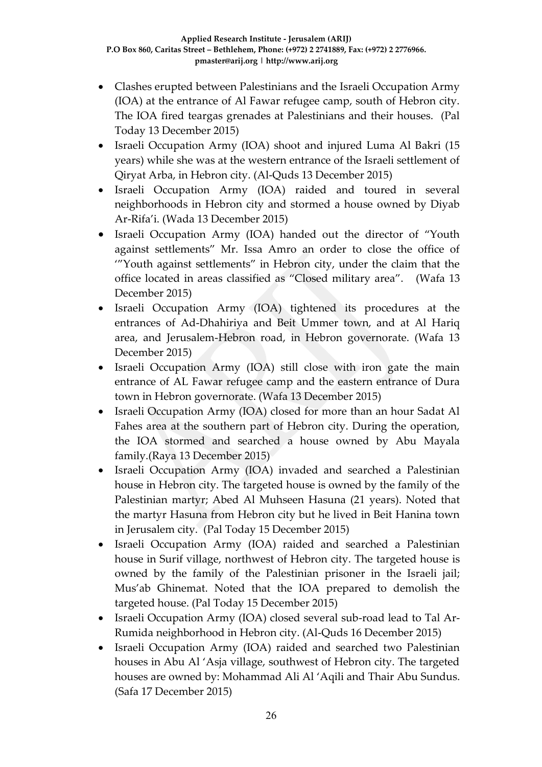- Clashes erupted between Palestinians and the Israeli Occupation Army (IOA) at the entrance of Al Fawar refugee camp, south of Hebron city. The IOA fired teargas grenades at Palestinians and their houses. (Pal Today 13 December 2015)
- Israeli Occupation Army (IOA) shoot and injured Luma Al Bakri (15 years) while she was at the western entrance of the Israeli settlement of Qiryat Arba, in Hebron city. (Al-Quds 13 December 2015)
- Israeli Occupation Army (IOA) raided and toured in several neighborhoods in Hebron city and stormed a house owned by Diyab Ar-Rifa'i. (Wada 13 December 2015)
- Israeli Occupation Army (IOA) handed out the director of "Youth against settlements" Mr. Issa Amro an order to close the office of '"Youth against settlements" in Hebron city, under the claim that the office located in areas classified as "Closed military area". (Wafa 13 December 2015)
- Israeli Occupation Army (IOA) tightened its procedures at the entrances of Ad-Dhahiriya and Beit Ummer town, and at Al Hariq area, and Jerusalem-Hebron road, in Hebron governorate. (Wafa 13 December 2015)
- Israeli Occupation Army (IOA) still close with iron gate the main entrance of AL Fawar refugee camp and the eastern entrance of Dura town in Hebron governorate. (Wafa 13 December 2015)
- Israeli Occupation Army (IOA) closed for more than an hour Sadat Al Fahes area at the southern part of Hebron city. During the operation, the IOA stormed and searched a house owned by Abu Mayala family.(Raya 13 December 2015)
- Israeli Occupation Army (IOA) invaded and searched a Palestinian house in Hebron city. The targeted house is owned by the family of the Palestinian martyr; Abed Al Muhseen Hasuna (21 years). Noted that the martyr Hasuna from Hebron city but he lived in Beit Hanina town in Jerusalem city. (Pal Today 15 December 2015)
- Israeli Occupation Army (IOA) raided and searched a Palestinian house in Surif village, northwest of Hebron city. The targeted house is owned by the family of the Palestinian prisoner in the Israeli jail; Mus'ab Ghinemat. Noted that the IOA prepared to demolish the targeted house. (Pal Today 15 December 2015)
- Israeli Occupation Army (IOA) closed several sub-road lead to Tal Ar-Rumida neighborhood in Hebron city. (Al-Quds 16 December 2015)
- Israeli Occupation Army (IOA) raided and searched two Palestinian houses in Abu Al 'Asja village, southwest of Hebron city. The targeted houses are owned by: Mohammad Ali Al 'Aqili and Thair Abu Sundus. (Safa 17 December 2015)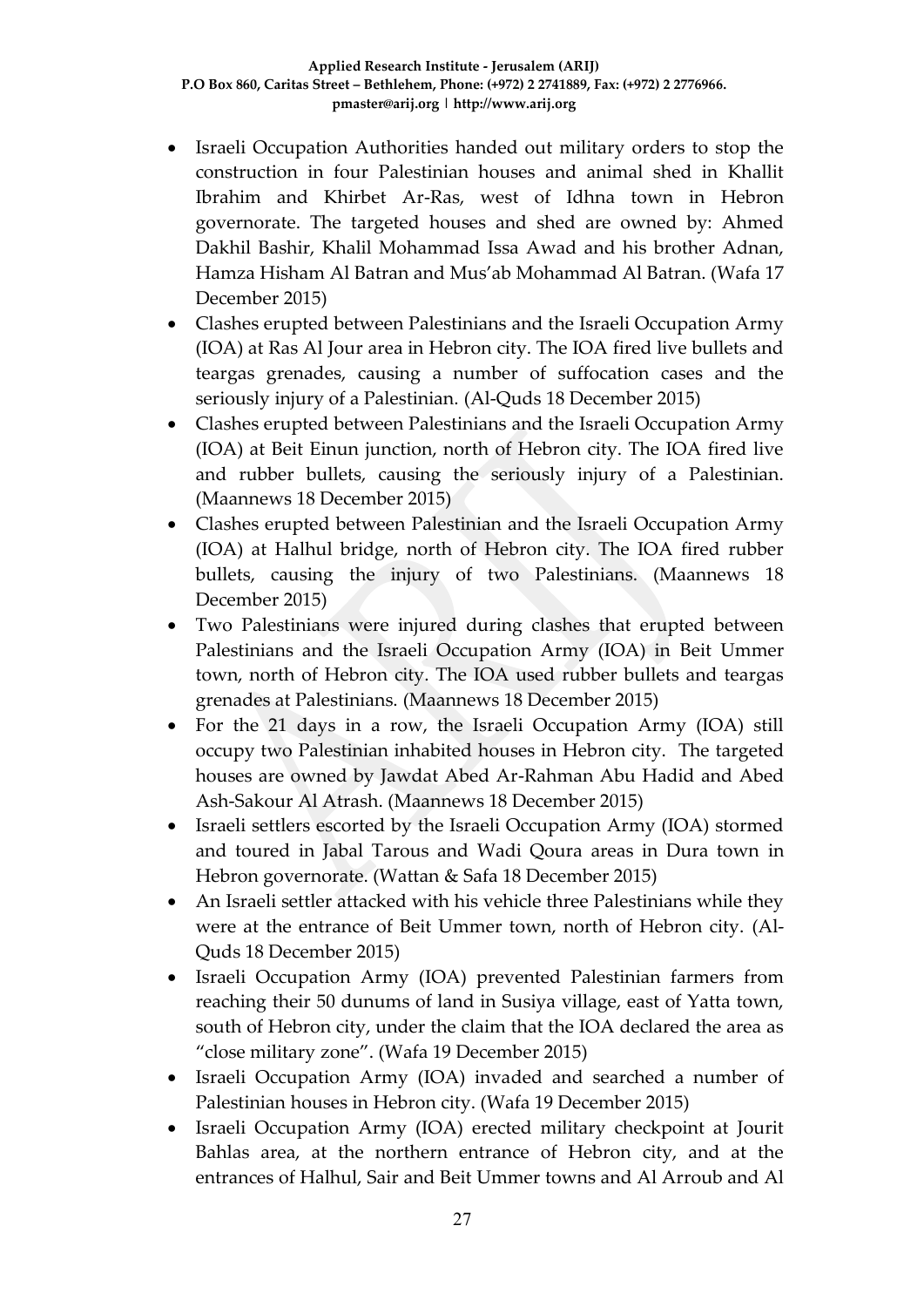- Israeli Occupation Authorities handed out military orders to stop the construction in four Palestinian houses and animal shed in Khallit Ibrahim and Khirbet Ar-Ras, west of Idhna town in Hebron governorate. The targeted houses and shed are owned by: Ahmed Dakhil Bashir, Khalil Mohammad Issa Awad and his brother Adnan, Hamza Hisham Al Batran and Mus'ab Mohammad Al Batran. (Wafa 17 December 2015)
- Clashes erupted between Palestinians and the Israeli Occupation Army (IOA) at Ras Al Jour area in Hebron city. The IOA fired live bullets and teargas grenades, causing a number of suffocation cases and the seriously injury of a Palestinian. (Al-Quds 18 December 2015)
- Clashes erupted between Palestinians and the Israeli Occupation Army (IOA) at Beit Einun junction, north of Hebron city. The IOA fired live and rubber bullets, causing the seriously injury of a Palestinian. (Maannews 18 December 2015)
- Clashes erupted between Palestinian and the Israeli Occupation Army (IOA) at Halhul bridge, north of Hebron city. The IOA fired rubber bullets, causing the injury of two Palestinians. (Maannews 18 December 2015)
- Two Palestinians were injured during clashes that erupted between Palestinians and the Israeli Occupation Army (IOA) in Beit Ummer town, north of Hebron city. The IOA used rubber bullets and teargas grenades at Palestinians. (Maannews 18 December 2015)
- For the 21 days in a row, the Israeli Occupation Army (IOA) still occupy two Palestinian inhabited houses in Hebron city. The targeted houses are owned by Jawdat Abed Ar-Rahman Abu Hadid and Abed Ash-Sakour Al Atrash. (Maannews 18 December 2015)
- Israeli settlers escorted by the Israeli Occupation Army (IOA) stormed and toured in Jabal Tarous and Wadi Qoura areas in Dura town in Hebron governorate. (Wattan & Safa 18 December 2015)
- An Israeli settler attacked with his vehicle three Palestinians while they were at the entrance of Beit Ummer town, north of Hebron city. (Al-Quds 18 December 2015)
- Israeli Occupation Army (IOA) prevented Palestinian farmers from reaching their 50 dunums of land in Susiya village, east of Yatta town, south of Hebron city, under the claim that the IOA declared the area as "close military zone". (Wafa 19 December 2015)
- Israeli Occupation Army (IOA) invaded and searched a number of Palestinian houses in Hebron city. (Wafa 19 December 2015)
- Israeli Occupation Army (IOA) erected military checkpoint at Jourit Bahlas area, at the northern entrance of Hebron city, and at the entrances of Halhul, Sair and Beit Ummer towns and Al Arroub and Al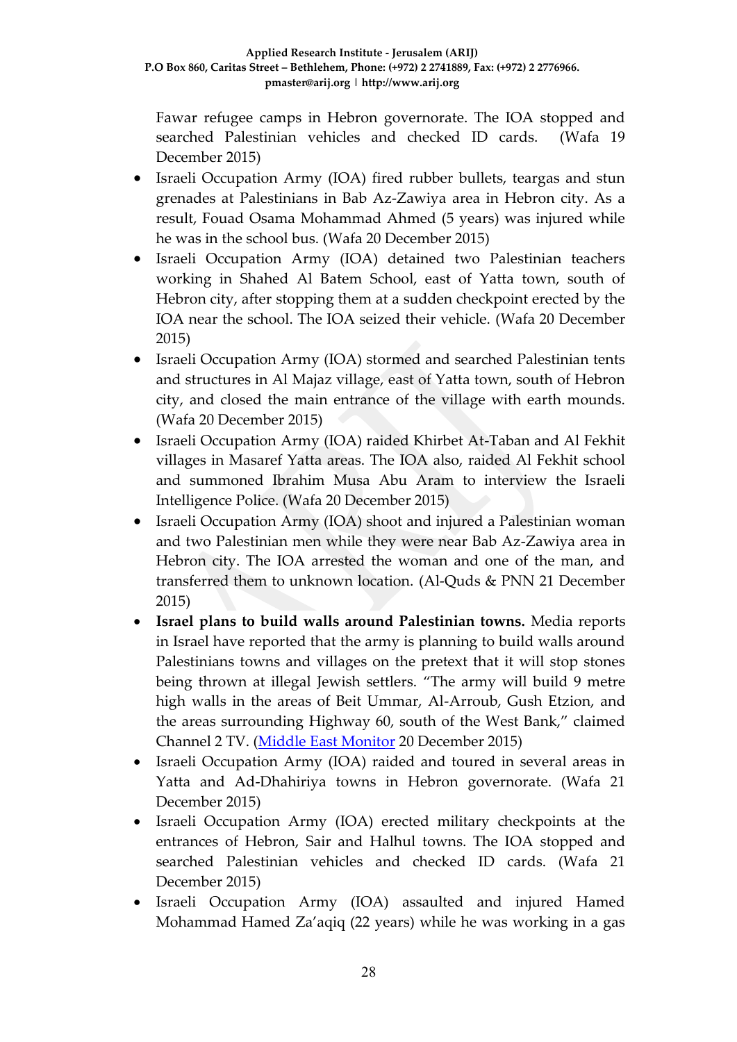Fawar refugee camps in Hebron governorate. The IOA stopped and searched Palestinian vehicles and checked ID cards. (Wafa 19 December 2015)

- Israeli Occupation Army (IOA) fired rubber bullets, teargas and stun grenades at Palestinians in Bab Az-Zawiya area in Hebron city. As a result, Fouad Osama Mohammad Ahmed (5 years) was injured while he was in the school bus. (Wafa 20 December 2015)
- Israeli Occupation Army (IOA) detained two Palestinian teachers working in Shahed Al Batem School, east of Yatta town, south of Hebron city, after stopping them at a sudden checkpoint erected by the IOA near the school. The IOA seized their vehicle. (Wafa 20 December 2015)
- Israeli Occupation Army (IOA) stormed and searched Palestinian tents and structures in Al Majaz village, east of Yatta town, south of Hebron city, and closed the main entrance of the village with earth mounds. (Wafa 20 December 2015)
- Israeli Occupation Army (IOA) raided Khirbet At-Taban and Al Fekhit villages in Masaref Yatta areas. The IOA also, raided Al Fekhit school and summoned Ibrahim Musa Abu Aram to interview the Israeli Intelligence Police. (Wafa 20 December 2015)
- Israeli Occupation Army (IOA) shoot and injured a Palestinian woman and two Palestinian men while they were near Bab Az-Zawiya area in Hebron city. The IOA arrested the woman and one of the man, and transferred them to unknown location. (Al-Quds & PNN 21 December 2015)
- **Israel plans to build walls around Palestinian towns.** Media reports in Israel have reported that the army is planning to build walls around Palestinians towns and villages on the pretext that it will stop stones being thrown at illegal Jewish settlers. "The army will build 9 metre high walls in the areas of Beit Ummar, Al-Arroub, Gush Etzion, and the areas surrounding Highway 60, south of the West Bank," claimed Channel 2 TV. (Middle East Monitor 20 December 2015)
- Israeli Occupation Army (IOA) raided and toured in several areas in Yatta and Ad-Dhahiriya towns in Hebron governorate. (Wafa 21 December 2015)
- Israeli Occupation Army (IOA) erected military checkpoints at the entrances of Hebron, Sair and Halhul towns. The IOA stopped and searched Palestinian vehicles and checked ID cards. (Wafa 21 December 2015)
- Israeli Occupation Army (IOA) assaulted and injured Hamed Mohammad Hamed Za'aqiq (22 years) while he was working in a gas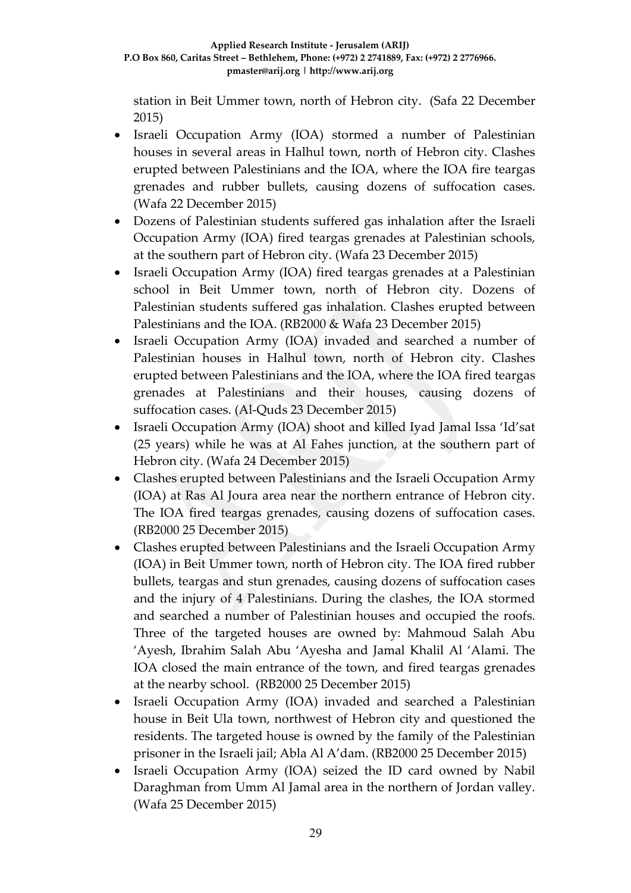station in Beit Ummer town, north of Hebron city. (Safa 22 December 2015)

- Israeli Occupation Army (IOA) stormed a number of Palestinian houses in several areas in Halhul town, north of Hebron city. Clashes erupted between Palestinians and the IOA, where the IOA fire teargas grenades and rubber bullets, causing dozens of suffocation cases. (Wafa 22 December 2015)
- Dozens of Palestinian students suffered gas inhalation after the Israeli Occupation Army (IOA) fired teargas grenades at Palestinian schools, at the southern part of Hebron city. (Wafa 23 December 2015)
- Israeli Occupation Army (IOA) fired teargas grenades at a Palestinian school in Beit Ummer town, north of Hebron city. Dozens of Palestinian students suffered gas inhalation. Clashes erupted between Palestinians and the IOA. (RB2000 & Wafa 23 December 2015)
- Israeli Occupation Army (IOA) invaded and searched a number of Palestinian houses in Halhul town, north of Hebron city. Clashes erupted between Palestinians and the IOA, where the IOA fired teargas grenades at Palestinians and their houses, causing dozens of suffocation cases. (Al-Quds 23 December 2015)
- Israeli Occupation Army (IOA) shoot and killed Iyad Jamal Issa 'Id'sat (25 years) while he was at Al Fahes junction, at the southern part of Hebron city. (Wafa 24 December 2015)
- Clashes erupted between Palestinians and the Israeli Occupation Army (IOA) at Ras Al Joura area near the northern entrance of Hebron city. The IOA fired teargas grenades, causing dozens of suffocation cases. (RB2000 25 December 2015)
- Clashes erupted between Palestinians and the Israeli Occupation Army (IOA) in Beit Ummer town, north of Hebron city. The IOA fired rubber bullets, teargas and stun grenades, causing dozens of suffocation cases and the injury of 4 Palestinians. During the clashes, the IOA stormed and searched a number of Palestinian houses and occupied the roofs. Three of the targeted houses are owned by: Mahmoud Salah Abu 'Ayesh, Ibrahim Salah Abu 'Ayesha and Jamal Khalil Al 'Alami. The IOA closed the main entrance of the town, and fired teargas grenades at the nearby school. (RB2000 25 December 2015)
- Israeli Occupation Army (IOA) invaded and searched a Palestinian house in Beit Ula town, northwest of Hebron city and questioned the residents. The targeted house is owned by the family of the Palestinian prisoner in the Israeli jail; Abla Al A'dam. (RB2000 25 December 2015)
- Israeli Occupation Army (IOA) seized the ID card owned by Nabil Daraghman from Umm Al Jamal area in the northern of Jordan valley. (Wafa 25 December 2015)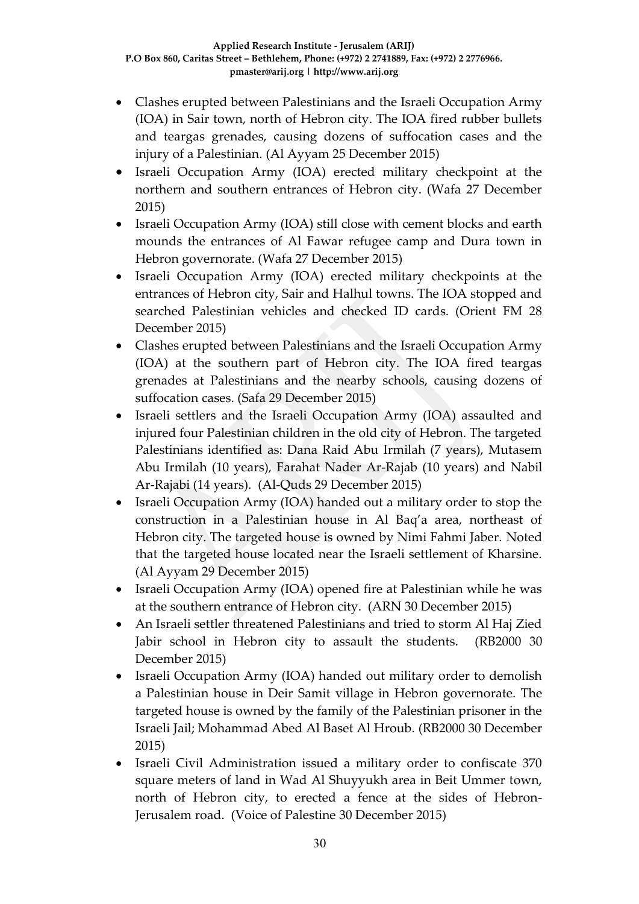- Clashes erupted between Palestinians and the Israeli Occupation Army (IOA) in Sair town, north of Hebron city. The IOA fired rubber bullets and teargas grenades, causing dozens of suffocation cases and the injury of a Palestinian. (Al Ayyam 25 December 2015)
- Israeli Occupation Army (IOA) erected military checkpoint at the northern and southern entrances of Hebron city. (Wafa 27 December 2015)
- Israeli Occupation Army (IOA) still close with cement blocks and earth mounds the entrances of Al Fawar refugee camp and Dura town in Hebron governorate. (Wafa 27 December 2015)
- Israeli Occupation Army (IOA) erected military checkpoints at the entrances of Hebron city, Sair and Halhul towns. The IOA stopped and searched Palestinian vehicles and checked ID cards. (Orient FM 28 December 2015)
- Clashes erupted between Palestinians and the Israeli Occupation Army (IOA) at the southern part of Hebron city. The IOA fired teargas grenades at Palestinians and the nearby schools, causing dozens of suffocation cases. (Safa 29 December 2015)
- Israeli settlers and the Israeli Occupation Army (IOA) assaulted and injured four Palestinian children in the old city of Hebron. The targeted Palestinians identified as: Dana Raid Abu Irmilah (7 years), Mutasem Abu Irmilah (10 years), Farahat Nader Ar-Rajab (10 years) and Nabil Ar-Rajabi (14 years). (Al-Quds 29 December 2015)
- Israeli Occupation Army (IOA) handed out a military order to stop the construction in a Palestinian house in Al Baq'a area, northeast of Hebron city. The targeted house is owned by Nimi Fahmi Jaber. Noted that the targeted house located near the Israeli settlement of Kharsine. (Al Ayyam 29 December 2015)
- Israeli Occupation Army (IOA) opened fire at Palestinian while he was at the southern entrance of Hebron city. (ARN 30 December 2015)
- An Israeli settler threatened Palestinians and tried to storm Al Haj Zied Jabir school in Hebron city to assault the students. (RB2000 30 December 2015)
- Israeli Occupation Army (IOA) handed out military order to demolish a Palestinian house in Deir Samit village in Hebron governorate. The targeted house is owned by the family of the Palestinian prisoner in the Israeli Jail; Mohammad Abed Al Baset Al Hroub. (RB2000 30 December 2015)
- Israeli Civil Administration issued a military order to confiscate 370 square meters of land in Wad Al Shuyyukh area in Beit Ummer town, north of Hebron city, to erected a fence at the sides of Hebron-Jerusalem road. (Voice of Palestine 30 December 2015)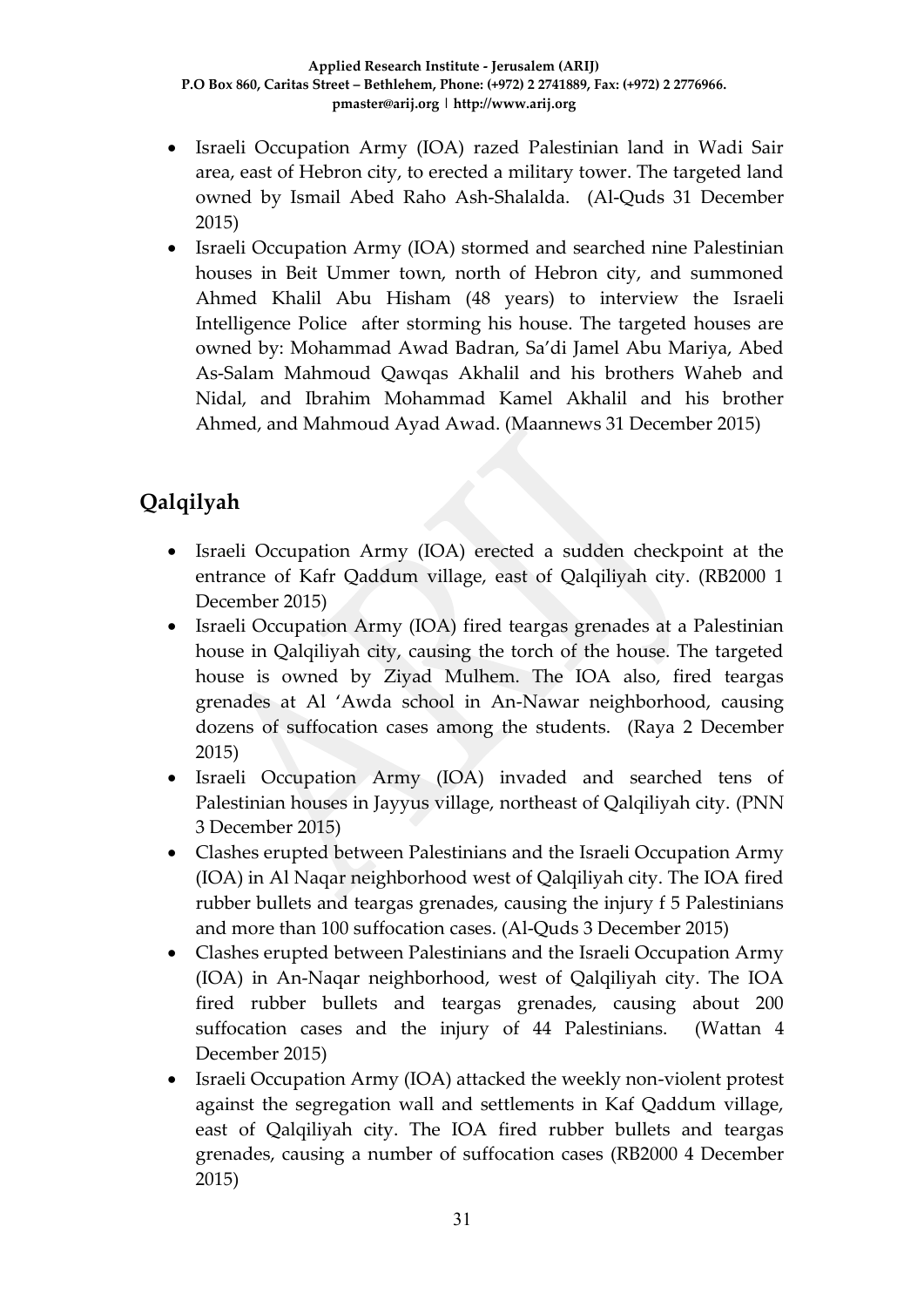- Israeli Occupation Army (IOA) razed Palestinian land in Wadi Sair area, east of Hebron city, to erected a military tower. The targeted land owned by Ismail Abed Raho Ash-Shalalda. (Al-Quds 31 December 2015)
- Israeli Occupation Army (IOA) stormed and searched nine Palestinian houses in Beit Ummer town, north of Hebron city, and summoned Ahmed Khalil Abu Hisham (48 years) to interview the Israeli Intelligence Police after storming his house. The targeted houses are owned by: Mohammad Awad Badran, Sa'di Jamel Abu Mariya, Abed As-Salam Mahmoud Qawqas Akhalil and his brothers Waheb and Nidal, and Ibrahim Mohammad Kamel Akhalil and his brother Ahmed, and Mahmoud Ayad Awad. (Maannews 31 December 2015)

## Qalqilyah

- Israeli Occupation Army (IOA) erected a sudden checkpoint at the entrance of Kafr Qaddum village, east of Qalqiliyah city. (RB2000 1 December 2015)
- Israeli Occupation Army (IOA) fired teargas grenades at a Palestinian house in Qalqiliyah city, causing the torch of the house. The targeted house is owned by Ziyad Mulhem. The IOA also, fired teargas grenades at Al 'Awda school in An-Nawar neighborhood, causing dozens of suffocation cases among the students. (Raya 2 December 2015)
- Israeli Occupation Army (IOA) invaded and searched tens of Palestinian houses in Jayyus village, northeast of Qalqiliyah city. (PNN 3 December 2015)
- Clashes erupted between Palestinians and the Israeli Occupation Army (IOA) in Al Naqar neighborhood west of Qalqiliyah city. The IOA fired rubber bullets and teargas grenades, causing the injury f 5 Palestinians and more than 100 suffocation cases. (Al-Quds 3 December 2015)
- Clashes erupted between Palestinians and the Israeli Occupation Army (IOA) in An-Naqar neighborhood, west of Qalqiliyah city. The IOA fired rubber bullets and teargas grenades, causing about 200 suffocation cases and the injury of 44 Palestinians. (Wattan 4 December 2015)
- Israeli Occupation Army (IOA) attacked the weekly non-violent protest against the segregation wall and settlements in Kaf Qaddum village, east of Qalqiliyah city. The IOA fired rubber bullets and teargas grenades, causing a number of suffocation cases (RB2000 4 December 2015)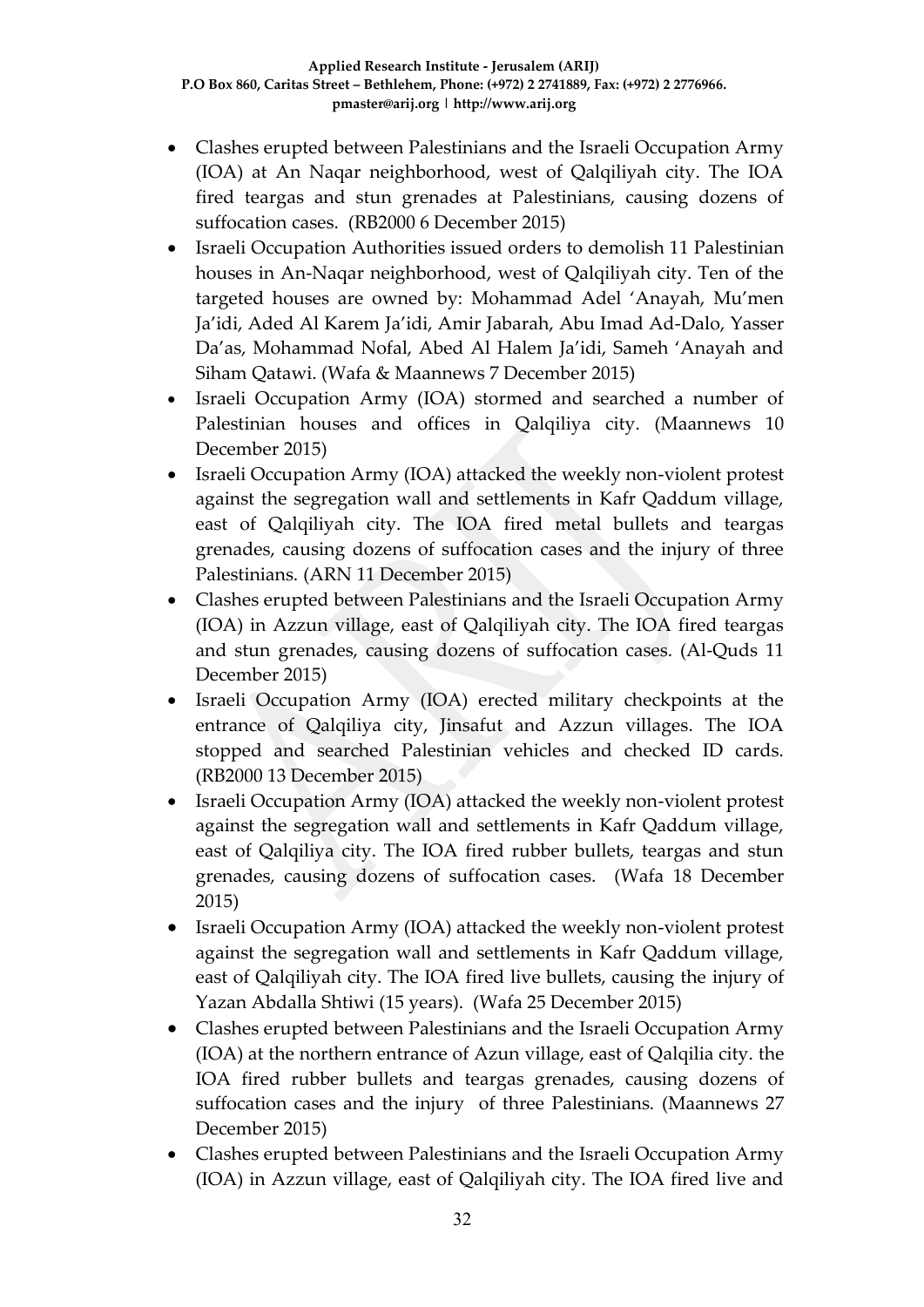- Clashes erupted between Palestinians and the Israeli Occupation Army (IOA) at An Naqar neighborhood, west of Qalqiliyah city. The IOA fired teargas and stun grenades at Palestinians, causing dozens of suffocation cases. (RB2000 6 December 2015)
- Israeli Occupation Authorities issued orders to demolish 11 Palestinian houses in An-Naqar neighborhood, west of Qalqiliyah city. Ten of the targeted houses are owned by: Mohammad Adel 'Anayah, Mu'men Ja'idi, Aded Al Karem Ja'idi, Amir Jabarah, Abu Imad Ad-Dalo, Yasser Da'as, Mohammad Nofal, Abed Al Halem Ja'idi, Sameh 'Anayah and Siham Qatawi. (Wafa & Maannews 7 December 2015)
- Israeli Occupation Army (IOA) stormed and searched a number of Palestinian houses and offices in Qalqiliya city. (Maannews 10 December 2015)
- Israeli Occupation Army (IOA) attacked the weekly non-violent protest against the segregation wall and settlements in Kafr Qaddum village, east of Qalqiliyah city. The IOA fired metal bullets and teargas grenades, causing dozens of suffocation cases and the injury of three Palestinians. (ARN 11 December 2015)
- Clashes erupted between Palestinians and the Israeli Occupation Army (IOA) in Azzun village, east of Qalqiliyah city. The IOA fired teargas and stun grenades, causing dozens of suffocation cases. (Al-Quds 11 December 2015)
- Israeli Occupation Army (IOA) erected military checkpoints at the entrance of Qalqiliya city, Jinsafut and Azzun villages. The IOA stopped and searched Palestinian vehicles and checked ID cards. (RB2000 13 December 2015)
- Israeli Occupation Army (IOA) attacked the weekly non-violent protest against the segregation wall and settlements in Kafr Qaddum village, east of Qalqiliya city. The IOA fired rubber bullets, teargas and stun grenades, causing dozens of suffocation cases. (Wafa 18 December 2015)
- Israeli Occupation Army (IOA) attacked the weekly non-violent protest against the segregation wall and settlements in Kafr Qaddum village, east of Qalqiliyah city. The IOA fired live bullets, causing the injury of Yazan Abdalla Shtiwi (15 years). (Wafa 25 December 2015)
- Clashes erupted between Palestinians and the Israeli Occupation Army (IOA) at the northern entrance of Azun village, east of Qalqilia city. the IOA fired rubber bullets and teargas grenades, causing dozens of suffocation cases and the injury of three Palestinians. (Maannews 27 December 2015)
- Clashes erupted between Palestinians and the Israeli Occupation Army (IOA) in Azzun village, east of Qalqiliyah city. The IOA fired live and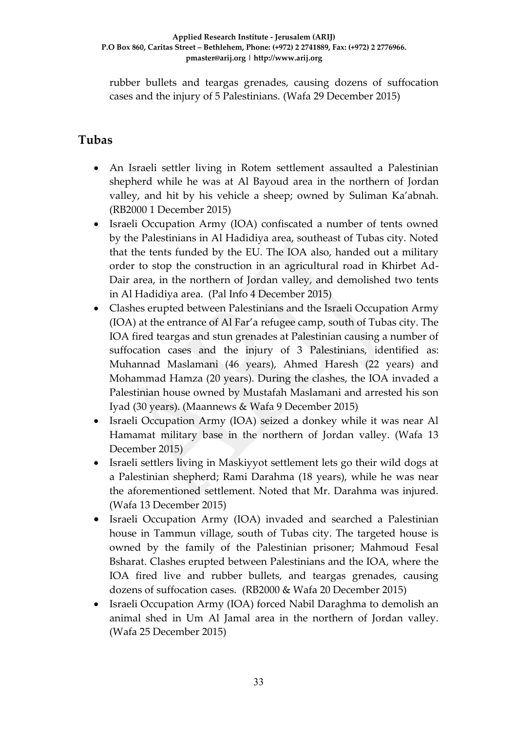rubber bullets and teargas grenades, causing dozens of suffocation cases and the injury of 5 Palestinians. (Wafa 29 December 2015)

## Tubas

- An Israeli settler living in Rotem settlement assaulted a Palestinian shepherd while he was at Al Bayoud area in the northern of Jordan valley, and hit by his vehicle a sheep; owned by Suliman Ka'abnah. (RB2000 1 December 2015)
- Israeli Occupation Army (IOA) confiscated a number of tents owned by the Palestinians in Al Hadidiya area, southeast of Tubas city. Noted that the tents funded by the EU. The IOA also, handed out a military order to stop the construction in an agricultural road in Khirbet Ad-Dair area, in the northern of Jordan valley, and demolished two tents in Al Hadidiya area. (Pal Info 4 December 2015)
- Clashes erupted between Palestinians and the Israeli Occupation Army (IOA) at the entrance of Al Far'a refugee camp, south of Tubas city. The IOA fired teargas and stun grenades at Palestinian causing a number of suffocation cases and the injury of 3 Palestinians, identified as: Muhannad Maslamani (46 years), Ahmed Haresh (22 years) and Mohammad Hamza (20 years). During the clashes, the IOA invaded a Palestinian house owned by Mustafah Maslamani and arrested his son Iyad (30 years). (Maannews & Wafa 9 December 2015)
- Israeli Occupation Army (IOA) seized a donkey while it was near Al Hamamat military base in the northern of Jordan valley. (Wafa 13 December 2015)
- Israeli settlers living in Maskiyyot settlement lets go their wild dogs at a Palestinian shepherd; Rami Darahma (18 years), while he was near the aforementioned settlement. Noted that Mr. Darahma was injured. (Wafa 13 December 2015)
- Israeli Occupation Army (IOA) invaded and searched a Palestinian house in Tammun village, south of Tubas city. The targeted house is owned by the family of the Palestinian prisoner; Mahmoud Fesal Bsharat. Clashes erupted between Palestinians and the IOA, where the IOA fired live and rubber bullets, and teargas grenades, causing dozens of suffocation cases. (RB2000 & Wafa 20 December 2015)
- Israeli Occupation Army (IOA) forced Nabil Daraghma to demolish an animal shed in Um Al Jamal area in the northern of Jordan valley. (Wafa 25 December 2015)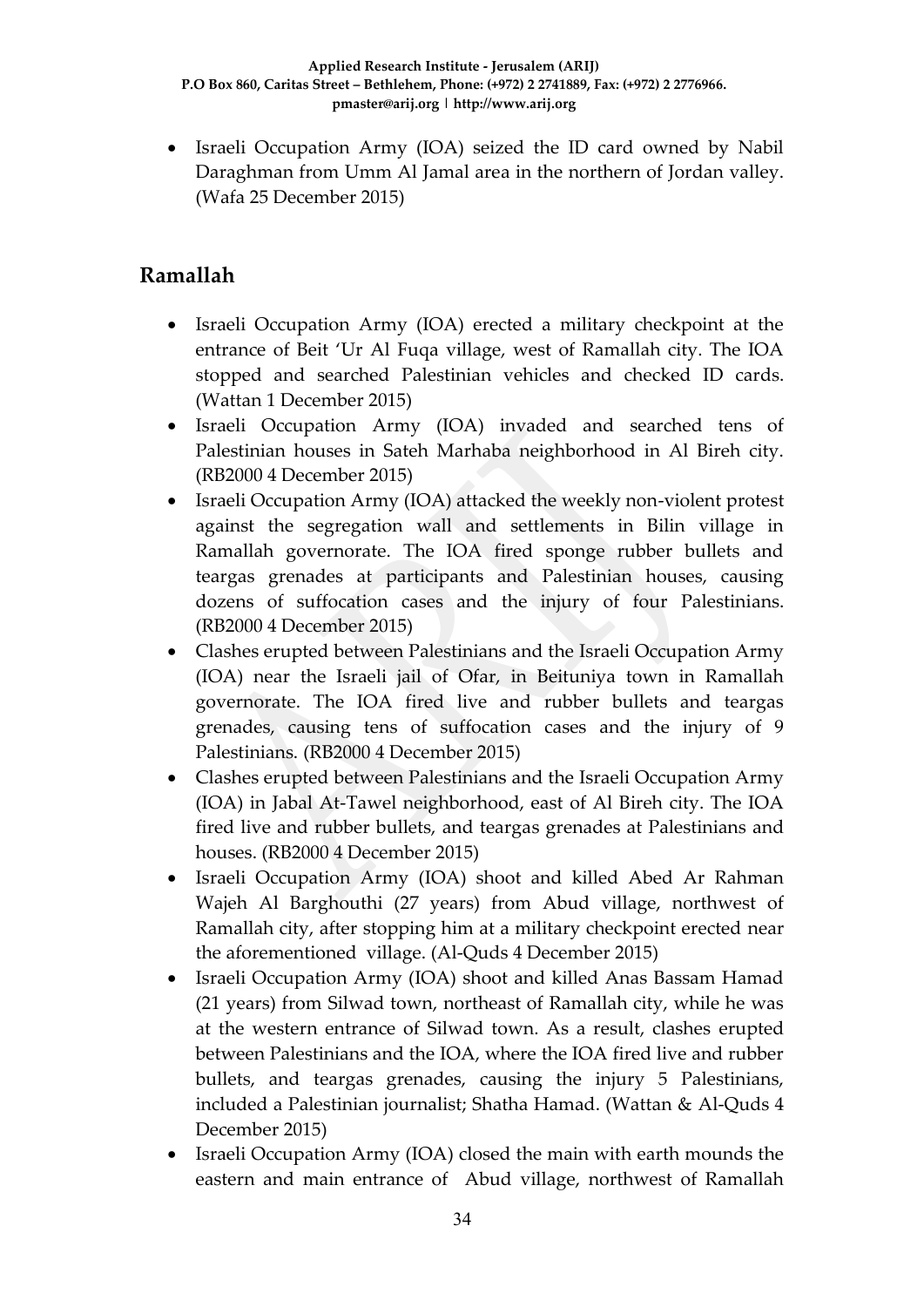- Israeli Occupation Army (IOA) seized the ID card owned by Nabil Daraghman from Umm Al Jamal area in the northern of Jordan valley. (Wafa 25 December 2015)

## Ramallah

- Israeli Occupation Army (IOA) erected a military checkpoint at the entrance of Beit 'Ur Al Fuqa village, west of Ramallah city. The IOA stopped and searched Palestinian vehicles and checked ID cards. (Wattan 1 December 2015)
- Israeli Occupation Army (IOA) invaded and searched tens of Palestinian houses in Sateh Marhaba neighborhood in Al Bireh city. (RB2000 4 December 2015)
- Israeli Occupation Army (IOA) attacked the weekly non-violent protest against the segregation wall and settlements in Bilin village in Ramallah governorate. The IOA fired sponge rubber bullets and teargas grenades at participants and Palestinian houses, causing dozens of suffocation cases and the injury of four Palestinians. (RB2000 4 December 2015)
- Clashes erupted between Palestinians and the Israeli Occupation Army (IOA) near the Israeli jail of Ofar, in Beituniya town in Ramallah governorate. The IOA fired live and rubber bullets and teargas grenades, causing tens of suffocation cases and the injury of 9 Palestinians. (RB2000 4 December 2015)
- Clashes erupted between Palestinians and the Israeli Occupation Army (IOA) in Jabal At-Tawel neighborhood, east of Al Bireh city. The IOA fired live and rubber bullets, and teargas grenades at Palestinians and houses. (RB2000 4 December 2015)
- Israeli Occupation Army (IOA) shoot and killed Abed Ar Rahman Wajeh Al Barghouthi (27 years) from Abud village, northwest of Ramallah city, after stopping him at a military checkpoint erected near the aforementioned village. (Al-Quds 4 December 2015)
- Israeli Occupation Army (IOA) shoot and killed Anas Bassam Hamad (21 years) from Silwad town, northeast of Ramallah city, while he was at the western entrance of Silwad town. As a result, clashes erupted between Palestinians and the IOA, where the IOA fired live and rubber bullets, and teargas grenades, causing the injury 5 Palestinians, included a Palestinian journalist; Shatha Hamad. (Wattan & Al-Quds 4 December 2015)
- Israeli Occupation Army (IOA) closed the main with earth mounds the eastern and main entrance of Abud village, northwest of Ramallah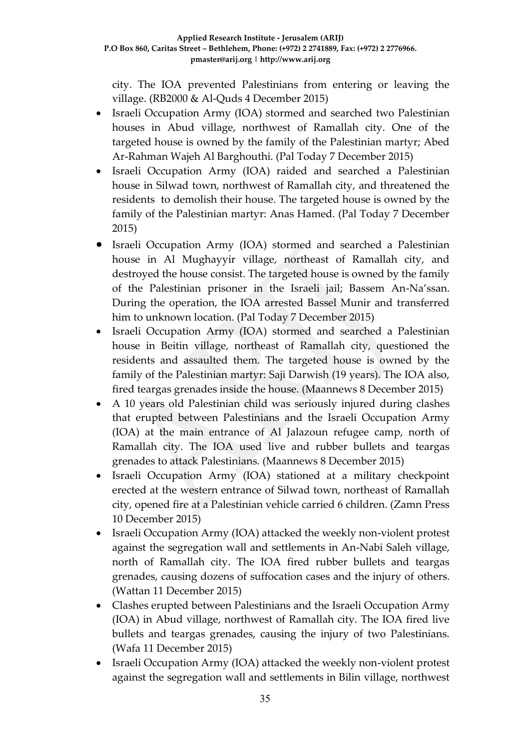city. The IOA prevented Palestinians from entering or leaving the village. (RB2000 & Al-Quds 4 December 2015)

- Israeli Occupation Army (IOA) stormed and searched two Palestinian houses in Abud village, northwest of Ramallah city. One of the targeted house is owned by the family of the Palestinian martyr; Abed Ar-Rahman Wajeh Al Barghouthi. (Pal Today 7 December 2015)
- Israeli Occupation Army (IOA) raided and searched a Palestinian house in Silwad town, northwest of Ramallah city, and threatened the residents to demolish their house. The targeted house is owned by the family of the Palestinian martyr: Anas Hamed. (Pal Today 7 December 2015)
- Israeli Occupation Army (IOA) stormed and searched a Palestinian house in Al Mughayyir village, northeast of Ramallah city, and destroyed the house consist. The targeted house is owned by the family of the Palestinian prisoner in the Israeli jail; Bassem An-Na'ssan. During the operation, the IOA arrested Bassel Munir and transferred him to unknown location. (Pal Today 7 December 2015)
- Israeli Occupation Army (IOA) stormed and searched a Palestinian house in Beitin village, northeast of Ramallah city, questioned the residents and assaulted them. The targeted house is owned by the family of the Palestinian martyr: Saji Darwish (19 years). The IOA also, fired teargas grenades inside the house. (Maannews 8 December 2015)
- A 10 years old Palestinian child was seriously injured during clashes that erupted between Palestinians and the Israeli Occupation Army (IOA) at the main entrance of Al Jalazoun refugee camp, north of Ramallah city. The IOA used live and rubber bullets and teargas grenades to attack Palestinians. (Maannews 8 December 2015)
- Israeli Occupation Army (IOA) stationed at a military checkpoint erected at the western entrance of Silwad town, northeast of Ramallah city, opened fire at a Palestinian vehicle carried 6 children. (Zamn Press 10 December 2015)
- Israeli Occupation Army (IOA) attacked the weekly non-violent protest against the segregation wall and settlements in An-Nabi Saleh village, north of Ramallah city. The IOA fired rubber bullets and teargas grenades, causing dozens of suffocation cases and the injury of others. (Wattan 11 December 2015)
- Clashes erupted between Palestinians and the Israeli Occupation Army (IOA) in Abud village, northwest of Ramallah city. The IOA fired live bullets and teargas grenades, causing the injury of two Palestinians. (Wafa 11 December 2015)
- Israeli Occupation Army (IOA) attacked the weekly non-violent protest against the segregation wall and settlements in Bilin village, northwest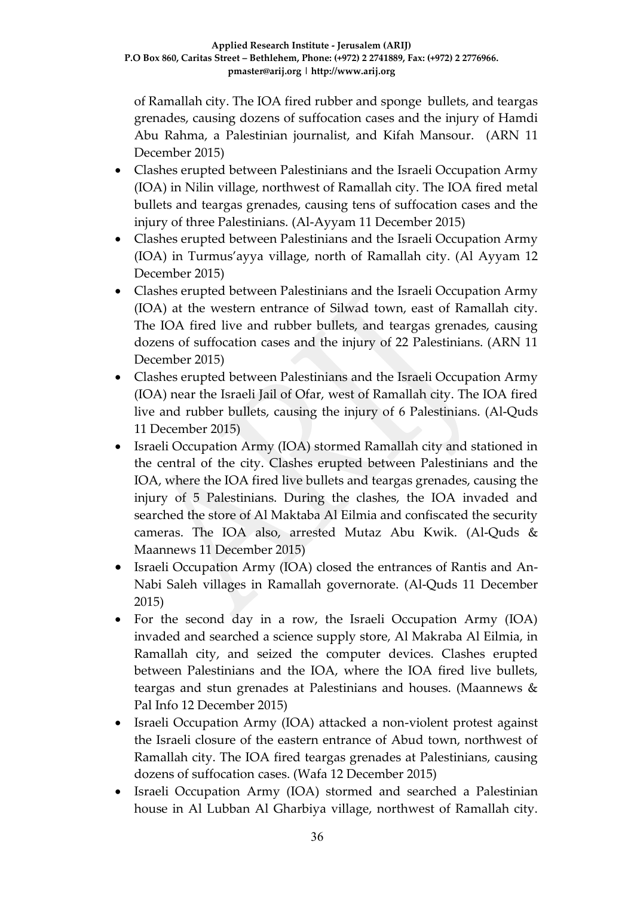of Ramallah city. The IOA fired rubber and sponge bullets, and teargas grenades, causing dozens of suffocation cases and the injury of Hamdi Abu Rahma, a Palestinian journalist, and Kifah Mansour. (ARN 11 December 2015)

- Clashes erupted between Palestinians and the Israeli Occupation Army (IOA) in Nilin village, northwest of Ramallah city. The IOA fired metal bullets and teargas grenades, causing tens of suffocation cases and the injury of three Palestinians. (Al-Ayyam 11 December 2015)
- Clashes erupted between Palestinians and the Israeli Occupation Army (IOA) in Turmus'ayya village, north of Ramallah city. (Al Ayyam 12 December 2015)
- Clashes erupted between Palestinians and the Israeli Occupation Army (IOA) at the western entrance of Silwad town, east of Ramallah city. The IOA fired live and rubber bullets, and teargas grenades, causing dozens of suffocation cases and the injury of 22 Palestinians. (ARN 11 December 2015)
- Clashes erupted between Palestinians and the Israeli Occupation Army (IOA) near the Israeli Jail of Ofar, west of Ramallah city. The IOA fired live and rubber bullets, causing the injury of 6 Palestinians. (Al-Quds 11 December 2015)
- Israeli Occupation Army (IOA) stormed Ramallah city and stationed in the central of the city. Clashes erupted between Palestinians and the IOA, where the IOA fired live bullets and teargas grenades, causing the injury of 5 Palestinians. During the clashes, the IOA invaded and searched the store of Al Maktaba Al Eilmia and confiscated the security cameras. The IOA also, arrested Mutaz Abu Kwik. (Al-Quds & Maannews 11 December 2015)
- Israeli Occupation Army (IOA) closed the entrances of Rantis and An-Nabi Saleh villages in Ramallah governorate. (Al-Quds 11 December 2015)
- For the second day in a row, the Israeli Occupation Army (IOA) invaded and searched a science supply store, Al Makraba Al Eilmia, in Ramallah city, and seized the computer devices. Clashes erupted between Palestinians and the IOA, where the IOA fired live bullets, teargas and stun grenades at Palestinians and houses. (Maannews & Pal Info 12 December 2015)
- Israeli Occupation Army (IOA) attacked a non-violent protest against the Israeli closure of the eastern entrance of Abud town, northwest of Ramallah city. The IOA fired teargas grenades at Palestinians, causing dozens of suffocation cases. (Wafa 12 December 2015)
- Israeli Occupation Army (IOA) stormed and searched a Palestinian house in Al Lubban Al Gharbiya village, northwest of Ramallah city.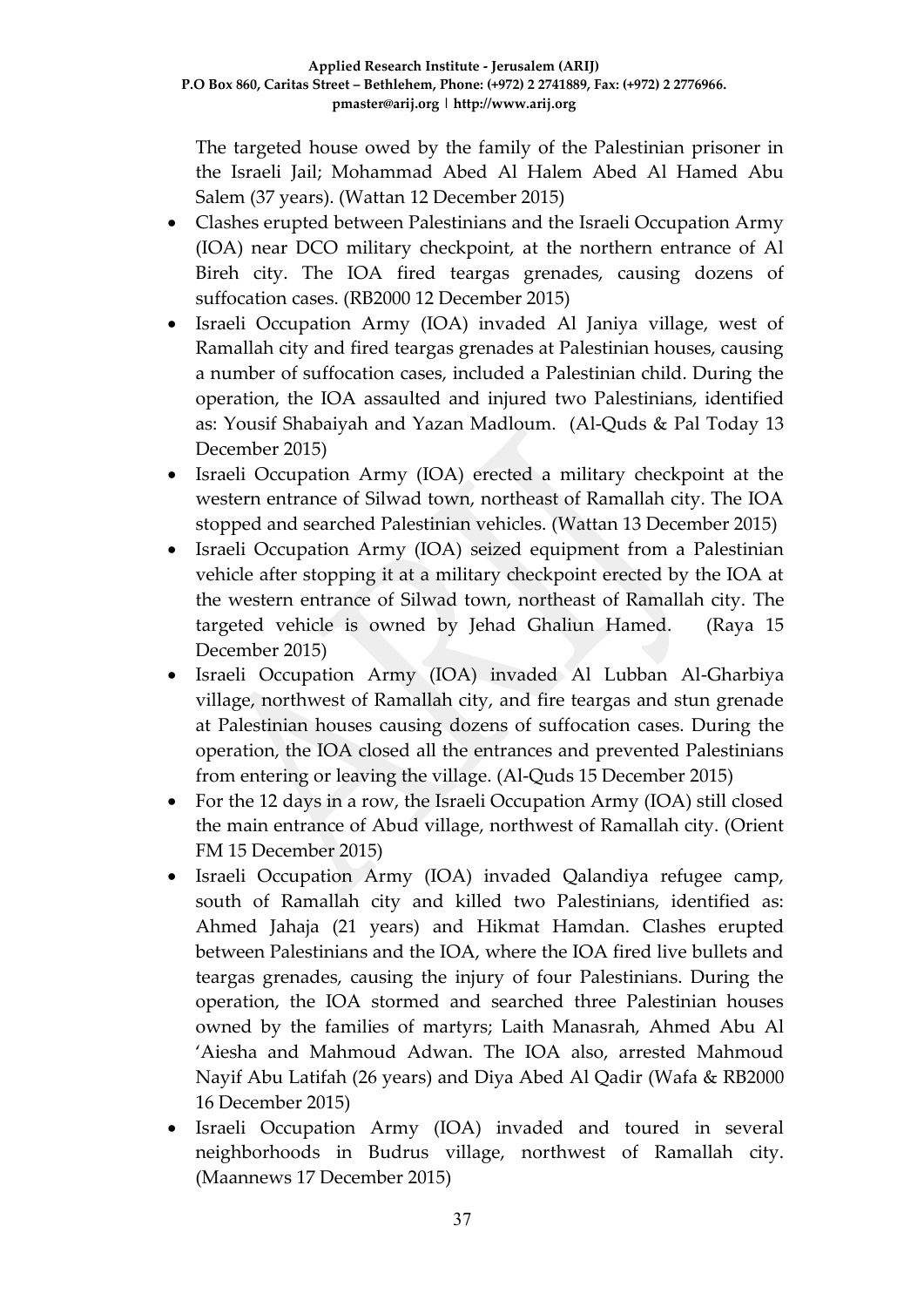The targeted house owed by the family of the Palestinian prisoner in the Israeli Jail; Mohammad Abed Al Halem Abed Al Hamed Abu Salem (37 years). (Wattan 12 December 2015)

- Clashes erupted between Palestinians and the Israeli Occupation Army (IOA) near DCO military checkpoint, at the northern entrance of Al Bireh city. The IOA fired teargas grenades, causing dozens of suffocation cases. (RB2000 12 December 2015)
- Israeli Occupation Army (IOA) invaded Al Janiya village, west of Ramallah city and fired teargas grenades at Palestinian houses, causing a number of suffocation cases, included a Palestinian child. During the operation, the IOA assaulted and injured two Palestinians, identified as: Yousif Shabaiyah and Yazan Madloum. (Al-Quds & Pal Today 13 December 2015)
- Israeli Occupation Army (IOA) erected a military checkpoint at the western entrance of Silwad town, northeast of Ramallah city. The IOA stopped and searched Palestinian vehicles. (Wattan 13 December 2015)
- Israeli Occupation Army (IOA) seized equipment from a Palestinian vehicle after stopping it at a military checkpoint erected by the IOA at the western entrance of Silwad town, northeast of Ramallah city. The targeted vehicle is owned by Jehad Ghaliun Hamed. (Raya 15 December 2015)
- Israeli Occupation Army (IOA) invaded Al Lubban Al-Gharbiya village, northwest of Ramallah city, and fire teargas and stun grenade at Palestinian houses causing dozens of suffocation cases. During the operation, the IOA closed all the entrances and prevented Palestinians from entering or leaving the village. (Al-Quds 15 December 2015)
- For the 12 days in a row, the Israeli Occupation Army (IOA) still closed the main entrance of Abud village, northwest of Ramallah city. (Orient FM 15 December 2015)
- Israeli Occupation Army (IOA) invaded Qalandiya refugee camp, south of Ramallah city and killed two Palestinians, identified as: Ahmed Jahaja (21 years) and Hikmat Hamdan. Clashes erupted between Palestinians and the IOA, where the IOA fired live bullets and teargas grenades, causing the injury of four Palestinians. During the operation, the IOA stormed and searched three Palestinian houses owned by the families of martyrs; Laith Manasrah, Ahmed Abu Al 'Aiesha and Mahmoud Adwan. The IOA also, arrested Mahmoud Nayif Abu Latifah (26 years) and Diya Abed Al Qadir (Wafa & RB2000 16 December 2015)
- Israeli Occupation Army (IOA) invaded and toured in several neighborhoods in Budrus village, northwest of Ramallah city. (Maannews 17 December 2015)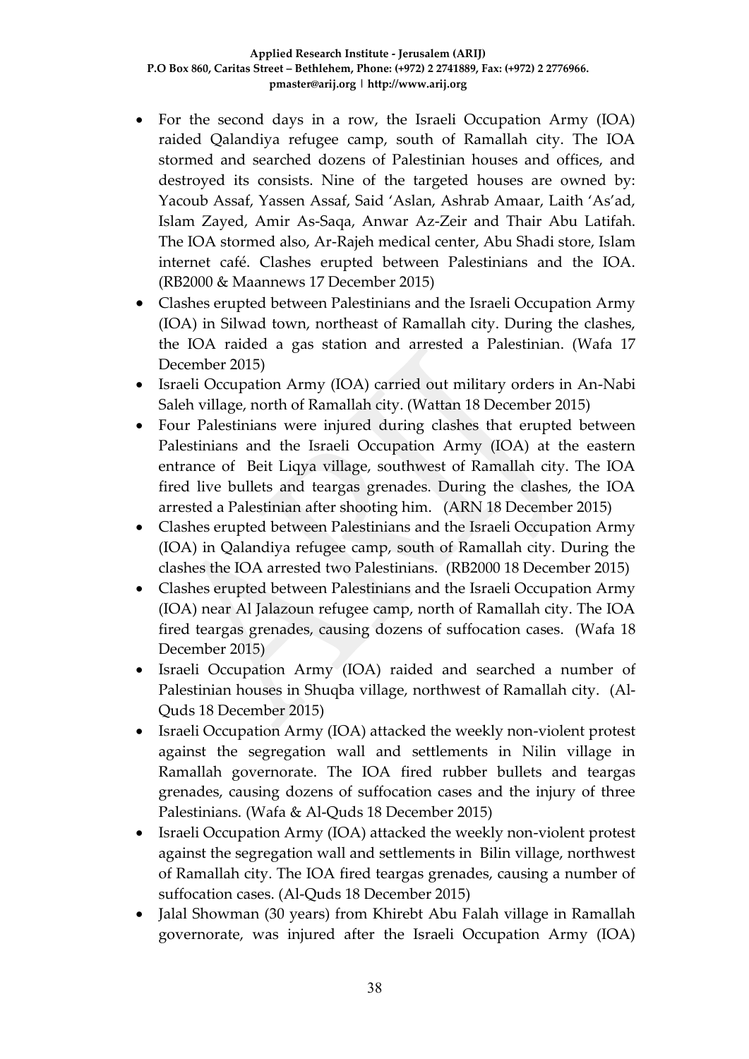- For the second days in a row, the Israeli Occupation Army (IOA) raided Qalandiya refugee camp, south of Ramallah city. The IOA stormed and searched dozens of Palestinian houses and offices, and destroyed its consists. Nine of the targeted houses are owned by: Yacoub Assaf, Yassen Assaf, Said 'Aslan, Ashrab Amaar, Laith 'As'ad, Islam Zayed, Amir As-Saqa, Anwar Az-Zeir and Thair Abu Latifah. The IOA stormed also, Ar-Rajeh medical center, Abu Shadi store, Islam internet café. Clashes erupted between Palestinians and the IOA. (RB2000 & Maannews 17 December 2015)
- Clashes erupted between Palestinians and the Israeli Occupation Army (IOA) in Silwad town, northeast of Ramallah city. During the clashes, the IOA raided a gas station and arrested a Palestinian. (Wafa 17 December 2015)
- Israeli Occupation Army (IOA) carried out military orders in An-Nabi Saleh village, north of Ramallah city. (Wattan 18 December 2015)
- Four Palestinians were injured during clashes that erupted between Palestinians and the Israeli Occupation Army (IOA) at the eastern entrance of Beit Liqya village, southwest of Ramallah city. The IOA fired live bullets and teargas grenades. During the clashes, the IOA arrested a Palestinian after shooting him. (ARN 18 December 2015)
- Clashes erupted between Palestinians and the Israeli Occupation Army (IOA) in Qalandiya refugee camp, south of Ramallah city. During the clashes the IOA arrested two Palestinians. (RB2000 18 December 2015)
- Clashes erupted between Palestinians and the Israeli Occupation Army (IOA) near Al Jalazoun refugee camp, north of Ramallah city. The IOA fired teargas grenades, causing dozens of suffocation cases. (Wafa 18 December 2015)
- Israeli Occupation Army (IOA) raided and searched a number of Palestinian houses in Shuqba village, northwest of Ramallah city. (Al-Quds 18 December 2015)
- Israeli Occupation Army (IOA) attacked the weekly non-violent protest against the segregation wall and settlements in Nilin village in Ramallah governorate. The IOA fired rubber bullets and teargas grenades, causing dozens of suffocation cases and the injury of three Palestinians. (Wafa & Al-Quds 18 December 2015)
- Israeli Occupation Army (IOA) attacked the weekly non-violent protest against the segregation wall and settlements in Bilin village, northwest of Ramallah city. The IOA fired teargas grenades, causing a number of suffocation cases. (Al-Quds 18 December 2015)
- Jalal Showman (30 years) from Khirebt Abu Falah village in Ramallah governorate, was injured after the Israeli Occupation Army (IOA)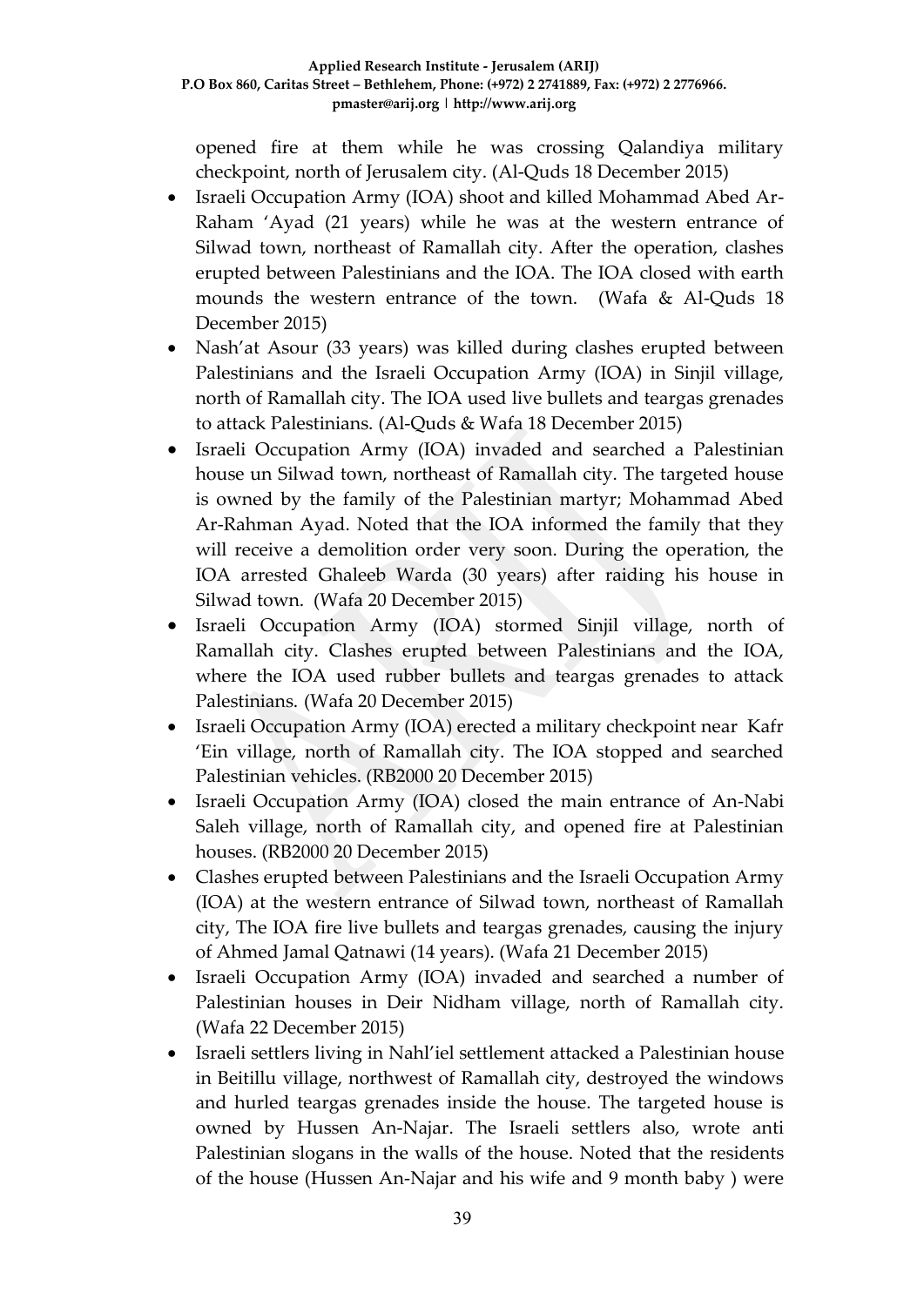opened fire at them while he was crossing Qalandiya military checkpoint, north of Jerusalem city. (Al-Quds 18 December 2015)

- Israeli Occupation Army (IOA) shoot and killed Mohammad Abed Ar-Raham 'Ayad (21 years) while he was at the western entrance of Silwad town, northeast of Ramallah city. After the operation, clashes erupted between Palestinians and the IOA. The IOA closed with earth mounds the western entrance of the town. (Wafa & Al-Quds 18 December 2015)
- Nash'at Asour (33 years) was killed during clashes erupted between Palestinians and the Israeli Occupation Army (IOA) in Sinjil village, north of Ramallah city. The IOA used live bullets and teargas grenades to attack Palestinians. (Al-Quds & Wafa 18 December 2015)
- Israeli Occupation Army (IOA) invaded and searched a Palestinian house un Silwad town, northeast of Ramallah city. The targeted house is owned by the family of the Palestinian martyr; Mohammad Abed Ar-Rahman Ayad. Noted that the IOA informed the family that they will receive a demolition order very soon. During the operation, the IOA arrested Ghaleeb Warda (30 years) after raiding his house in Silwad town. (Wafa 20 December 2015)
- Israeli Occupation Army (IOA) stormed Sinjil village, north of Ramallah city. Clashes erupted between Palestinians and the IOA, where the IOA used rubber bullets and teargas grenades to attack Palestinians. (Wafa 20 December 2015)
- Israeli Occupation Army (IOA) erected a military checkpoint near Kafr 'Ein village, north of Ramallah city. The IOA stopped and searched Palestinian vehicles. (RB2000 20 December 2015)
- Israeli Occupation Army (IOA) closed the main entrance of An-Nabi Saleh village, north of Ramallah city, and opened fire at Palestinian houses. (RB2000 20 December 2015)
- Clashes erupted between Palestinians and the Israeli Occupation Army (IOA) at the western entrance of Silwad town, northeast of Ramallah city, The IOA fire live bullets and teargas grenades, causing the injury of Ahmed Jamal Qatnawi (14 years). (Wafa 21 December 2015)
- Israeli Occupation Army (IOA) invaded and searched a number of Palestinian houses in Deir Nidham village, north of Ramallah city. (Wafa 22 December 2015)
- Israeli settlers living in Nahl'iel settlement attacked a Palestinian house in Beitillu village, northwest of Ramallah city, destroyed the windows and hurled teargas grenades inside the house. The targeted house is owned by Hussen An-Najar. The Israeli settlers also, wrote anti Palestinian slogans in the walls of the house. Noted that the residents of the house (Hussen An-Najar and his wife and 9 month baby ) were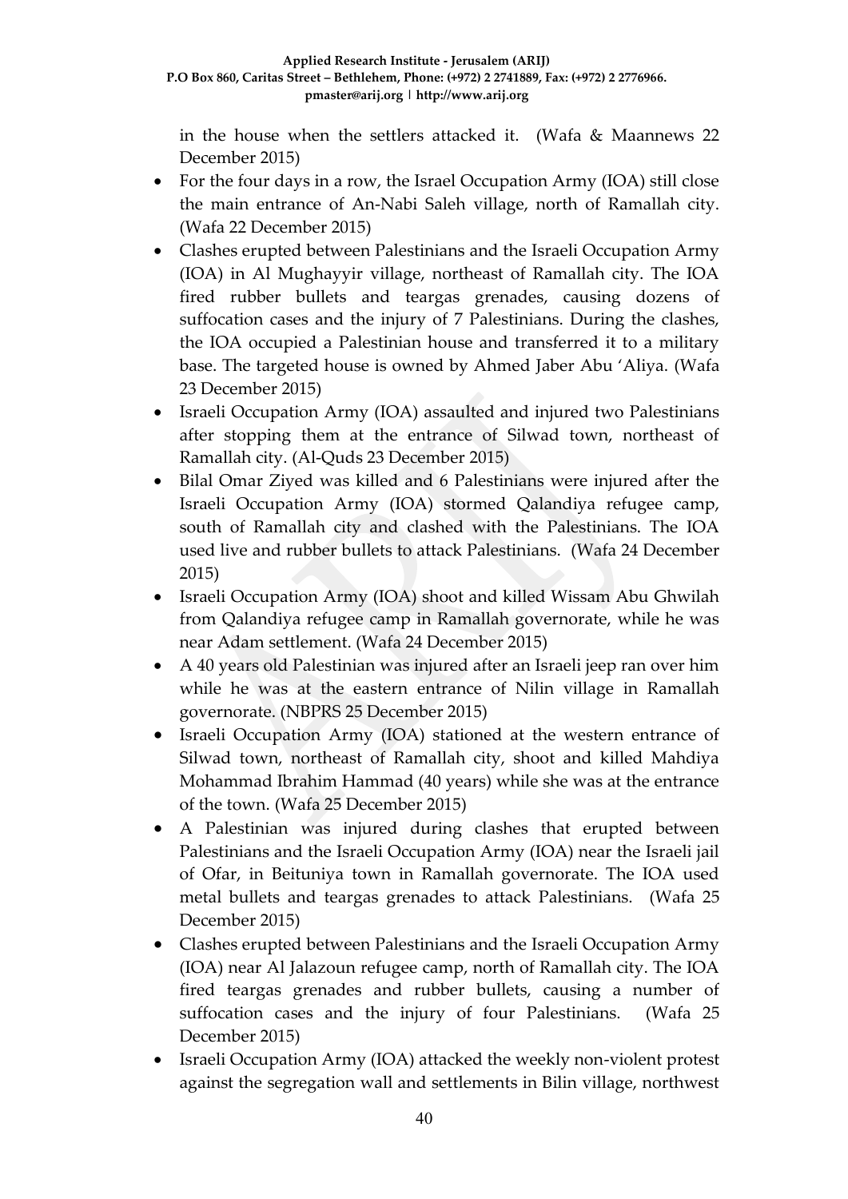in the house when the settlers attacked it. (Wafa & Maannews 22 December 2015)

- For the four days in a row, the Israel Occupation Army (IOA) still close the main entrance of An-Nabi Saleh village, north of Ramallah city. (Wafa 22 December 2015)
- Clashes erupted between Palestinians and the Israeli Occupation Army (IOA) in Al Mughayyir village, northeast of Ramallah city. The IOA fired rubber bullets and teargas grenades, causing dozens of suffocation cases and the injury of 7 Palestinians. During the clashes, the IOA occupied a Palestinian house and transferred it to a military base. The targeted house is owned by Ahmed Jaber Abu 'Aliya. (Wafa 23 December 2015)
- Israeli Occupation Army (IOA) assaulted and injured two Palestinians after stopping them at the entrance of Silwad town, northeast of Ramallah city. (Al-Quds 23 December 2015)
- Bilal Omar Ziyed was killed and 6 Palestinians were injured after the Israeli Occupation Army (IOA) stormed Qalandiya refugee camp, south of Ramallah city and clashed with the Palestinians. The IOA used live and rubber bullets to attack Palestinians. (Wafa 24 December 2015)
- Israeli Occupation Army (IOA) shoot and killed Wissam Abu Ghwilah from Qalandiya refugee camp in Ramallah governorate, while he was near Adam settlement. (Wafa 24 December 2015)
- A 40 years old Palestinian was injured after an Israeli jeep ran over him while he was at the eastern entrance of Nilin village in Ramallah governorate. (NBPRS 25 December 2015)
- Israeli Occupation Army (IOA) stationed at the western entrance of Silwad town, northeast of Ramallah city, shoot and killed Mahdiya Mohammad Ibrahim Hammad (40 years) while she was at the entrance of the town. (Wafa 25 December 2015)
- A Palestinian was injured during clashes that erupted between Palestinians and the Israeli Occupation Army (IOA) near the Israeli jail of Ofar, in Beituniya town in Ramallah governorate. The IOA used metal bullets and teargas grenades to attack Palestinians. (Wafa 25 December 2015)
- Clashes erupted between Palestinians and the Israeli Occupation Army (IOA) near Al Jalazoun refugee camp, north of Ramallah city. The IOA fired teargas grenades and rubber bullets, causing a number of suffocation cases and the injury of four Palestinians. (Wafa 25 December 2015)
- Israeli Occupation Army (IOA) attacked the weekly non-violent protest against the segregation wall and settlements in Bilin village, northwest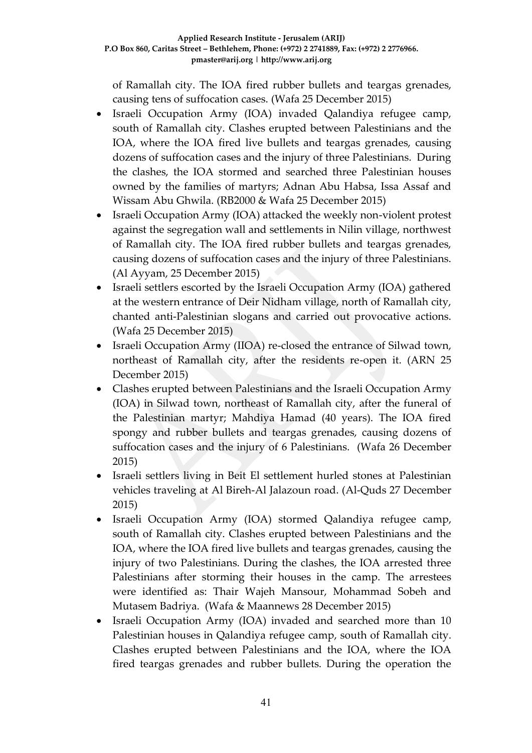of Ramallah city. The IOA fired rubber bullets and teargas grenades, causing tens of suffocation cases. (Wafa 25 December 2015)

- Israeli Occupation Army (IOA) invaded Qalandiya refugee camp, south of Ramallah city. Clashes erupted between Palestinians and the IOA, where the IOA fired live bullets and teargas grenades, causing dozens of suffocation cases and the injury of three Palestinians. During the clashes, the IOA stormed and searched three Palestinian houses owned by the families of martyrs; Adnan Abu Habsa, Issa Assaf and Wissam Abu Ghwila. (RB2000 & Wafa 25 December 2015)
- Israeli Occupation Army (IOA) attacked the weekly non-violent protest against the segregation wall and settlements in Nilin village, northwest of Ramallah city. The IOA fired rubber bullets and teargas grenades, causing dozens of suffocation cases and the injury of three Palestinians. (Al Ayyam, 25 December 2015)
- Israeli settlers escorted by the Israeli Occupation Army (IOA) gathered at the western entrance of Deir Nidham village, north of Ramallah city, chanted anti-Palestinian slogans and carried out provocative actions. (Wafa 25 December 2015)
- Israeli Occupation Army (IIOA) re-closed the entrance of Silwad town, northeast of Ramallah city, after the residents re-open it. (ARN 25 December 2015)
- Clashes erupted between Palestinians and the Israeli Occupation Army (IOA) in Silwad town, northeast of Ramallah city, after the funeral of the Palestinian martyr; Mahdiya Hamad (40 years). The IOA fired spongy and rubber bullets and teargas grenades, causing dozens of suffocation cases and the injury of 6 Palestinians. (Wafa 26 December 2015)
- Israeli settlers living in Beit El settlement hurled stones at Palestinian vehicles traveling at Al Bireh-Al Jalazoun road. (Al-Quds 27 December 2015)
- Israeli Occupation Army (IOA) stormed Qalandiya refugee camp, south of Ramallah city. Clashes erupted between Palestinians and the IOA, where the IOA fired live bullets and teargas grenades, causing the injury of two Palestinians. During the clashes, the IOA arrested three Palestinians after storming their houses in the camp. The arrestees were identified as: Thair Wajeh Mansour, Mohammad Sobeh and Mutasem Badriya. (Wafa & Maannews 28 December 2015)
- Israeli Occupation Army (IOA) invaded and searched more than 10 Palestinian houses in Qalandiya refugee camp, south of Ramallah city. Clashes erupted between Palestinians and the IOA, where the IOA fired teargas grenades and rubber bullets. During the operation the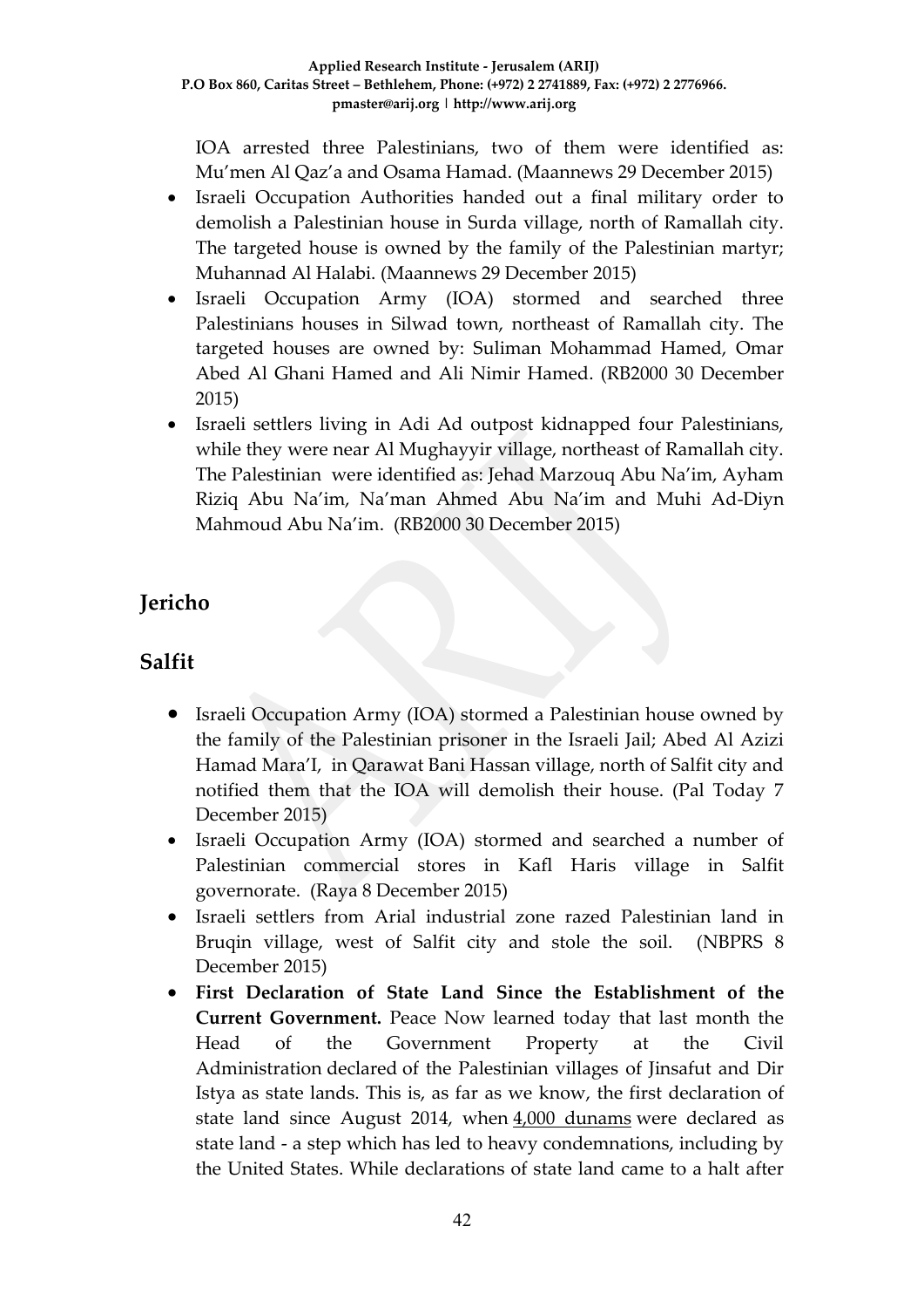IOA arrested three Palestinians, two of them were identified as: Mu'men Al Qaz'a and Osama Hamad. (Maannews 29 December 2015)

- Israeli Occupation Authorities handed out a final military order to demolish a Palestinian house in Surda village, north of Ramallah city. The targeted house is owned by the family of the Palestinian martyr; Muhannad Al Halabi. (Maannews 29 December 2015)
- Israeli Occupation Army (IOA) stormed and searched three Palestinians houses in Silwad town, northeast of Ramallah city. The targeted houses are owned by: Suliman Mohammad Hamed, Omar Abed Al Ghani Hamed and Ali Nimir Hamed. (RB2000 30 December 2015)
- Israeli settlers living in Adi Ad outpost kidnapped four Palestinians, while they were near Al Mughayyir village, northeast of Ramallah city. The Palestinian were identified as: Jehad Marzouq Abu Na'im, Ayham Riziq Abu Na'im, Na'man Ahmed Abu Na'im and Muhi Ad-Diyn Mahmoud Abu Na'im. (RB2000 30 December 2015)

## Jericho

## Salfit

- Israeli Occupation Army (IOA) stormed a Palestinian house owned by the family of the Palestinian prisoner in the Israeli Jail; Abed Al Azizi Hamad Mara'I, in Qarawat Bani Hassan village, north of Salfit city and notified them that the IOA will demolish their house. (Pal Today 7 December 2015)
- Israeli Occupation Army (IOA) stormed and searched a number of Palestinian commercial stores in Kafl Haris village in Salfit governorate. (Raya 8 December 2015)
- Israeli settlers from Arial industrial zone razed Palestinian land in Bruqin village, west of Salfit city and stole the soil. (NBPRS 8 December 2015)
- **First Declaration of State Land Since the Establishment of the Current Government.** Peace Now learned today that last month the Head of the Government Property at the Civil Administration declared of the Palestinian villages of Jinsafut and Dir Istya as state lands. This is, as far as we know, the first declaration of state land since August 2014, when 4,000 dunams were declared as state land - a step which has led to heavy condemnations, including by the United States. While declarations of state land came to a halt after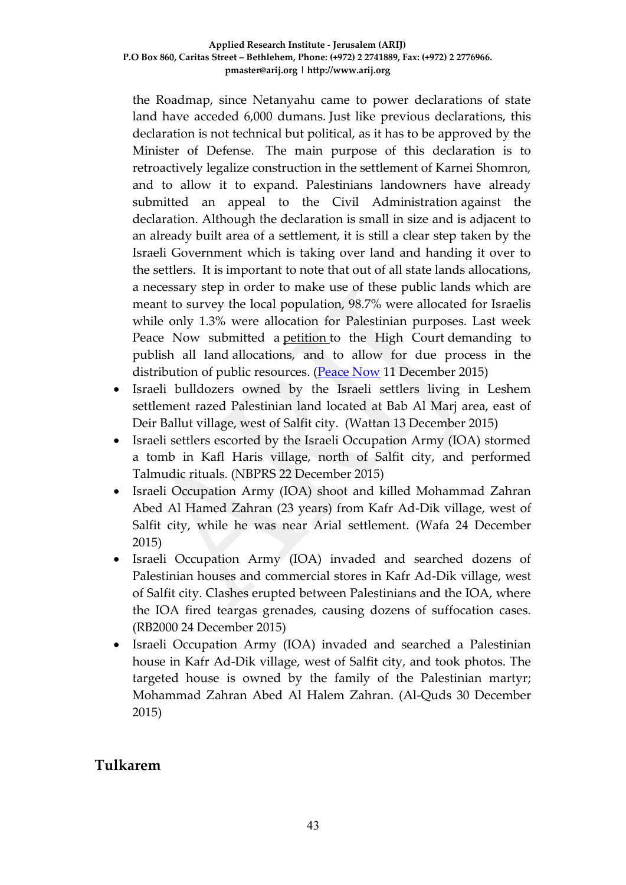the Roadmap, since Netanyahu came to power declarations of state land have acceded 6,000 dumans. Just like previous declarations, this declaration is not technical but political, as it has to be approved by the Minister of Defense. The main purpose of this declaration is to retroactively legalize construction in the settlement of Karnei Shomron, and to allow it to expand. Palestinians landowners have already submitted an appeal to the Civil Administration against the declaration. Although the declaration is small in size and is adjacent to an already built area of a settlement, it is still a clear step taken by the Israeli Government which is taking over land and handing it over to the settlers. It is important to note that out of all state lands allocations, a necessary step in order to make use of these public lands which are meant to survey the local population, 98.7% were allocated for Israelis while only 1.3% were allocation for Palestinian purposes. Last week Peace Now submitted a petition to the High Court demanding to publish all land allocations, and to allow for due process in the distribution of public resources. (Peace Now 11 December 2015)

- Israeli bulldozers owned by the Israeli settlers living in Leshem settlement razed Palestinian land located at Bab Al Marj area, east of Deir Ballut village, west of Salfit city. (Wattan 13 December 2015)
- Israeli settlers escorted by the Israeli Occupation Army (IOA) stormed a tomb in Kafl Haris village, north of Salfit city, and performed Talmudic rituals. (NBPRS 22 December 2015)
- Israeli Occupation Army (IOA) shoot and killed Mohammad Zahran Abed Al Hamed Zahran (23 years) from Kafr Ad-Dik village, west of Salfit city, while he was near Arial settlement. (Wafa 24 December 2015)
- Israeli Occupation Army (IOA) invaded and searched dozens of Palestinian houses and commercial stores in Kafr Ad-Dik village, west of Salfit city. Clashes erupted between Palestinians and the IOA, where the IOA fired teargas grenades, causing dozens of suffocation cases. (RB2000 24 December 2015)
- Israeli Occupation Army (IOA) invaded and searched a Palestinian house in Kafr Ad-Dik village, west of Salfit city, and took photos. The targeted house is owned by the family of the Palestinian martyr; Mohammad Zahran Abed Al Halem Zahran. (Al-Quds 30 December 2015)

## Tulkarem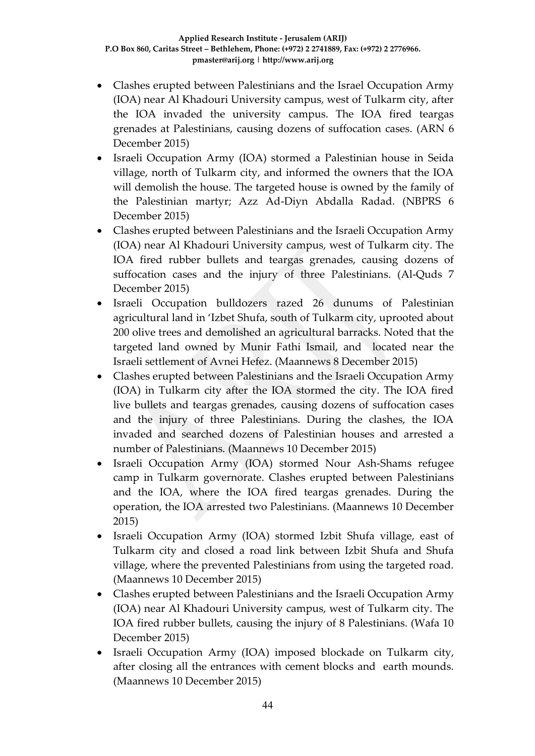- Clashes erupted between Palestinians and the Israel Occupation Army (IOA) near Al Khadouri University campus, west of Tulkarm city, after the IOA invaded the university campus. The IOA fired teargas grenades at Palestinians, causing dozens of suffocation cases. (ARN 6 December 2015)
- Israeli Occupation Army (IOA) stormed a Palestinian house in Seida village, north of Tulkarm city, and informed the owners that the IOA will demolish the house. The targeted house is owned by the family of the Palestinian martyr; Azz Ad-Diyn Abdalla Radad. (NBPRS 6 December 2015)
- Clashes erupted between Palestinians and the Israeli Occupation Army (IOA) near Al Khadouri University campus, west of Tulkarm city. The IOA fired rubber bullets and teargas grenades, causing dozens of suffocation cases and the injury of three Palestinians. (Al-Quds 7 December 2015)
- Israeli Occupation bulldozers razed 26 dunums of Palestinian agricultural land in 'Izbet Shufa, south of Tulkarm city, uprooted about 200 olive trees and demolished an agricultural barracks. Noted that the targeted land owned by Munir Fathi Ismail, and located near the Israeli settlement of Avnei Hefez. (Maannews 8 December 2015)
- Clashes erupted between Palestinians and the Israeli Occupation Army (IOA) in Tulkarm city after the IOA stormed the city. The IOA fired live bullets and teargas grenades, causing dozens of suffocation cases and the injury of three Palestinians. During the clashes, the IOA invaded and searched dozens of Palestinian houses and arrested a number of Palestinians. (Maannews 10 December 2015)
- Israeli Occupation Army (IOA) stormed Nour Ash-Shams refugee camp in Tulkarm governorate. Clashes erupted between Palestinians and the IOA, where the IOA fired teargas grenades. During the operation, the IOA arrested two Palestinians. (Maannews 10 December 2015)
- Israeli Occupation Army (IOA) stormed Izbit Shufa village, east of Tulkarm city and closed a road link between Izbit Shufa and Shufa village, where the prevented Palestinians from using the targeted road. (Maannews 10 December 2015)
- Clashes erupted between Palestinians and the Israeli Occupation Army (IOA) near Al Khadouri University campus, west of Tulkarm city. The IOA fired rubber bullets, causing the injury of 8 Palestinians. (Wafa 10 December 2015)
- Israeli Occupation Army (IOA) imposed blockade on Tulkarm city, after closing all the entrances with cement blocks and earth mounds. (Maannews 10 December 2015)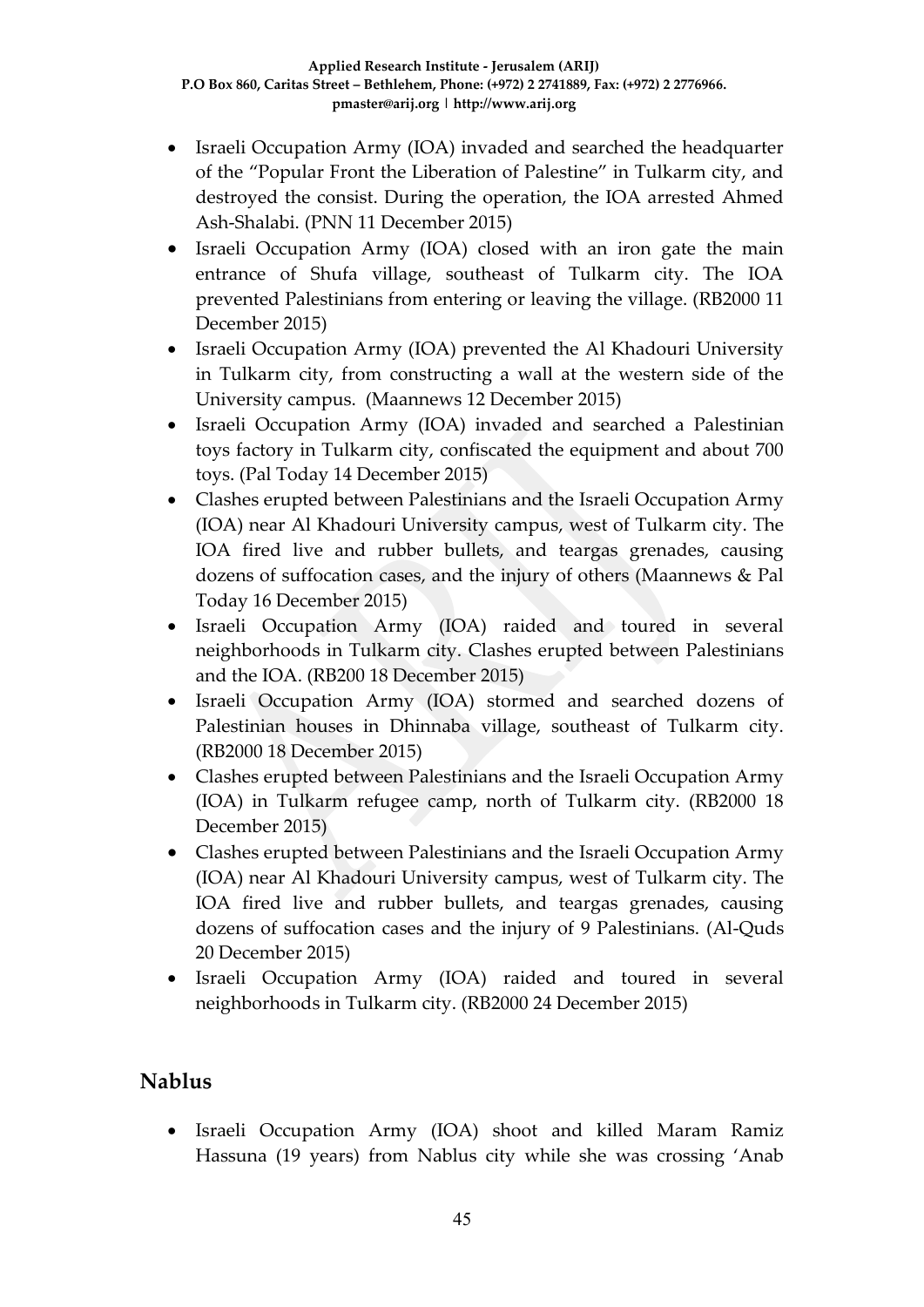- Israeli Occupation Army (IOA) invaded and searched the headquarter of the "Popular Front the Liberation of Palestine" in Tulkarm city, and destroyed the consist. During the operation, the IOA arrested Ahmed Ash-Shalabi. (PNN 11 December 2015)
- Israeli Occupation Army (IOA) closed with an iron gate the main entrance of Shufa village, southeast of Tulkarm city. The IOA prevented Palestinians from entering or leaving the village. (RB2000 11 December 2015)
- Israeli Occupation Army (IOA) prevented the Al Khadouri University in Tulkarm city, from constructing a wall at the western side of the University campus. (Maannews 12 December 2015)
- Israeli Occupation Army (IOA) invaded and searched a Palestinian toys factory in Tulkarm city, confiscated the equipment and about 700 toys. (Pal Today 14 December 2015)
- Clashes erupted between Palestinians and the Israeli Occupation Army (IOA) near Al Khadouri University campus, west of Tulkarm city. The IOA fired live and rubber bullets, and teargas grenades, causing dozens of suffocation cases, and the injury of others (Maannews & Pal Today 16 December 2015)
- Israeli Occupation Army (IOA) raided and toured in several neighborhoods in Tulkarm city. Clashes erupted between Palestinians and the IOA. (RB200 18 December 2015)
- Israeli Occupation Army (IOA) stormed and searched dozens of Palestinian houses in Dhinnaba village, southeast of Tulkarm city. (RB2000 18 December 2015)
- Clashes erupted between Palestinians and the Israeli Occupation Army (IOA) in Tulkarm refugee camp, north of Tulkarm city. (RB2000 18 December 2015)
- Clashes erupted between Palestinians and the Israeli Occupation Army (IOA) near Al Khadouri University campus, west of Tulkarm city. The IOA fired live and rubber bullets, and teargas grenades, causing dozens of suffocation cases and the injury of 9 Palestinians. (Al-Quds 20 December 2015)
- Israeli Occupation Army (IOA) raided and toured in several neighborhoods in Tulkarm city. (RB2000 24 December 2015)

## Nablus

- Israeli Occupation Army (IOA) shoot and killed Maram Ramiz Hassuna (19 years) from Nablus city while she was crossing 'Anab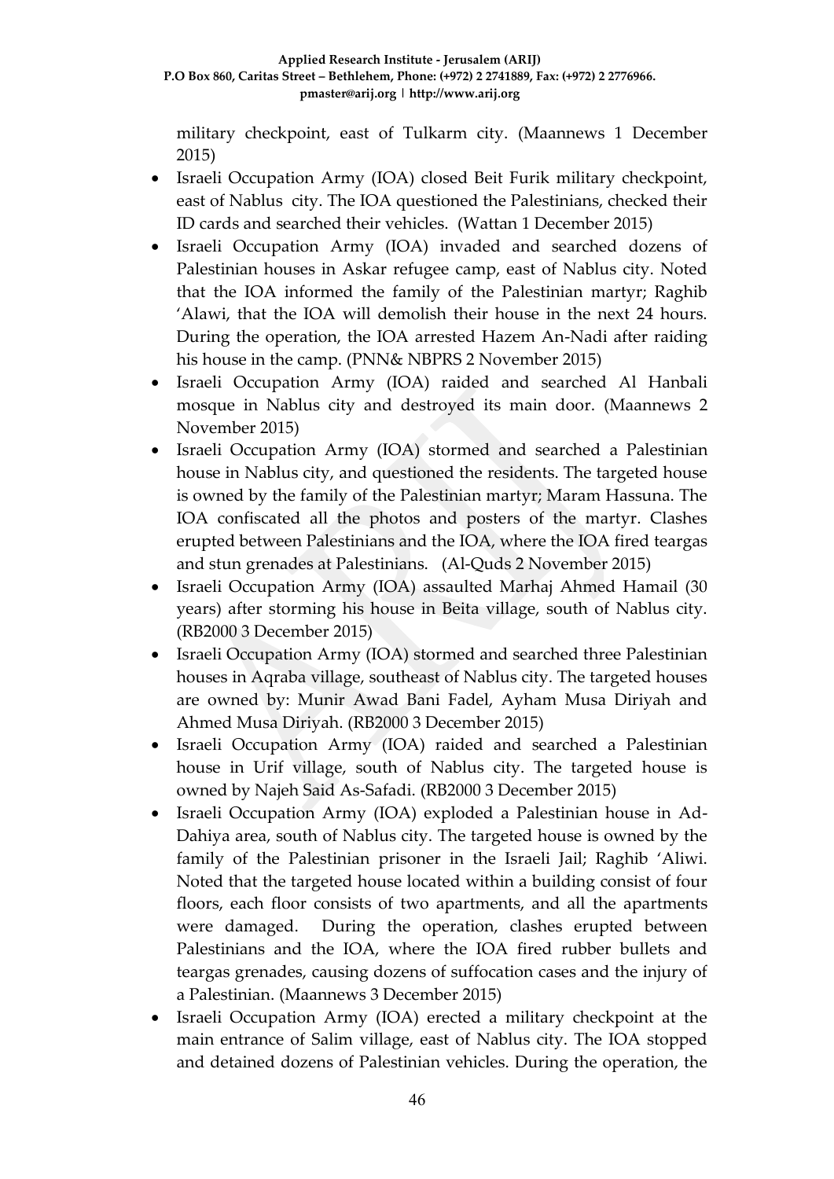military checkpoint, east of Tulkarm city. (Maannews 1 December 2015)

- Israeli Occupation Army (IOA) closed Beit Furik military checkpoint, east of Nablus city. The IOA questioned the Palestinians, checked their ID cards and searched their vehicles. (Wattan 1 December 2015)
- Israeli Occupation Army (IOA) invaded and searched dozens of Palestinian houses in Askar refugee camp, east of Nablus city. Noted that the IOA informed the family of the Palestinian martyr; Raghib 'Alawi, that the IOA will demolish their house in the next 24 hours. During the operation, the IOA arrested Hazem An-Nadi after raiding his house in the camp. (PNN& NBPRS 2 November 2015)
- Israeli Occupation Army (IOA) raided and searched Al Hanbali mosque in Nablus city and destroyed its main door. (Maannews 2 November 2015)
- Israeli Occupation Army (IOA) stormed and searched a Palestinian house in Nablus city, and questioned the residents. The targeted house is owned by the family of the Palestinian martyr; Maram Hassuna. The IOA confiscated all the photos and posters of the martyr. Clashes erupted between Palestinians and the IOA, where the IOA fired teargas and stun grenades at Palestinians. (Al-Quds 2 November 2015)
- Israeli Occupation Army (IOA) assaulted Marhaj Ahmed Hamail (30 years) after storming his house in Beita village, south of Nablus city. (RB2000 3 December 2015)
- Israeli Occupation Army (IOA) stormed and searched three Palestinian houses in Aqraba village, southeast of Nablus city. The targeted houses are owned by: Munir Awad Bani Fadel, Ayham Musa Diriyah and Ahmed Musa Diriyah. (RB2000 3 December 2015)
- Israeli Occupation Army (IOA) raided and searched a Palestinian house in Urif village, south of Nablus city. The targeted house is owned by Najeh Said As-Safadi. (RB2000 3 December 2015)
- Israeli Occupation Army (IOA) exploded a Palestinian house in Ad-Dahiya area, south of Nablus city. The targeted house is owned by the family of the Palestinian prisoner in the Israeli Jail; Raghib 'Aliwi. Noted that the targeted house located within a building consist of four floors, each floor consists of two apartments, and all the apartments were damaged. During the operation, clashes erupted between Palestinians and the IOA, where the IOA fired rubber bullets and teargas grenades, causing dozens of suffocation cases and the injury of a Palestinian. (Maannews 3 December 2015)
- Israeli Occupation Army (IOA) erected a military checkpoint at the main entrance of Salim village, east of Nablus city. The IOA stopped and detained dozens of Palestinian vehicles. During the operation, the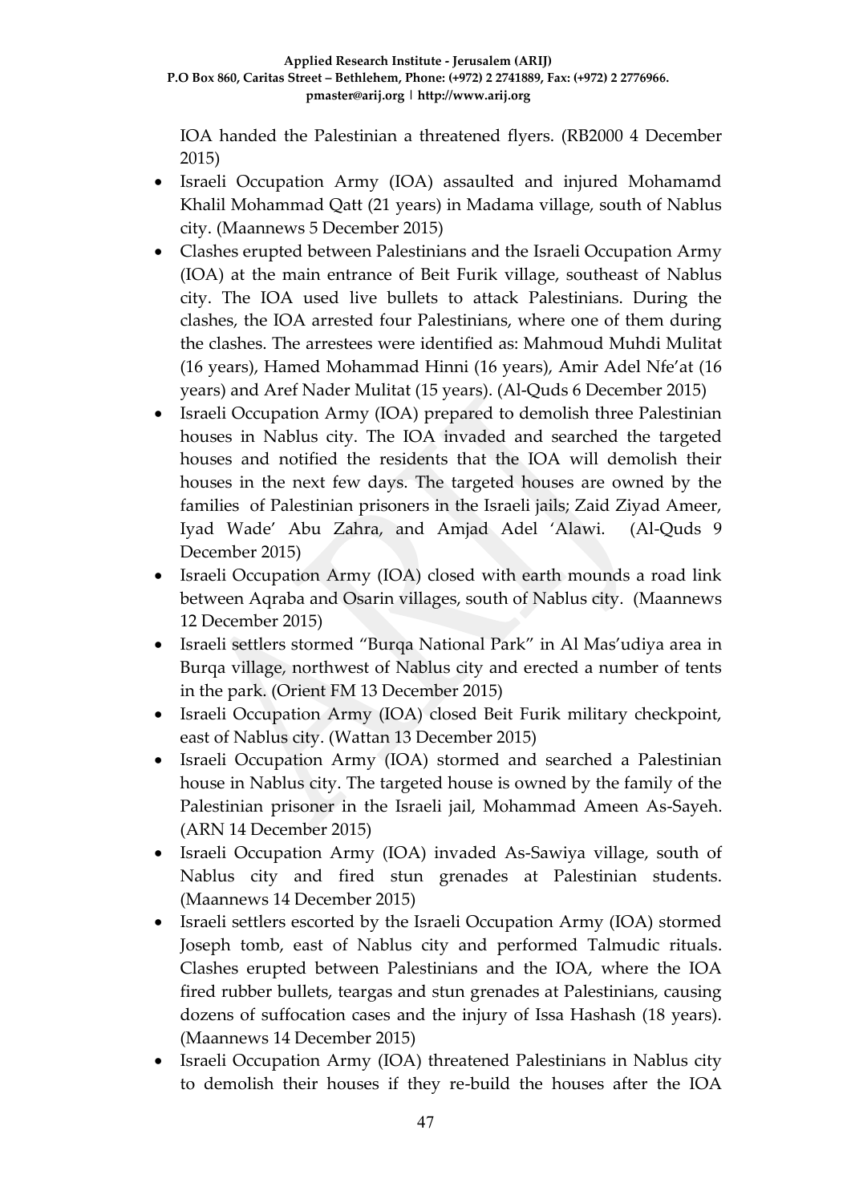IOA handed the Palestinian a threatened flyers. (RB2000 4 December 2015)

- Israeli Occupation Army (IOA) assaulted and injured Mohamamd Khalil Mohammad Qatt (21 years) in Madama village, south of Nablus city. (Maannews 5 December 2015)
- Clashes erupted between Palestinians and the Israeli Occupation Army (IOA) at the main entrance of Beit Furik village, southeast of Nablus city. The IOA used live bullets to attack Palestinians. During the clashes, the IOA arrested four Palestinians, where one of them during the clashes. The arrestees were identified as: Mahmoud Muhdi Mulitat (16 years), Hamed Mohammad Hinni (16 years), Amir Adel Nfe'at (16 years) and Aref Nader Mulitat (15 years). (Al-Quds 6 December 2015)
- Israeli Occupation Army (IOA) prepared to demolish three Palestinian houses in Nablus city. The IOA invaded and searched the targeted houses and notified the residents that the IOA will demolish their houses in the next few days. The targeted houses are owned by the families of Palestinian prisoners in the Israeli jails; Zaid Ziyad Ameer, Iyad Wade' Abu Zahra, and Amjad Adel 'Alawi. (Al-Quds 9 December 2015)
- Israeli Occupation Army (IOA) closed with earth mounds a road link between Aqraba and Osarin villages, south of Nablus city. (Maannews 12 December 2015)
- Israeli settlers stormed "Burqa National Park" in Al Mas'udiya area in Burqa village, northwest of Nablus city and erected a number of tents in the park. (Orient FM 13 December 2015)
- Israeli Occupation Army (IOA) closed Beit Furik military checkpoint, east of Nablus city. (Wattan 13 December 2015)
- Israeli Occupation Army (IOA) stormed and searched a Palestinian house in Nablus city. The targeted house is owned by the family of the Palestinian prisoner in the Israeli jail, Mohammad Ameen As-Sayeh. (ARN 14 December 2015)
- Israeli Occupation Army (IOA) invaded As-Sawiya village, south of Nablus city and fired stun grenades at Palestinian students. (Maannews 14 December 2015)
- Israeli settlers escorted by the Israeli Occupation Army (IOA) stormed Joseph tomb, east of Nablus city and performed Talmudic rituals. Clashes erupted between Palestinians and the IOA, where the IOA fired rubber bullets, teargas and stun grenades at Palestinians, causing dozens of suffocation cases and the injury of Issa Hashash (18 years). (Maannews 14 December 2015)
- Israeli Occupation Army (IOA) threatened Palestinians in Nablus city to demolish their houses if they re-build the houses after the IOA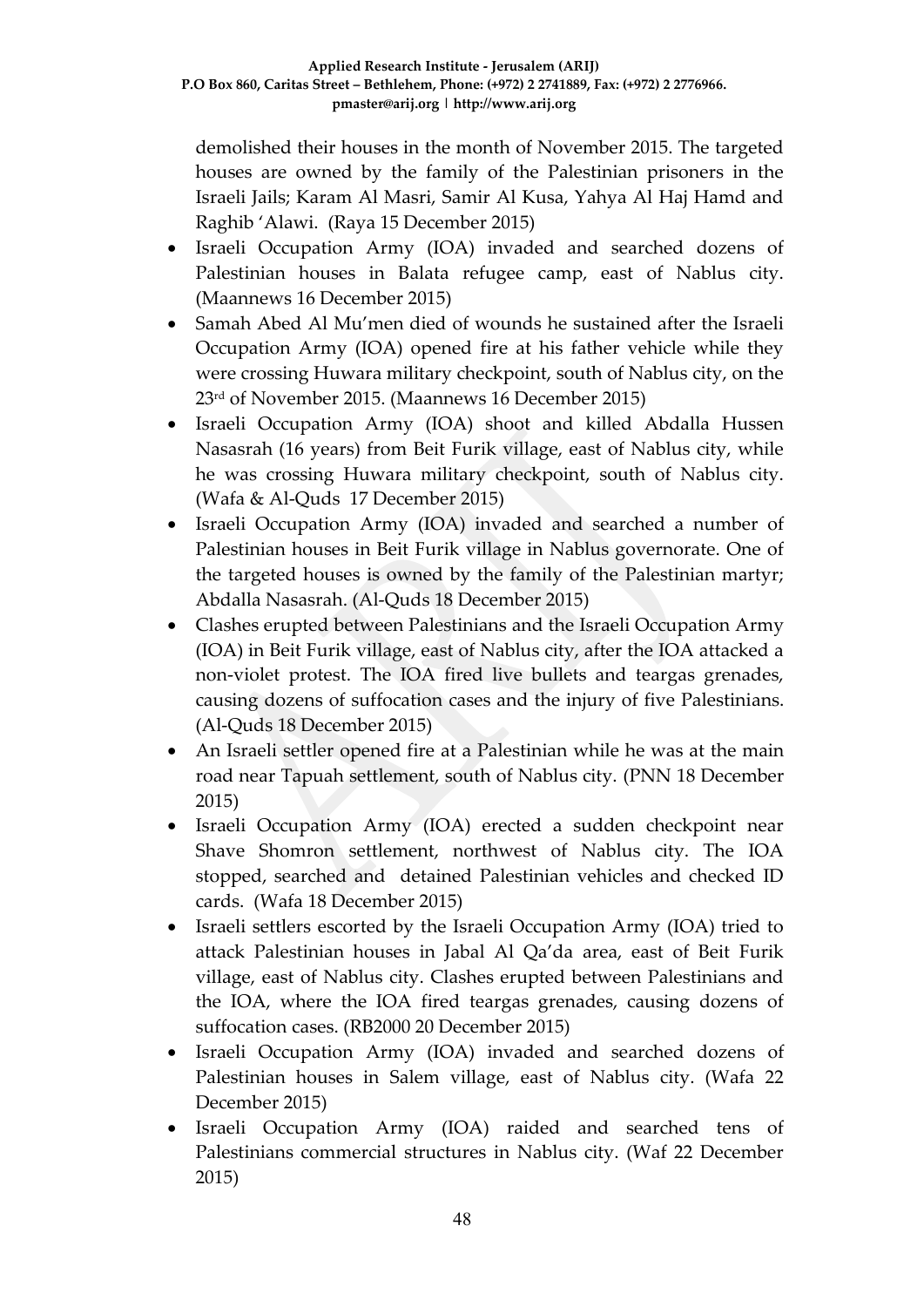demolished their houses in the month of November 2015. The targeted houses are owned by the family of the Palestinian prisoners in the Israeli Jails; Karam Al Masri, Samir Al Kusa, Yahya Al Haj Hamd and Raghib 'Alawi. (Raya 15 December 2015)

- Israeli Occupation Army (IOA) invaded and searched dozens of Palestinian houses in Balata refugee camp, east of Nablus city. (Maannews 16 December 2015)
- Samah Abed Al Mu'men died of wounds he sustained after the Israeli Occupation Army (IOA) opened fire at his father vehicle while they were crossing Huwara military checkpoint, south of Nablus city, on the 23rd of November 2015. (Maannews 16 December 2015)
- Israeli Occupation Army (IOA) shoot and killed Abdalla Hussen Nasasrah (16 years) from Beit Furik village, east of Nablus city, while he was crossing Huwara military checkpoint, south of Nablus city. (Wafa & Al-Quds 17 December 2015)
- Israeli Occupation Army (IOA) invaded and searched a number of Palestinian houses in Beit Furik village in Nablus governorate. One of the targeted houses is owned by the family of the Palestinian martyr; Abdalla Nasasrah. (Al-Quds 18 December 2015)
- Clashes erupted between Palestinians and the Israeli Occupation Army (IOA) in Beit Furik village, east of Nablus city, after the IOA attacked a non-violet protest. The IOA fired live bullets and teargas grenades, causing dozens of suffocation cases and the injury of five Palestinians. (Al-Quds 18 December 2015)
- An Israeli settler opened fire at a Palestinian while he was at the main road near Tapuah settlement, south of Nablus city. (PNN 18 December 2015)
- Israeli Occupation Army (IOA) erected a sudden checkpoint near Shave Shomron settlement, northwest of Nablus city. The IOA stopped, searched and detained Palestinian vehicles and checked ID cards. (Wafa 18 December 2015)
- Israeli settlers escorted by the Israeli Occupation Army (IOA) tried to attack Palestinian houses in Jabal Al Qa'da area, east of Beit Furik village, east of Nablus city. Clashes erupted between Palestinians and the IOA, where the IOA fired teargas grenades, causing dozens of suffocation cases. (RB2000 20 December 2015)
- Israeli Occupation Army (IOA) invaded and searched dozens of Palestinian houses in Salem village, east of Nablus city. (Wafa 22 December 2015)
- Israeli Occupation Army (IOA) raided and searched tens of Palestinians commercial structures in Nablus city. (Waf 22 December 2015)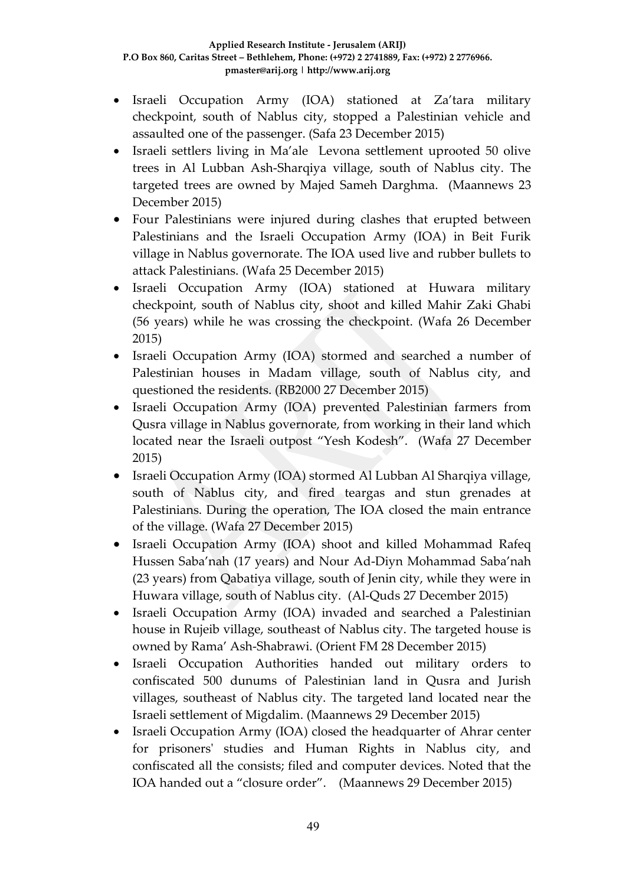- Israeli Occupation Army (IOA) stationed at Za'tara military checkpoint, south of Nablus city, stopped a Palestinian vehicle and assaulted one of the passenger. (Safa 23 December 2015)
- Israeli settlers living in Ma'ale Levona settlement uprooted 50 olive trees in Al Lubban Ash-Sharqiya village, south of Nablus city. The targeted trees are owned by Majed Sameh Darghma. (Maannews 23 December 2015)
- Four Palestinians were injured during clashes that erupted between Palestinians and the Israeli Occupation Army (IOA) in Beit Furik village in Nablus governorate. The IOA used live and rubber bullets to attack Palestinians. (Wafa 25 December 2015)
- Israeli Occupation Army (IOA) stationed at Huwara military checkpoint, south of Nablus city, shoot and killed Mahir Zaki Ghabi (56 years) while he was crossing the checkpoint. (Wafa 26 December 2015)
- Israeli Occupation Army (IOA) stormed and searched a number of Palestinian houses in Madam village, south of Nablus city, and questioned the residents. (RB2000 27 December 2015)
- Israeli Occupation Army (IOA) prevented Palestinian farmers from Qusra village in Nablus governorate, from working in their land which located near the Israeli outpost "Yesh Kodesh". (Wafa 27 December 2015)
- Israeli Occupation Army (IOA) stormed Al Lubban Al Sharqiya village, south of Nablus city, and fired teargas and stun grenades at Palestinians. During the operation, The IOA closed the main entrance of the village. (Wafa 27 December 2015)
- Israeli Occupation Army (IOA) shoot and killed Mohammad Rafeq Hussen Saba'nah (17 years) and Nour Ad-Diyn Mohammad Saba'nah (23 years) from Qabatiya village, south of Jenin city, while they were in Huwara village, south of Nablus city. (Al-Quds 27 December 2015)
- Israeli Occupation Army (IOA) invaded and searched a Palestinian house in Rujeib village, southeast of Nablus city. The targeted house is owned by Rama' Ash-Shabrawi. (Orient FM 28 December 2015)
- Israeli Occupation Authorities handed out military orders to confiscated 500 dunums of Palestinian land in Qusra and Jurish villages, southeast of Nablus city. The targeted land located near the Israeli settlement of Migdalim. (Maannews 29 December 2015)
- Israeli Occupation Army (IOA) closed the headquarter of Ahrar center for prisoners' studies and Human Rights in Nablus city, and confiscated all the consists; filed and computer devices. Noted that the IOA handed out a "closure order". (Maannews 29 December 2015)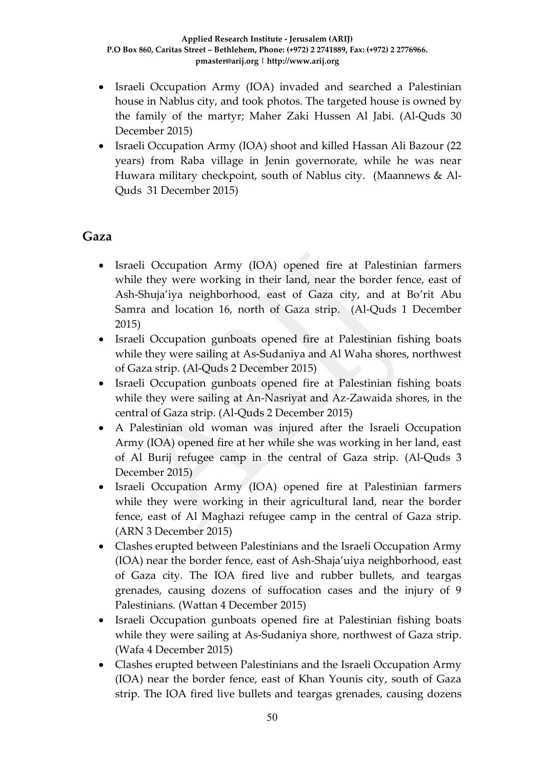- Israeli Occupation Army (IOA) invaded and searched a Palestinian house in Nablus city, and took photos. The targeted house is owned by the family of the martyr; Maher Zaki Hussen Al Jabi. (Al-Quds 30 December 2015)
- Israeli Occupation Army (IOA) shoot and killed Hassan Ali Bazour (22 years) from Raba village in Jenin governorate, while he was near Huwara military checkpoint, south of Nablus city. (Maannews & Al-Quds 31 December 2015)

## Gaza

- Israeli Occupation Army (IOA) opened fire at Palestinian farmers while they were working in their land, near the border fence, east of Ash-Shuja'iya neighborhood, east of Gaza city, and at Bo'rit Abu Samra and location 16, north of Gaza strip. (Al-Quds 1 December 2015)
- Israeli Occupation gunboats opened fire at Palestinian fishing boats while they were sailing at As-Sudaniya and Al Waha shores, northwest of Gaza strip. (Al-Quds 2 December 2015)
- Israeli Occupation gunboats opened fire at Palestinian fishing boats while they were sailing at An-Nasriyat and Az-Zawaida shores, in the central of Gaza strip. (Al-Quds 2 December 2015)
- A Palestinian old woman was injured after the Israeli Occupation Army (IOA) opened fire at her while she was working in her land, east of Al Burij refugee camp in the central of Gaza strip. (Al-Quds 3 December 2015)
- Israeli Occupation Army (IOA) opened fire at Palestinian farmers while they were working in their agricultural land, near the border fence, east of Al Maghazi refugee camp in the central of Gaza strip. (ARN 3 December 2015)
- Clashes erupted between Palestinians and the Israeli Occupation Army (IOA) near the border fence, east of Ash-Shaja'uiya neighborhood, east of Gaza city. The IOA fired live and rubber bullets, and teargas grenades, causing dozens of suffocation cases and the injury of 9 Palestinians. (Wattan 4 December 2015)
- Israeli Occupation gunboats opened fire at Palestinian fishing boats while they were sailing at As-Sudaniya shore, northwest of Gaza strip. (Wafa 4 December 2015)
- Clashes erupted between Palestinians and the Israeli Occupation Army (IOA) near the border fence, east of Khan Younis city, south of Gaza strip. The IOA fired live bullets and teargas grenades, causing dozens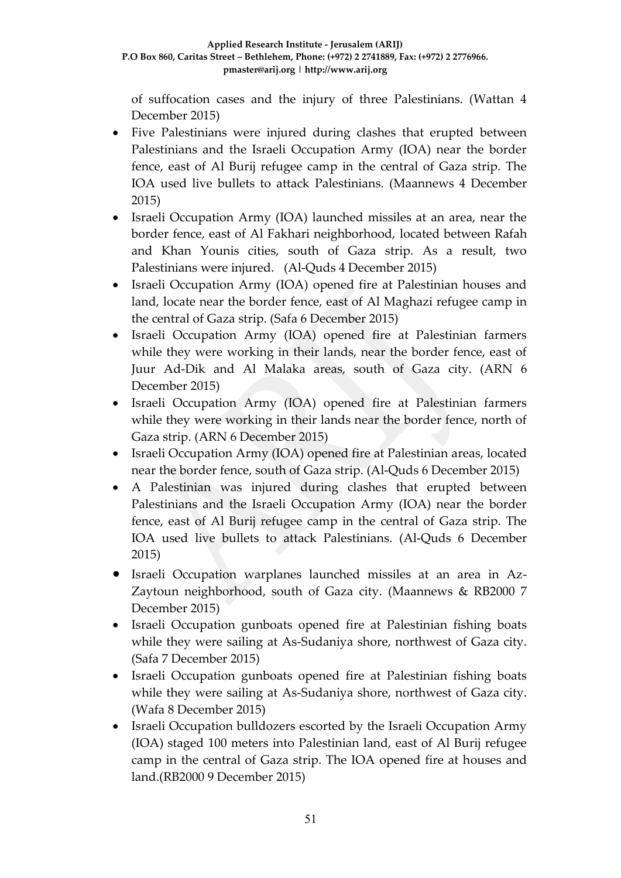of suffocation cases and the injury of three Palestinians. (Wattan 4 December 2015)

- Five Palestinians were injured during clashes that erupted between Palestinians and the Israeli Occupation Army (IOA) near the border fence, east of Al Burij refugee camp in the central of Gaza strip. The IOA used live bullets to attack Palestinians. (Maannews 4 December 2015)
- Israeli Occupation Army (IOA) launched missiles at an area, near the border fence, east of Al Fakhari neighborhood, located between Rafah and Khan Younis cities, south of Gaza strip. As a result, two Palestinians were injured. (Al-Quds 4 December 2015)
- Israeli Occupation Army (IOA) opened fire at Palestinian houses and land, locate near the border fence, east of Al Maghazi refugee camp in the central of Gaza strip. (Safa 6 December 2015)
- Israeli Occupation Army (IOA) opened fire at Palestinian farmers while they were working in their lands, near the border fence, east of Juur Ad-Dik and Al Malaka areas, south of Gaza city. (ARN 6 December 2015)
- Israeli Occupation Army (IOA) opened fire at Palestinian farmers while they were working in their lands near the border fence, north of Gaza strip. (ARN 6 December 2015)
- Israeli Occupation Army (IOA) opened fire at Palestinian areas, located near the border fence, south of Gaza strip. (Al-Quds 6 December 2015)
- A Palestinian was injured during clashes that erupted between Palestinians and the Israeli Occupation Army (IOA) near the border fence, east of Al Burij refugee camp in the central of Gaza strip. The IOA used live bullets to attack Palestinians. (Al-Quds 6 December 2015)
- Israeli Occupation warplanes launched missiles at an area in Az-Zaytoun neighborhood, south of Gaza city. (Maannews & RB2000 7 December 2015)
- Israeli Occupation gunboats opened fire at Palestinian fishing boats while they were sailing at As-Sudaniya shore, northwest of Gaza city. (Safa 7 December 2015)
- Israeli Occupation gunboats opened fire at Palestinian fishing boats while they were sailing at As-Sudaniya shore, northwest of Gaza city. (Wafa 8 December 2015)
- Israeli Occupation bulldozers escorted by the Israeli Occupation Army (IOA) staged 100 meters into Palestinian land, east of Al Burij refugee camp in the central of Gaza strip. The IOA opened fire at houses and land.(RB2000 9 December 2015)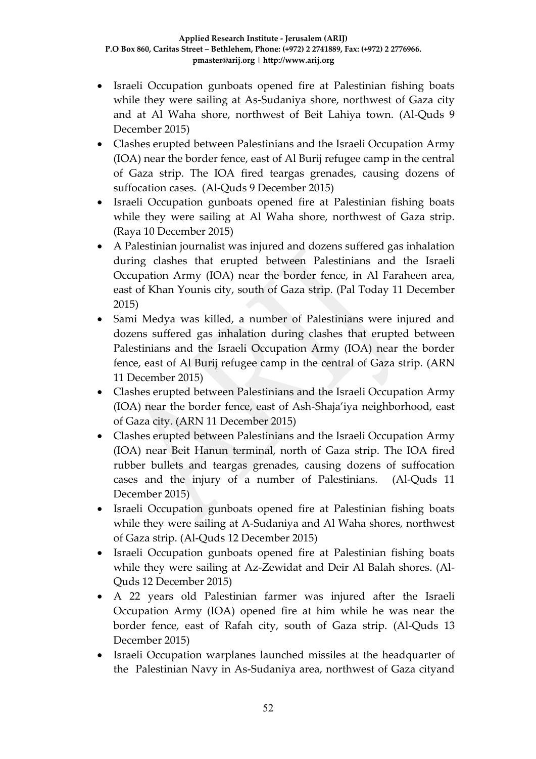- Israeli Occupation gunboats opened fire at Palestinian fishing boats while they were sailing at As-Sudaniya shore, northwest of Gaza city and at Al Waha shore, northwest of Beit Lahiya town. (Al-Quds 9 December 2015)
- Clashes erupted between Palestinians and the Israeli Occupation Army (IOA) near the border fence, east of Al Burij refugee camp in the central of Gaza strip. The IOA fired teargas grenades, causing dozens of suffocation cases. (Al-Quds 9 December 2015)
- Israeli Occupation gunboats opened fire at Palestinian fishing boats while they were sailing at Al Waha shore, northwest of Gaza strip. (Raya 10 December 2015)
- A Palestinian journalist was injured and dozens suffered gas inhalation during clashes that erupted between Palestinians and the Israeli Occupation Army (IOA) near the border fence, in Al Faraheen area, east of Khan Younis city, south of Gaza strip. (Pal Today 11 December 2015)
- Sami Medya was killed, a number of Palestinians were injured and dozens suffered gas inhalation during clashes that erupted between Palestinians and the Israeli Occupation Army (IOA) near the border fence, east of Al Burij refugee camp in the central of Gaza strip. (ARN 11 December 2015)
- Clashes erupted between Palestinians and the Israeli Occupation Army (IOA) near the border fence, east of Ash-Shaja'iya neighborhood, east of Gaza city. (ARN 11 December 2015)
- Clashes erupted between Palestinians and the Israeli Occupation Army (IOA) near Beit Hanun terminal, north of Gaza strip. The IOA fired rubber bullets and teargas grenades, causing dozens of suffocation cases and the injury of a number of Palestinians. (Al-Quds 11 December 2015)
- Israeli Occupation gunboats opened fire at Palestinian fishing boats while they were sailing at A-Sudaniya and Al Waha shores, northwest of Gaza strip. (Al-Quds 12 December 2015)
- Israeli Occupation gunboats opened fire at Palestinian fishing boats while they were sailing at Az-Zewidat and Deir Al Balah shores. (Al-Quds 12 December 2015)
- A 22 years old Palestinian farmer was injured after the Israeli Occupation Army (IOA) opened fire at him while he was near the border fence, east of Rafah city, south of Gaza strip. (Al-Quds 13 December 2015)
- Israeli Occupation warplanes launched missiles at the headquarter of the Palestinian Navy in As-Sudaniya area, northwest of Gaza cityand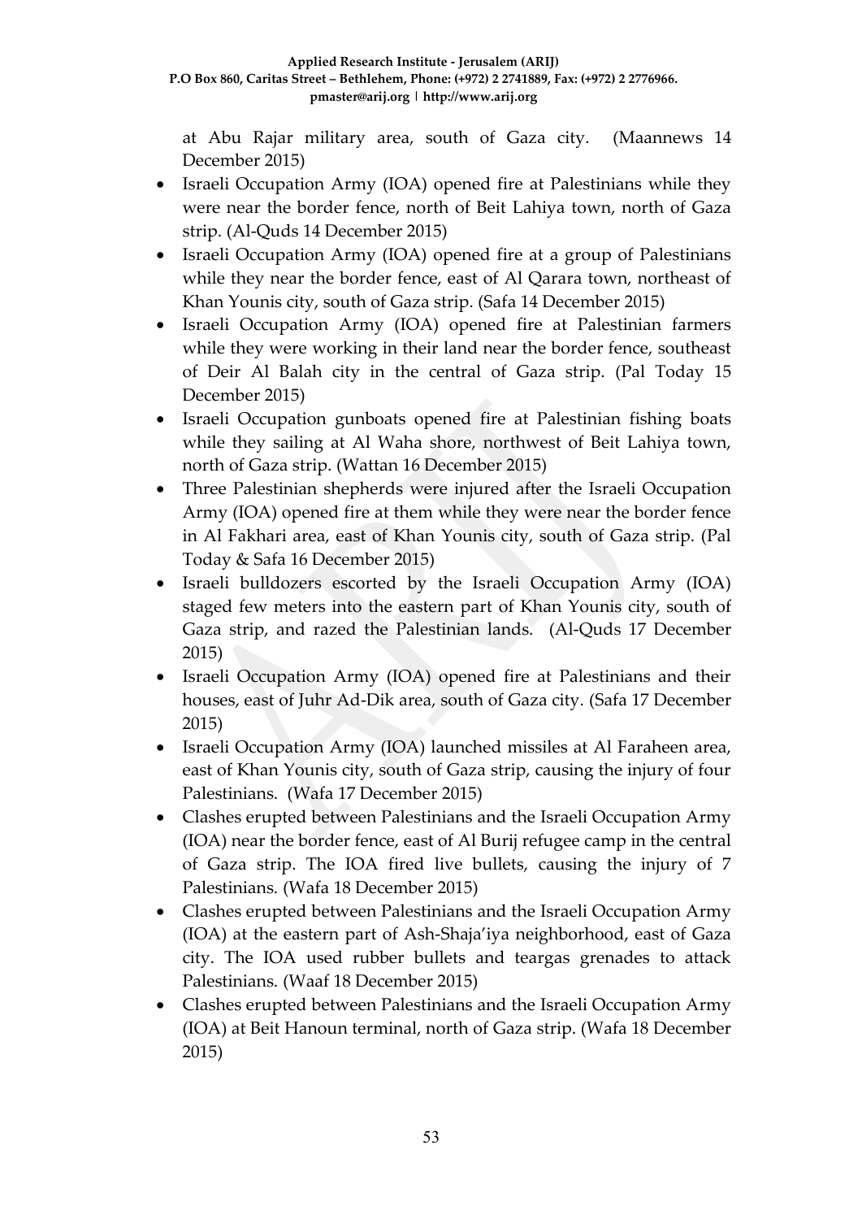at Abu Rajar military area, south of Gaza city. (Maannews 14 December 2015)

- Israeli Occupation Army (IOA) opened fire at Palestinians while they were near the border fence, north of Beit Lahiya town, north of Gaza strip. (Al-Quds 14 December 2015)
- Israeli Occupation Army (IOA) opened fire at a group of Palestinians while they near the border fence, east of Al Qarara town, northeast of Khan Younis city, south of Gaza strip. (Safa 14 December 2015)
- Israeli Occupation Army (IOA) opened fire at Palestinian farmers while they were working in their land near the border fence, southeast of Deir Al Balah city in the central of Gaza strip. (Pal Today 15 December 2015)
- Israeli Occupation gunboats opened fire at Palestinian fishing boats while they sailing at Al Waha shore, northwest of Beit Lahiya town, north of Gaza strip. (Wattan 16 December 2015)
- Three Palestinian shepherds were injured after the Israeli Occupation Army (IOA) opened fire at them while they were near the border fence in Al Fakhari area, east of Khan Younis city, south of Gaza strip. (Pal Today & Safa 16 December 2015)
- Israeli bulldozers escorted by the Israeli Occupation Army (IOA) staged few meters into the eastern part of Khan Younis city, south of Gaza strip, and razed the Palestinian lands. (Al-Quds 17 December 2015)
- Israeli Occupation Army (IOA) opened fire at Palestinians and their houses, east of Juhr Ad-Dik area, south of Gaza city. (Safa 17 December 2015)
- Israeli Occupation Army (IOA) launched missiles at Al Faraheen area, east of Khan Younis city, south of Gaza strip, causing the injury of four Palestinians. (Wafa 17 December 2015)
- Clashes erupted between Palestinians and the Israeli Occupation Army (IOA) near the border fence, east of Al Burij refugee camp in the central of Gaza strip. The IOA fired live bullets, causing the injury of 7 Palestinians. (Wafa 18 December 2015)
- Clashes erupted between Palestinians and the Israeli Occupation Army (IOA) at the eastern part of Ash-Shaja'iya neighborhood, east of Gaza city. The IOA used rubber bullets and teargas grenades to attack Palestinians. (Waaf 18 December 2015)
- Clashes erupted between Palestinians and the Israeli Occupation Army (IOA) at Beit Hanoun terminal, north of Gaza strip. (Wafa 18 December 2015)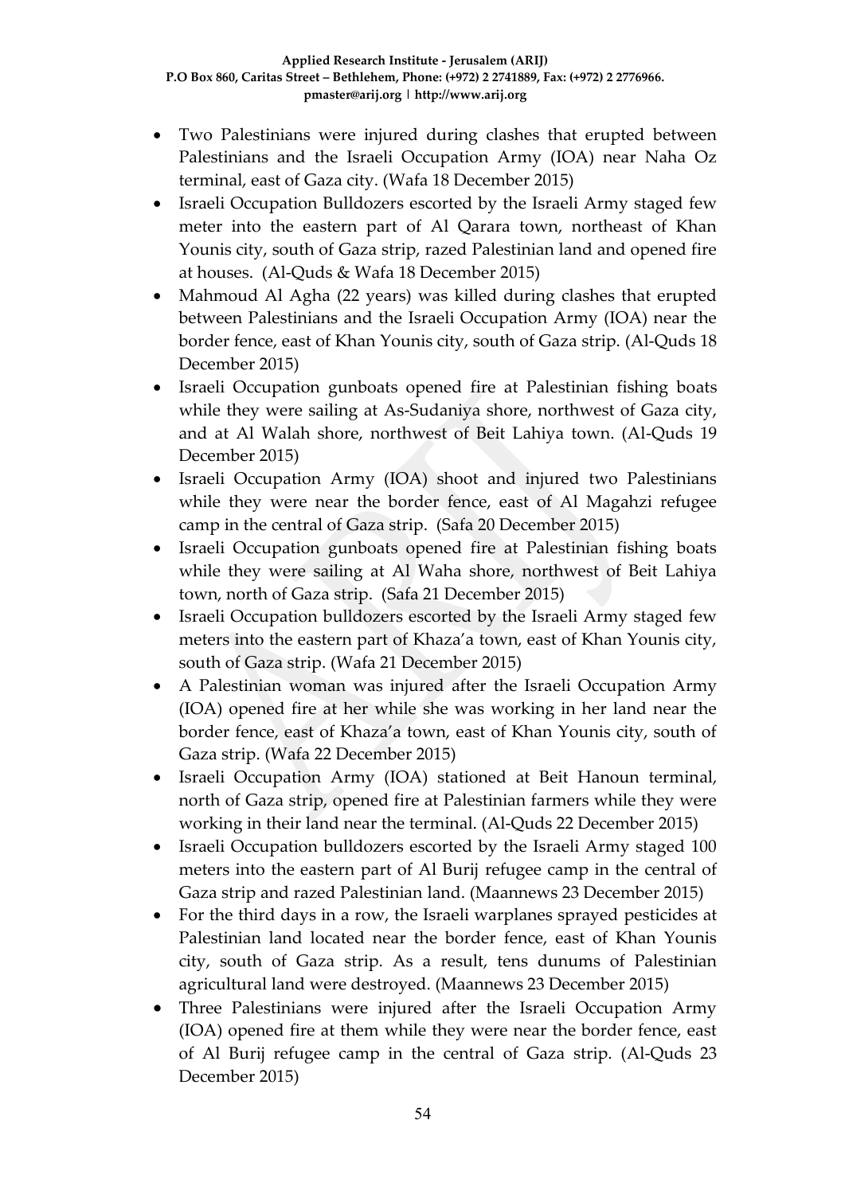- Two Palestinians were injured during clashes that erupted between Palestinians and the Israeli Occupation Army (IOA) near Naha Oz terminal, east of Gaza city. (Wafa 18 December 2015)
- Israeli Occupation Bulldozers escorted by the Israeli Army staged few meter into the eastern part of Al Qarara town, northeast of Khan Younis city, south of Gaza strip, razed Palestinian land and opened fire at houses. (Al-Quds & Wafa 18 December 2015)
- Mahmoud Al Agha (22 years) was killed during clashes that erupted between Palestinians and the Israeli Occupation Army (IOA) near the border fence, east of Khan Younis city, south of Gaza strip. (Al-Quds 18 December 2015)
- Israeli Occupation gunboats opened fire at Palestinian fishing boats while they were sailing at As-Sudaniya shore, northwest of Gaza city, and at Al Walah shore, northwest of Beit Lahiya town. (Al-Quds 19 December 2015)
- Israeli Occupation Army (IOA) shoot and injured two Palestinians while they were near the border fence, east of Al Magahzi refugee camp in the central of Gaza strip. (Safa 20 December 2015)
- Israeli Occupation gunboats opened fire at Palestinian fishing boats while they were sailing at Al Waha shore, northwest of Beit Lahiya town, north of Gaza strip. (Safa 21 December 2015)
- Israeli Occupation bulldozers escorted by the Israeli Army staged few meters into the eastern part of Khaza'a town, east of Khan Younis city, south of Gaza strip. (Wafa 21 December 2015)
- A Palestinian woman was injured after the Israeli Occupation Army (IOA) opened fire at her while she was working in her land near the border fence, east of Khaza'a town, east of Khan Younis city, south of Gaza strip. (Wafa 22 December 2015)
- Israeli Occupation Army (IOA) stationed at Beit Hanoun terminal, north of Gaza strip, opened fire at Palestinian farmers while they were working in their land near the terminal. (Al-Quds 22 December 2015)
- Israeli Occupation bulldozers escorted by the Israeli Army staged 100 meters into the eastern part of Al Burij refugee camp in the central of Gaza strip and razed Palestinian land. (Maannews 23 December 2015)
- For the third days in a row, the Israeli warplanes sprayed pesticides at Palestinian land located near the border fence, east of Khan Younis city, south of Gaza strip. As a result, tens dunums of Palestinian agricultural land were destroyed. (Maannews 23 December 2015)
- Three Palestinians were injured after the Israeli Occupation Army (IOA) opened fire at them while they were near the border fence, east of Al Burij refugee camp in the central of Gaza strip. (Al-Quds 23 December 2015)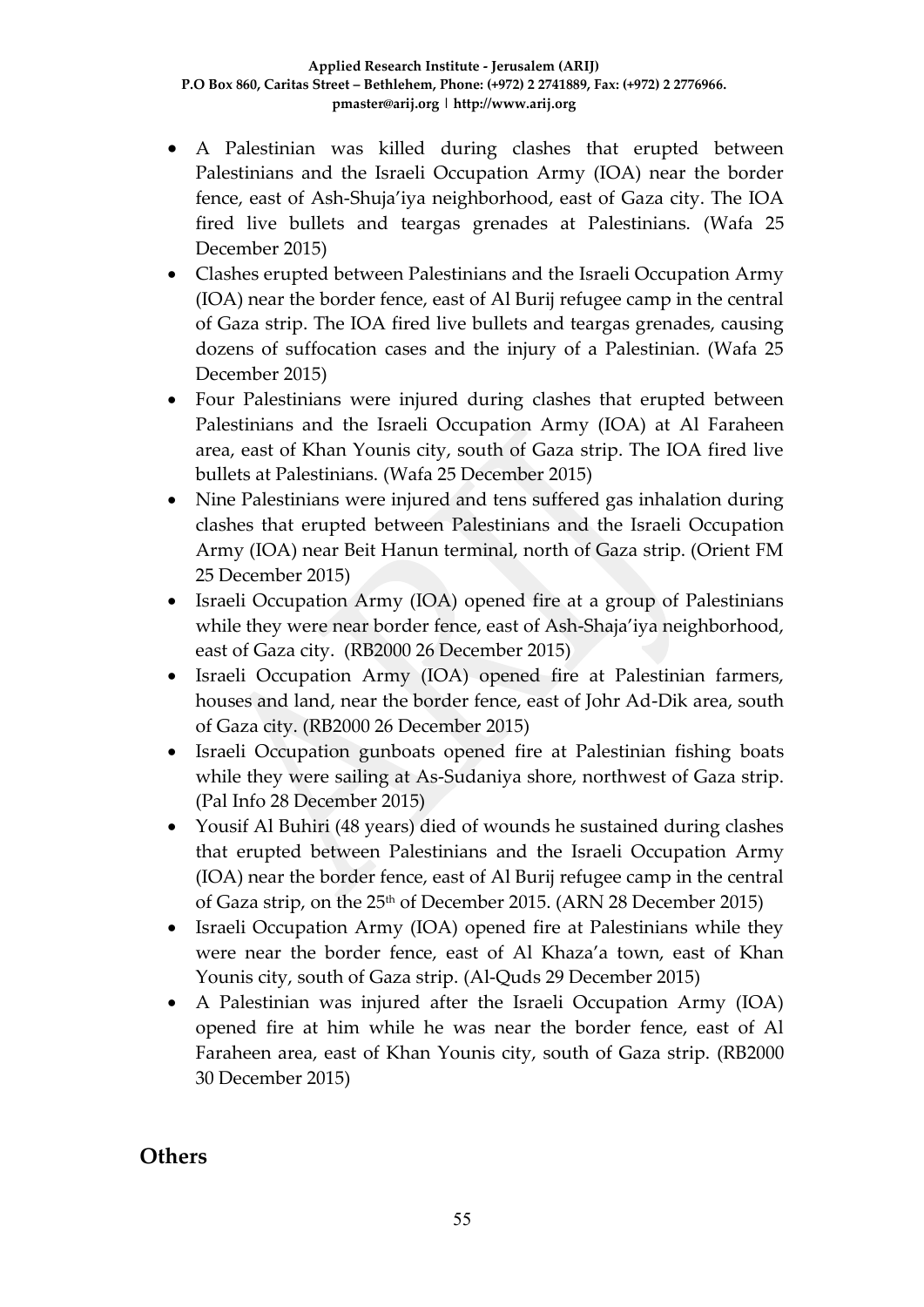- A Palestinian was killed during clashes that erupted between Palestinians and the Israeli Occupation Army (IOA) near the border fence, east of Ash-Shuja'iya neighborhood, east of Gaza city. The IOA fired live bullets and teargas grenades at Palestinians. (Wafa 25 December 2015)
- Clashes erupted between Palestinians and the Israeli Occupation Army (IOA) near the border fence, east of Al Burij refugee camp in the central of Gaza strip. The IOA fired live bullets and teargas grenades, causing dozens of suffocation cases and the injury of a Palestinian. (Wafa 25 December 2015)
- Four Palestinians were injured during clashes that erupted between Palestinians and the Israeli Occupation Army (IOA) at Al Faraheen area, east of Khan Younis city, south of Gaza strip. The IOA fired live bullets at Palestinians. (Wafa 25 December 2015)
- Nine Palestinians were injured and tens suffered gas inhalation during clashes that erupted between Palestinians and the Israeli Occupation Army (IOA) near Beit Hanun terminal, north of Gaza strip. (Orient FM 25 December 2015)
- Israeli Occupation Army (IOA) opened fire at a group of Palestinians while they were near border fence, east of Ash-Shaja'iya neighborhood, east of Gaza city. (RB2000 26 December 2015)
- Israeli Occupation Army (IOA) opened fire at Palestinian farmers, houses and land, near the border fence, east of Johr Ad-Dik area, south of Gaza city. (RB2000 26 December 2015)
- Israeli Occupation gunboats opened fire at Palestinian fishing boats while they were sailing at As-Sudaniya shore, northwest of Gaza strip. (Pal Info 28 December 2015)
- Yousif Al Buhiri (48 years) died of wounds he sustained during clashes that erupted between Palestinians and the Israeli Occupation Army (IOA) near the border fence, east of Al Burij refugee camp in the central of Gaza strip, on the 25th of December 2015. (ARN 28 December 2015)
- Israeli Occupation Army (IOA) opened fire at Palestinians while they were near the border fence, east of Al Khaza'a town, east of Khan Younis city, south of Gaza strip. (Al-Quds 29 December 2015)
- A Palestinian was injured after the Israeli Occupation Army (IOA) opened fire at him while he was near the border fence, east of Al Faraheen area, east of Khan Younis city, south of Gaza strip. (RB2000 30 December 2015)

## Others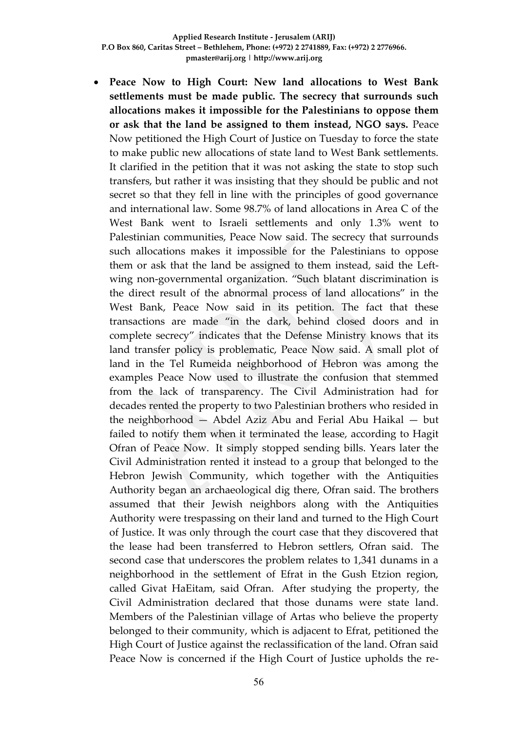- **Peace Now to High Court: New land allocations to West Bank settlements must be made public. The secrecy that surrounds such allocations makes it impossible for the Palestinians to oppose them or ask that the land be assigned to them instead, NGO says.** Peace Now petitioned the High Court of Justice on Tuesday to force the state to make public new allocations of state land to West Bank settlements. It clarified in the petition that it was not asking the state to stop such transfers, but rather it was insisting that they should be public and not secret so that they fell in line with the principles of good governance and international law. Some 98.7% of land allocations in Area C of the West Bank went to Israeli settlements and only 1.3% went to Palestinian communities, Peace Now said. The secrecy that surrounds such allocations makes it impossible for the Palestinians to oppose them or ask that the land be assigned to them instead, said the Left-wing non-governmental organization. "Such blatant discrimination is the direct result of the abnormal process of land allocations" in the West Bank, Peace Now said in its petition. The fact that these transactions are made "in the dark, behind closed doors and in complete secrecy" indicates that the Defense Ministry knows that its land transfer policy is problematic, Peace Now said. A small plot of land in the Tel Rumeida neighborhood of Hebron was among the examples Peace Now used to illustrate the confusion that stemmed from the lack of transparency. The Civil Administration had for decades rented the property to two Palestinian brothers who resided in the neighborhood — Abdel Aziz Abu and Ferial Abu Haikal — but failed to notify them when it terminated the lease, according to Hagit Ofran of Peace Now. It simply stopped sending bills. Years later the Civil Administration rented it instead to a group that belonged to the Hebron Jewish Community, which together with the Antiquities Authority began an archaeological dig there, Ofran said. The brothers assumed that their Jewish neighbors along with the Antiquities Authority were trespassing on their land and turned to the High Court of Justice. It was only through the court case that they discovered that the lease had been transferred to Hebron settlers, Ofran said. The second case that underscores the problem relates to 1,341 dunams in a neighborhood in the settlement of Efrat in the Gush Etzion region, called Givat HaEitam, said Ofran. After studying the property, the Civil Administration declared that those dunams were state land. Members of the Palestinian village of Artas who believe the property belonged to their community, which is adjacent to Efrat, petitioned the High Court of Justice against the reclassification of the land. Ofran said Peace Now is concerned if the High Court of Justice upholds the re-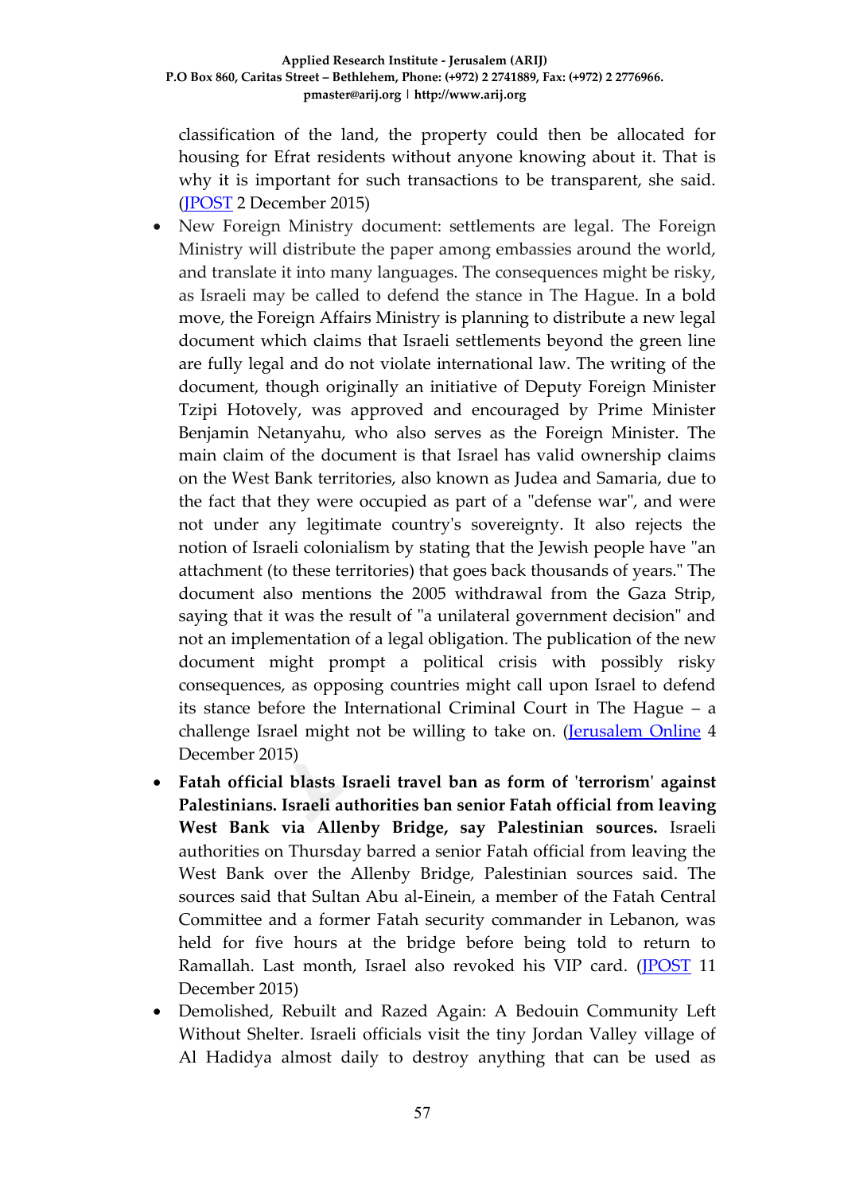classification of the land, the property could then be allocated for housing for Efrat residents without anyone knowing about it. That is why it is important for such transactions to be transparent, she said. (JPOST 2 December 2015)

- New Foreign Ministry document: settlements are legal. The Foreign Ministry will distribute the paper among embassies around the world, and translate it into many languages. The consequences might be risky, as Israeli may be called to defend the stance in The Hague. In a bold move, the Foreign Affairs Ministry is planning to distribute a new legal document which claims that Israeli settlements beyond the green line are fully legal and do not violate international law. The writing of the document, though originally an initiative of Deputy Foreign Minister Tzipi Hotovely, was approved and encouraged by Prime Minister Benjamin Netanyahu, who also serves as the Foreign Minister. The main claim of the document is that Israel has valid ownership claims on the West Bank territories, also known as Judea and Samaria, due to the fact that they were occupied as part of a "defense war", and were not under any legitimate country's sovereignty. It also rejects the notion of Israeli colonialism by stating that the Jewish people have "an attachment (to these territories) that goes back thousands of years." The document also mentions the 2005 withdrawal from the Gaza Strip, saying that it was the result of "a unilateral government decision" and not an implementation of a legal obligation. The publication of the new document might prompt a political crisis with possibly risky consequences, as opposing countries might call upon Israel to defend its stance before the International Criminal Court in The Hague – a challenge Israel might not be willing to take on. (Jerusalem Online 4 December 2015)
- **Fatah official blasts Israeli travel ban as form of 'terrorism' against Palestinians. Israeli authorities ban senior Fatah official from leaving West Bank via Allenby Bridge, say Palestinian sources.** Israeli authorities on Thursday barred a senior Fatah official from leaving the West Bank over the Allenby Bridge, Palestinian sources said. The sources said that Sultan Abu al-Einein, a member of the Fatah Central Committee and a former Fatah security commander in Lebanon, was held for five hours at the bridge before being told to return to Ramallah. Last month, Israel also revoked his VIP card. (JPOST 11 December 2015)
- Demolished, Rebuilt and Razed Again: A Bedouin Community Left Without Shelter. Israeli officials visit the tiny Jordan Valley village of Al Hadidya almost daily to destroy anything that can be used as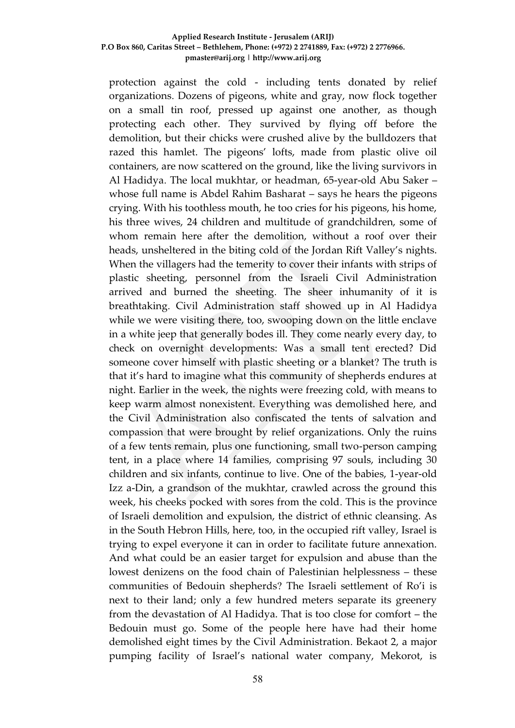protection against the cold - including tents donated by relief organizations. Dozens of pigeons, white and gray, now flock together on a small tin roof, pressed up against one another, as though protecting each other. They survived by flying off before the demolition, but their chicks were crushed alive by the bulldozers that razed this hamlet. The pigeons' lofts, made from plastic olive oil containers, are now scattered on the ground, like the living survivors in Al Hadidya. The local mukhtar, or headman, 65-year-old Abu Saker – whose full name is Abdel Rahim Basharat – says he hears the pigeons crying. With his toothless mouth, he too cries for his pigeons, his home, his three wives, 24 children and multitude of grandchildren, some of whom remain here after the demolition, without a roof over their heads, unsheltered in the biting cold of the Jordan Rift Valley's nights. When the villagers had the temerity to cover their infants with strips of plastic sheeting, personnel from the Israeli Civil Administration arrived and burned the sheeting. The sheer inhumanity of it is breathtaking. Civil Administration staff showed up in Al Hadidya while we were visiting there, too, swooping down on the little enclave in a white jeep that generally bodes ill. They come nearly every day, to check on overnight developments: Was a small tent erected? Did someone cover himself with plastic sheeting or a blanket? The truth is that it's hard to imagine what this community of shepherds endures at night. Earlier in the week, the nights were freezing cold, with means to keep warm almost nonexistent. Everything was demolished here, and the Civil Administration also confiscated the tents of salvation and compassion that were brought by relief organizations. Only the ruins of a few tents remain, plus one functioning, small two-person camping tent, in a place where 14 families, comprising 97 souls, including 30 children and six infants, continue to live. One of the babies, 1-year-old Izz a-Din, a grandson of the mukhtar, crawled across the ground this week, his cheeks pocked with sores from the cold. This is the province of Israeli demolition and expulsion, the district of ethnic cleansing. As in the South Hebron Hills, here, too, in the occupied rift valley, Israel is trying to expel everyone it can in order to facilitate future annexation. And what could be an easier target for expulsion and abuse than the lowest denizens on the food chain of Palestinian helplessness – these communities of Bedouin shepherds? The Israeli settlement of Ro'i is next to their land; only a few hundred meters separate its greenery from the devastation of Al Hadidya. That is too close for comfort – the Bedouin must go. Some of the people here have had their home demolished eight times by the Civil Administration. Bekaot 2, a major pumping facility of Israel's national water company, Mekorot, is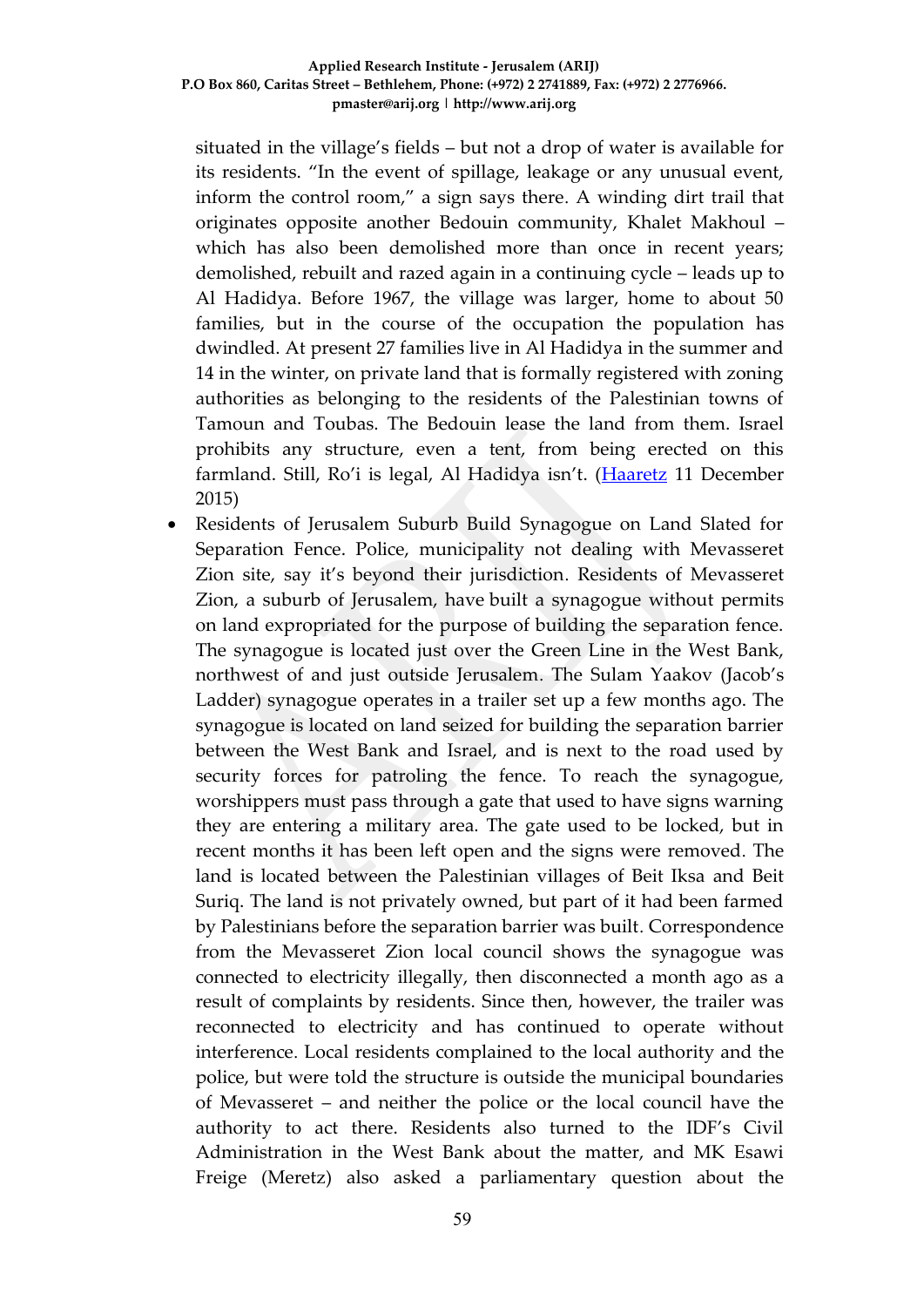situated in the village's fields – but not a drop of water is available for its residents. "In the event of spillage, leakage or any unusual event, inform the control room," a sign says there. A winding dirt trail that originates opposite another Bedouin community, Khalet Makhoul – which has also been demolished more than once in recent years; demolished, rebuilt and razed again in a continuing cycle – leads up to Al Hadidya. Before 1967, the village was larger, home to about 50 families, but in the course of the occupation the population has dwindled. At present 27 families live in Al Hadidya in the summer and 14 in the winter, on private land that is formally registered with zoning authorities as belonging to the residents of the Palestinian towns of Tamoun and Toubas. The Bedouin lease the land from them. Israel prohibits any structure, even a tent, from being erected on this farmland. Still, Ro'i is legal, Al Hadidya isn't. (Haaretz 11 December 2015)

- Residents of Jerusalem Suburb Build Synagogue on Land Slated for Separation Fence. Police, municipality not dealing with Mevasseret Zion site, say it's beyond their jurisdiction. Residents of Mevasseret Zion, a suburb of Jerusalem, have built a synagogue without permits on land expropriated for the purpose of building the separation fence. The synagogue is located just over the Green Line in the West Bank, northwest of and just outside Jerusalem. The Sulam Yaakov (Jacob's Ladder) synagogue operates in a trailer set up a few months ago. The synagogue is located on land seized for building the separation barrier between the West Bank and Israel, and is next to the road used by security forces for patroling the fence. To reach the synagogue, worshippers must pass through a gate that used to have signs warning they are entering a military area. The gate used to be locked, but in recent months it has been left open and the signs were removed. The land is located between the Palestinian villages of Beit Iksa and Beit Suriq. The land is not privately owned, but part of it had been farmed by Palestinians before the separation barrier was built. Correspondence from the Mevasseret Zion local council shows the synagogue was connected to electricity illegally, then disconnected a month ago as a result of complaints by residents. Since then, however, the trailer was reconnected to electricity and has continued to operate without interference. Local residents complained to the local authority and the police, but were told the structure is outside the municipal boundaries of Mevasseret – and neither the police or the local council have the authority to act there. Residents also turned to the IDF's Civil Administration in the West Bank about the matter, and MK Esawi Freige (Meretz) also asked a parliamentary question about the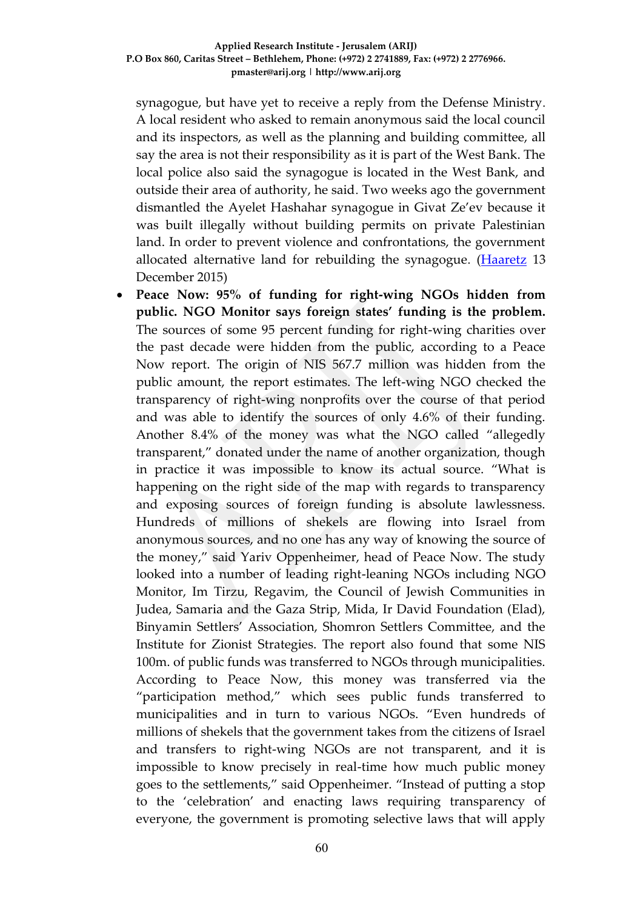synagogue, but have yet to receive a reply from the Defense Ministry. A local resident who asked to remain anonymous said the local council and its inspectors, as well as the planning and building committee, all say the area is not their responsibility as it is part of the West Bank. The local police also said the synagogue is located in the West Bank, and outside their area of authority, he said. Two weeks ago the government dismantled the Ayelet Hashahar synagogue in Givat Ze'ev because it was built illegally without building permits on private Palestinian land. In order to prevent violence and confrontations, the government allocated alternative land for rebuilding the synagogue. (Haaretz 13 December 2015)

- **Peace Now: 95% of funding for right-wing NGOs hidden from public. NGO Monitor says foreign states' funding is the problem.** The sources of some 95 percent funding for right-wing charities over the past decade were hidden from the public, according to a Peace Now report. The origin of NIS 567.7 million was hidden from the public amount, the report estimates. The left-wing NGO checked the transparency of right-wing nonprofits over the course of that period and was able to identify the sources of only 4.6% of their funding. Another 8.4% of the money was what the NGO called "allegedly transparent," donated under the name of another organization, though in practice it was impossible to know its actual source. "What is happening on the right side of the map with regards to transparency and exposing sources of foreign funding is absolute lawlessness. Hundreds of millions of shekels are flowing into Israel from anonymous sources, and no one has any way of knowing the source of the money," said Yariv Oppenheimer, head of Peace Now. The study looked into a number of leading right-leaning NGOs including NGO Monitor, Im Tirzu, Regavim, the Council of Jewish Communities in Judea, Samaria and the Gaza Strip, Mida, Ir David Foundation (Elad), Binyamin Settlers' Association, Shomron Settlers Committee, and the Institute for Zionist Strategies. The report also found that some NIS 100m. of public funds was transferred to NGOs through municipalities. According to Peace Now, this money was transferred via the "participation method," which sees public funds transferred to municipalities and in turn to various NGOs. "Even hundreds of millions of shekels that the government takes from the citizens of Israel and transfers to right-wing NGOs are not transparent, and it is impossible to know precisely in real-time how much public money goes to the settlements," said Oppenheimer. "Instead of putting a stop to the 'celebration' and enacting laws requiring transparency of everyone, the government is promoting selective laws that will apply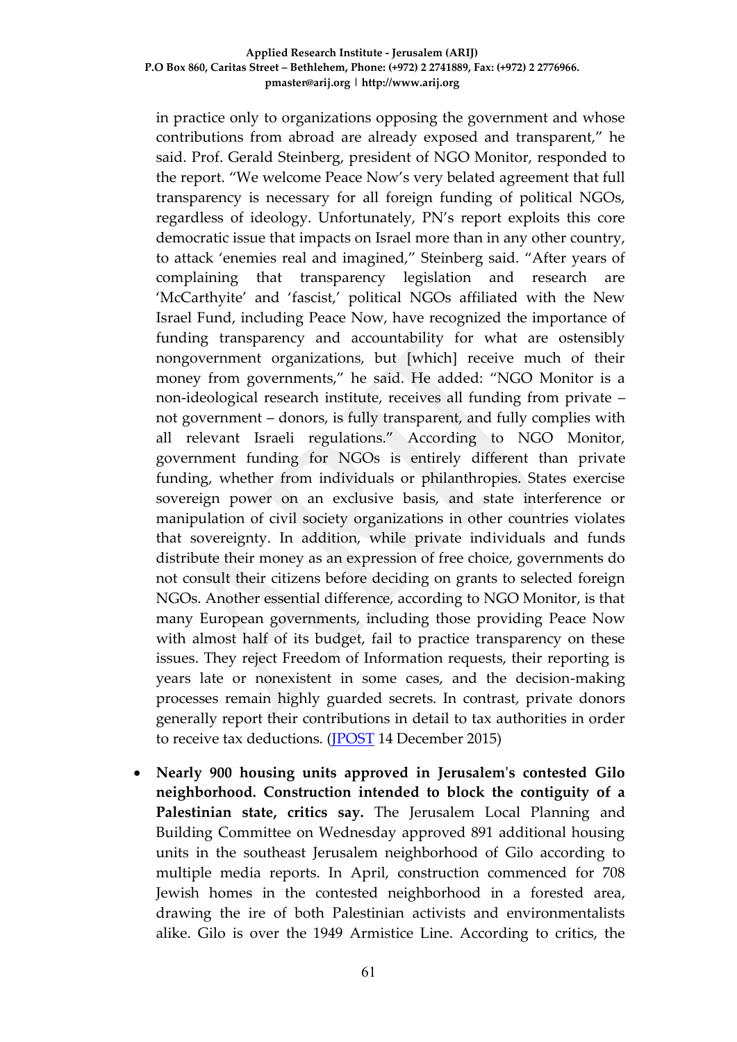in practice only to organizations opposing the government and whose contributions from abroad are already exposed and transparent," he said. Prof. Gerald Steinberg, president of NGO Monitor, responded to the report. "We welcome Peace Now's very belated agreement that full transparency is necessary for all foreign funding of political NGOs, regardless of ideology. Unfortunately, PN's report exploits this core democratic issue that impacts on Israel more than in any other country, to attack 'enemies real and imagined," Steinberg said. "After years of complaining that transparency legislation and research are 'McCarthyite' and 'fascist,' political NGOs affiliated with the New Israel Fund, including Peace Now, have recognized the importance of funding transparency and accountability for what are ostensibly nongovernment organizations, but [which] receive much of their money from governments," he said. He added: "NGO Monitor is a non-ideological research institute, receives all funding from private – not government – donors, is fully transparent, and fully complies with all relevant Israeli regulations." According to NGO Monitor, government funding for NGOs is entirely different than private funding, whether from individuals or philanthropies. States exercise sovereign power on an exclusive basis, and state interference or manipulation of civil society organizations in other countries violates that sovereignty. In addition, while private individuals and funds distribute their money as an expression of free choice, governments do not consult their citizens before deciding on grants to selected foreign NGOs. Another essential difference, according to NGO Monitor, is that many European governments, including those providing Peace Now with almost half of its budget, fail to practice transparency on these issues. They reject Freedom of Information requests, their reporting is years late or nonexistent in some cases, and the decision-making processes remain highly guarded secrets. In contrast, private donors generally report their contributions in detail to tax authorities in order to receive tax deductions. (JPOST 14 December 2015)

- **Nearly 900 housing units approved in Jerusalem's contested Gilo neighborhood. Construction intended to block the contiguity of a Palestinian state, critics say.** The Jerusalem Local Planning and Building Committee on Wednesday approved 891 additional housing units in the southeast Jerusalem neighborhood of Gilo according to multiple media reports. In April, construction commenced for 708 Jewish homes in the contested neighborhood in a forested area, drawing the ire of both Palestinian activists and environmentalists alike. Gilo is over the 1949 Armistice Line. According to critics, the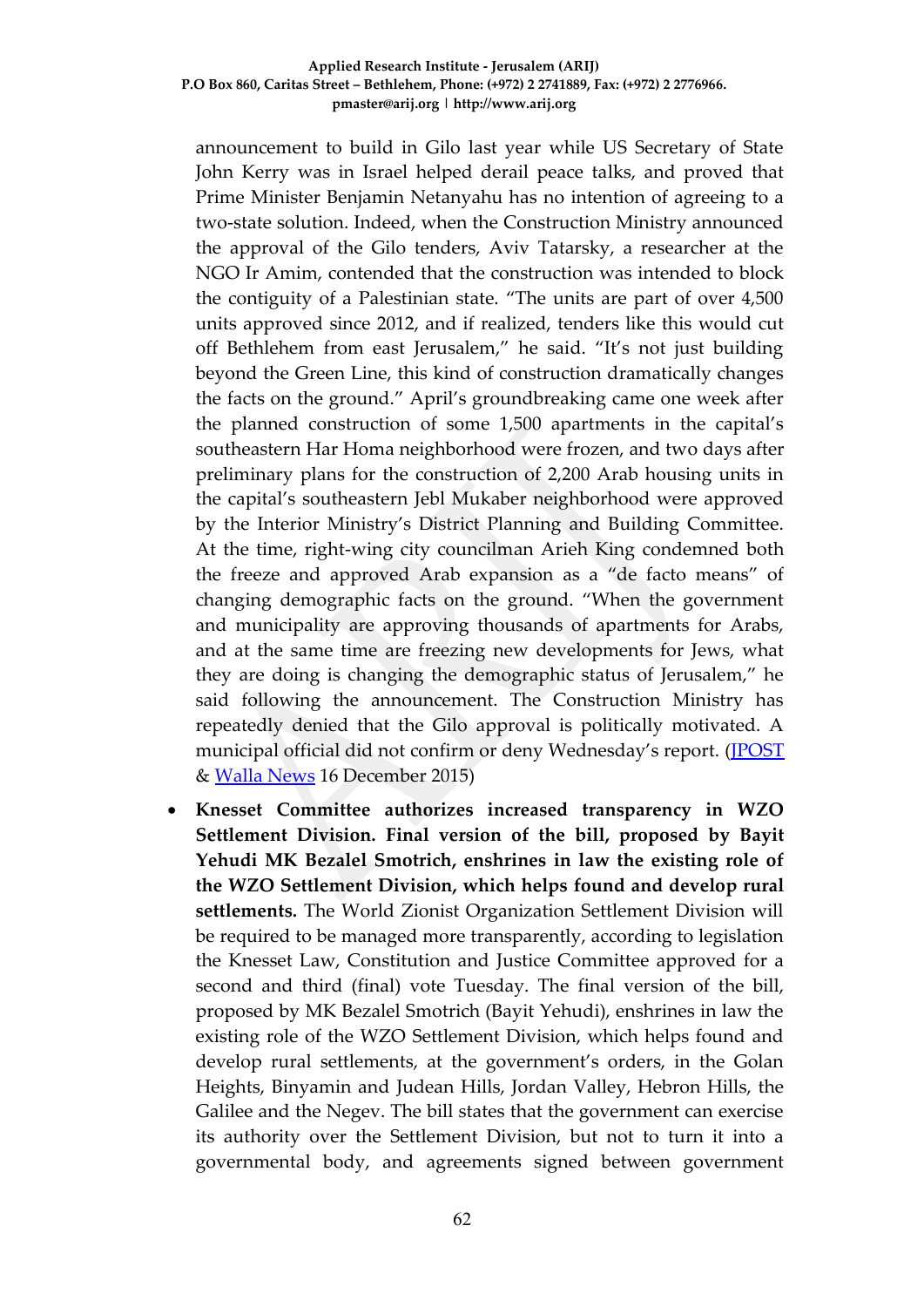announcement to build in Gilo last year while US Secretary of State John Kerry was in Israel helped derail peace talks, and proved that Prime Minister Benjamin Netanyahu has no intention of agreeing to a two-state solution. Indeed, when the Construction Ministry announced the approval of the Gilo tenders, Aviv Tatarsky, a researcher at the NGO Ir Amim, contended that the construction was intended to block the contiguity of a Palestinian state. "The units are part of over 4,500 units approved since 2012, and if realized, tenders like this would cut off Bethlehem from east Jerusalem," he said. "It's not just building beyond the Green Line, this kind of construction dramatically changes the facts on the ground." April's groundbreaking came one week after the planned construction of some 1,500 apartments in the capital's southeastern Har Homa neighborhood were frozen, and two days after preliminary plans for the construction of 2,200 Arab housing units in the capital's southeastern Jebl Mukaber neighborhood were approved by the Interior Ministry's District Planning and Building Committee. At the time, right-wing city councilman Arieh King condemned both the freeze and approved Arab expansion as a "de facto means" of changing demographic facts on the ground. "When the government and municipality are approving thousands of apartments for Arabs, and at the same time are freezing new developments for Jews, what they are doing is changing the demographic status of Jerusalem," he said following the announcement. The Construction Ministry has repeatedly denied that the Gilo approval is politically motivated. A municipal official did not confirm or deny Wednesday's report. (JPOST & Walla News 16 December 2015)

- **Knesset Committee authorizes increased transparency in WZO Settlement Division. Final version of the bill, proposed by Bayit Yehudi MK Bezalel Smotrich, enshrines in law the existing role of the WZO Settlement Division, which helps found and develop rural settlements.** The World Zionist Organization Settlement Division will be required to be managed more transparently, according to legislation the Knesset Law, Constitution and Justice Committee approved for a second and third (final) vote Tuesday. The final version of the bill, proposed by MK Bezalel Smotrich (Bayit Yehudi), enshrines in law the existing role of the WZO Settlement Division, which helps found and develop rural settlements, at the government's orders, in the Golan Heights, Binyamin and Judean Hills, Jordan Valley, Hebron Hills, the Galilee and the Negev. The bill states that the government can exercise its authority over the Settlement Division, but not to turn it into a governmental body, and agreements signed between government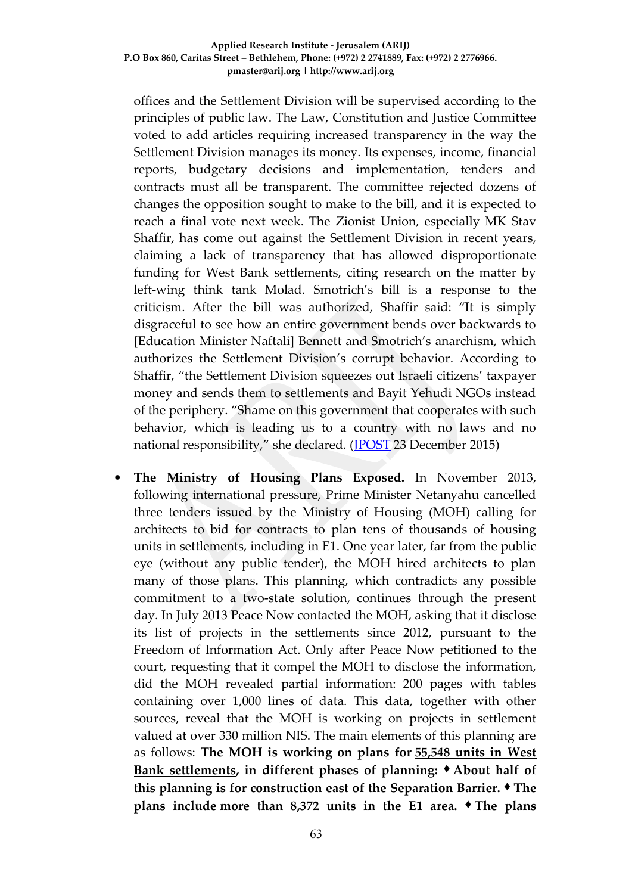offices and the Settlement Division will be supervised according to the principles of public law. The Law, Constitution and Justice Committee voted to add articles requiring increased transparency in the way the Settlement Division manages its money. Its expenses, income, financial reports, budgetary decisions and implementation, tenders and contracts must all be transparent. The committee rejected dozens of changes the opposition sought to make to the bill, and it is expected to reach a final vote next week. The Zionist Union, especially MK Stav Shaffir, has come out against the Settlement Division in recent years, claiming a lack of transparency that has allowed disproportionate funding for West Bank settlements, citing research on the matter by left-wing think tank Molad. Smotrich's bill is a response to the criticism. After the bill was authorized, Shaffir said: "It is simply disgraceful to see how an entire government bends over backwards to [Education Minister Naftali] Bennett and Smotrich's anarchism, which authorizes the Settlement Division's corrupt behavior. According to Shaffir, "the Settlement Division squeezes out Israeli citizens' taxpayer money and sends them to settlements and Bayit Yehudi NGOs instead of the periphery. "Shame on this government that cooperates with such behavior, which is leading us to a country with no laws and no national responsibility," she declared. (JPOST 23 December 2015)

- **The Ministry of Housing Plans Exposed.** In November 2013, following international pressure, Prime Minister Netanyahu cancelled three tenders issued by the Ministry of Housing (MOH) calling for architects to bid for contracts to plan tens of thousands of housing units in settlements, including in E1. One year later, far from the public eye (without any public tender), the MOH hired architects to plan many of those plans. This planning, which contradicts any possible commitment to a two-state solution, continues through the present day. In July 2013 Peace Now contacted the MOH, asking that it disclose its list of projects in the settlements since 2012, pursuant to the Freedom of Information Act. Only after Peace Now petitioned to the court, requesting that it compel the MOH to disclose the information, did the MOH revealed partial information: 200 pages with tables containing over 1,000 lines of data. This data, together with other sources, reveal that the MOH is working on projects in settlement valued at over 330 million NIS. The main elements of this planning are as follows: **The MOH is working on plans for <u>55,548 units in West Bank settlements</u>, in different phases of planning: ♦ About half of this planning is for construction east of the Separation Barrier. ♦ The plans include more than 8,372 units in the E1 area. ♦ The plans**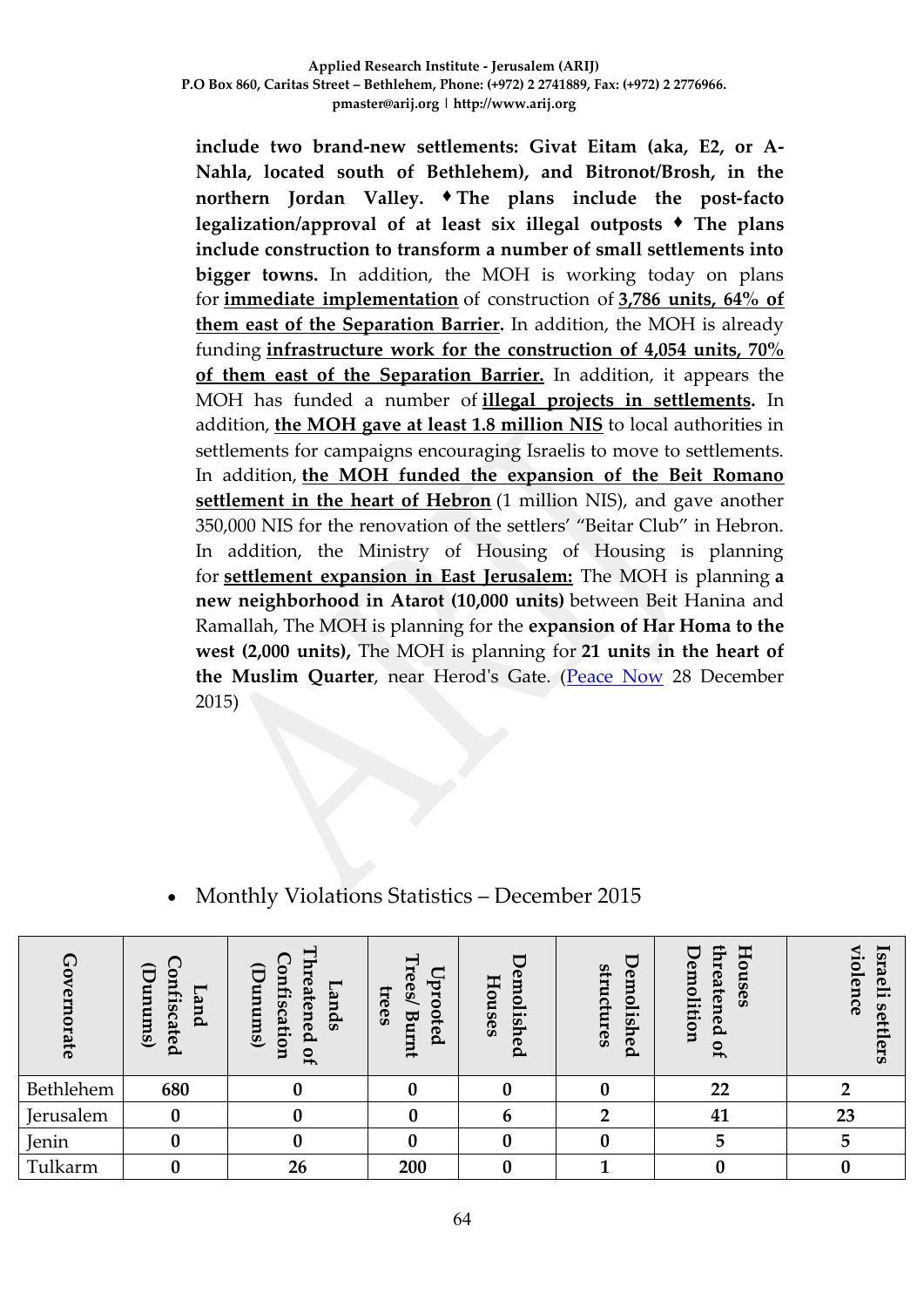**include two brand-new settlements: Givat Eitam (aka, E2, or A-Nahla, located south of Bethlehem), and Bitronot/Brosh, in the northern Jordan Valley. ♦ The plans include the post-facto legalization/approval of at least six illegal outposts ♦ The plans include construction to transform a number of small settlements into bigger towns.** In addition, the MOH is working today on plans for **immediate implementation** of construction of **3,786 units, 64% of them east of the Separation Barrier.** In addition, the MOH is already funding **infrastructure work for the construction of 4,054 units, 70% of them east of the Separation Barrier.** In addition, it appears the MOH has funded a number of **illegal projects in settlements.** In addition, **the MOH gave at least 1.8 million NIS** to local authorities in settlements for campaigns encouraging Israelis to move to settlements. In addition, **the MOH funded the expansion of the Beit Romano settlement in the heart of Hebron** (1 million NIS), and gave another 350,000 NIS for the renovation of the settlers' "Beitar Club" in Hebron. In addition, the Ministry of Housing of Housing is planning for **settlement expansion in East Jerusalem:** The MOH is planning **a new neighborhood in Atarot (10,000 units)** between Beit Hanina and Ramallah, The MOH is planning for the **expansion of Har Homa to the west (2,000 units),** The MOH is planning for **21 units in the heart of the Muslim Quarter**, near Herod's Gate. (Peace Now 28 December 2015)

- Monthly Violations Statistics – December 2015

| Governorate | Land Confiscated (Dunums) | Lands Threatened of Confiscation (Dunums) | Uprooted Trees/ Burnt trees | Demolished Houses | Demolished structures | Houses threatened of Demolition | Israeli settlers violence |
|---|---|---|---|---|---|---|---|
| Bethlehem | **680** | **0** | **0** | **0** | **0** | **22** | **2** |
| Jerusalem | **0** | **0** | **0** | **6** | **2** | **41** | **23** |
| Jenin | **0** | **0** | **0** | **0** | **0** | **5** | **5** |
| Tulkarm | **0** | **26** | **200** | **0** | **1** | **0** | **0** |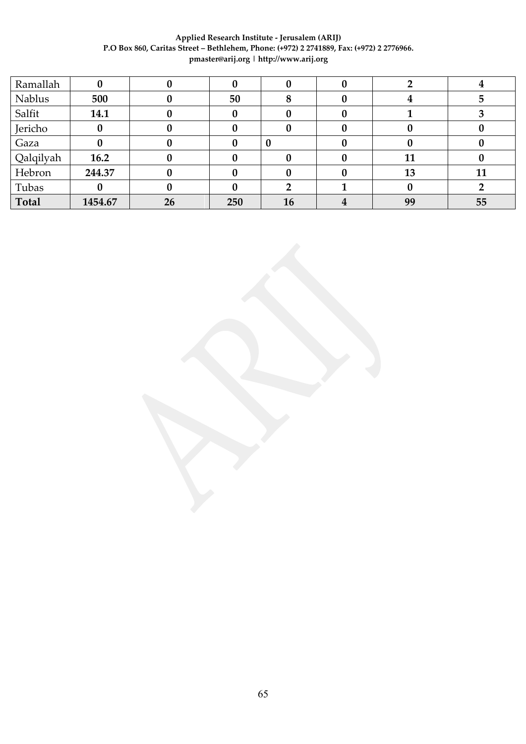| | | | | | | | |
|---|---|---|---|---|---|---|---|
| Ramallah | **0** | **0** | **0** | **0** | **0** | **2** | **4** |
| Nablus | **500** | **0** | **50** | **8** | **0** | **4** | **5** |
| Salfit | **14.1** | **0** | **0** | **0** | **0** | **1** | **3** |
| Jericho | **0** | **0** | **0** | **0** | **0** | **0** | **0** |
| Gaza | **0** | **0** | **0** | **0** | **0** | **0** | **0** |
| Qalqilyah | **16.2** | **0** | **0** | **0** | **0** | **11** | **0** |
| Hebron | **244.37** | **0** | **0** | **0** | **0** | **13** | **11** |
| Tubas | **0** | **0** | **0** | **2** | **1** | **0** | **2** |
| **Total** | **1454.67** | **26** | **250** | **16** | **4** | **99** | **55** |